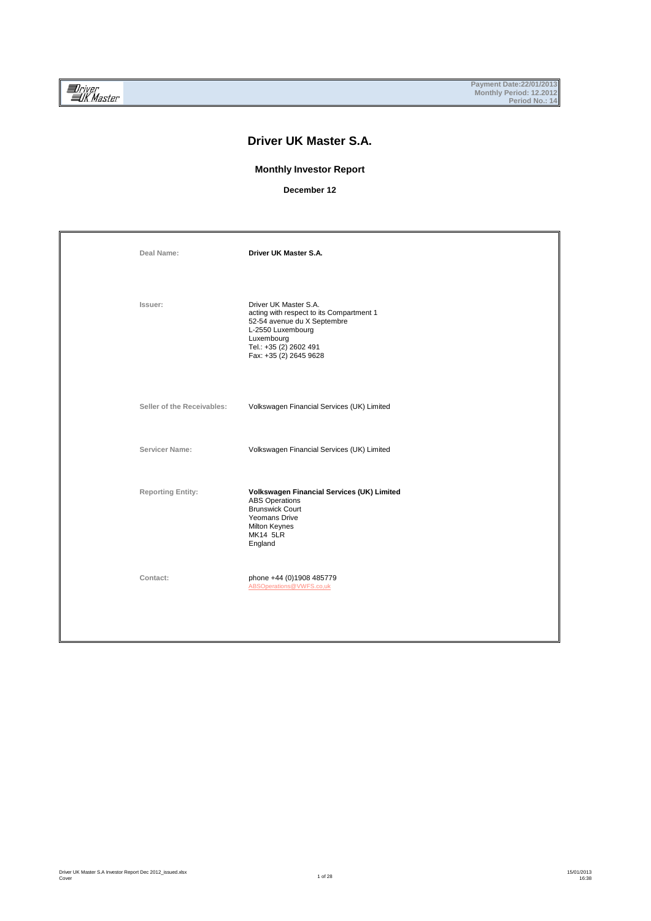Payment Date:22/01/2013
Monthly Period: 12.2012
Period No.: 14

# Driver UK Master S.A.

## Monthly Investor Report

**December 12**

| | |
|---|---|
| Deal Name: | **Driver UK Master S.A.** |
| Issuer: | Driver UK Master S.A.<br>acting with respect to its Compartment 1<br>52-54 avenue du X Septembre<br>L-2550 Luxembourg<br>Luxembourg<br>Tel.: +35 (2) 2602 491<br>Fax: +35 (2) 2645 9628 |
| Seller of the Receivables: | Volkswagen Financial Services (UK) Limited |
| Servicer Name: | Volkswagen Financial Services (UK) Limited |
| Reporting Entity: | **Volkswagen Financial Services (UK) Limited**<br>ABS Operations<br>Brunswick Court<br>Yeomans Drive<br>Milton Keynes<br>MK14 5LR<br>England |
| Contact: | phone +44 (0)1908 485779<br>ABSOperations@VWFS.co.uk |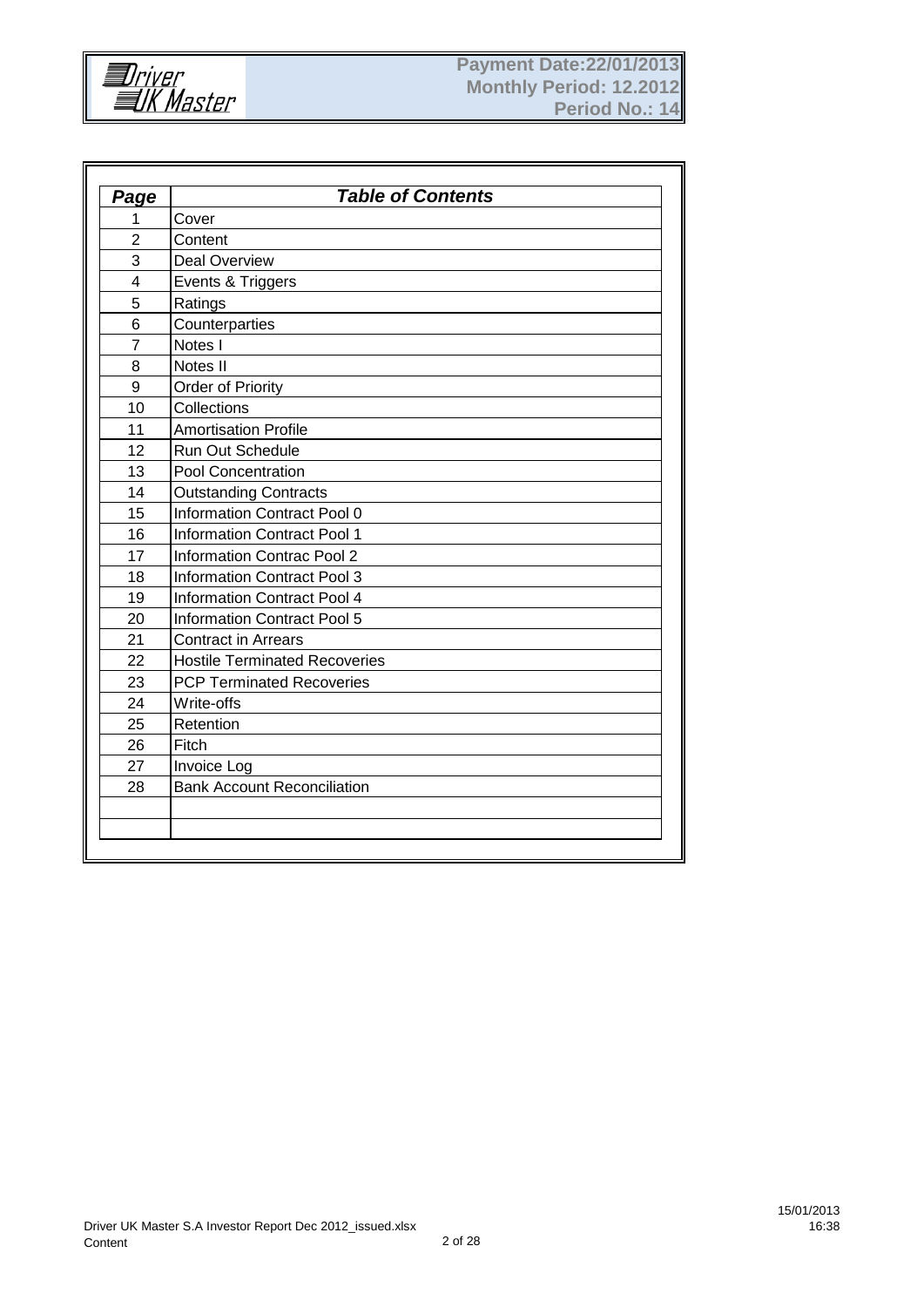Driver UK Master

**Payment Date:22/01/2013**
**Monthly Period: 12.2012**
**Period No.: 14**

| ***Page*** | ***Table of Contents*** |
|---|---|
| 1 | Cover |
| 2 | Content |
| 3 | Deal Overview |
| 4 | Events & Triggers |
| 5 | Ratings |
| 6 | Counterparties |
| 7 | Notes I |
| 8 | Notes II |
| 9 | Order of Priority |
| 10 | Collections |
| 11 | Amortisation Profile |
| 12 | Run Out Schedule |
| 13 | Pool Concentration |
| 14 | Outstanding Contracts |
| 15 | Information Contract Pool 0 |
| 16 | Information Contract Pool 1 |
| 17 | Information Contrac Pool 2 |
| 18 | Information Contract Pool 3 |
| 19 | Information Contract Pool 4 |
| 20 | Information Contract Pool 5 |
| 21 | Contract in Arrears |
| 22 | Hostile Terminated Recoveries |
| 23 | PCP Terminated Recoveries |
| 24 | Write-offs |
| 25 | Retention |
| 26 | Fitch |
| 27 | Invoice Log |
| 28 | Bank Account Reconciliation |
| | |
| | |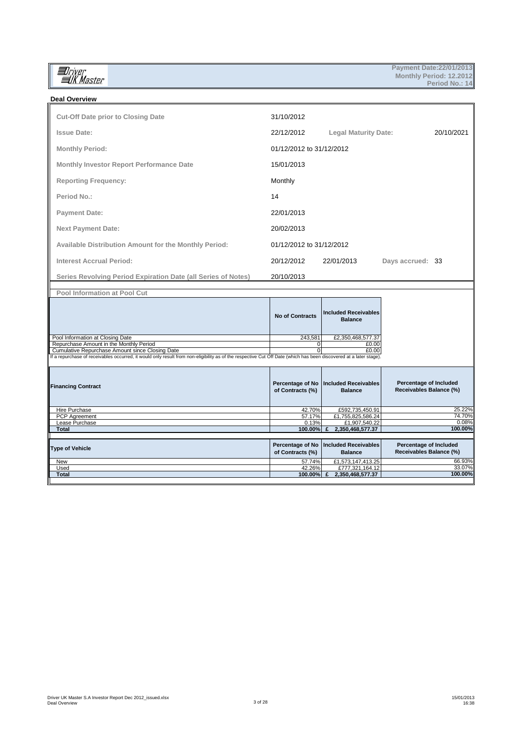**Payment Date:22/01/2013**
**Monthly Period: 12.2012**
**Period No.: 14**

## Deal Overview

| | | | | |
|---|---|---|---|---|
| **Cut-Off Date prior to Closing Date** | 31/10/2012 | | | |
| **Issue Date:** | 22/12/2012 | **Legal Maturity Date:** | | 20/10/2021 |
| **Monthly Period:** | 01/12/2012 to 31/12/2012 | | | |
| **Monthly Investor Report Performance Date** | 15/01/2013 | | | |
| **Reporting Frequency:** | Monthly | | | |
| **Period No.:** | 14 | | | |
| **Payment Date:** | 22/01/2013 | | | |
| **Next Payment Date:** | 20/02/2013 | | | |
| **Available Distribution Amount for the Monthly Period:** | 01/12/2012 to 31/12/2012 | | | |
| **Interest Accrual Period:** | 20/12/2012 | 22/01/2013 | Days accrued: | 33 |
| **Series Revolving Period Expiration Date (all Series of Notes)** | 20/10/2013 | | | |

### Pool Information at Pool Cut

| | No of Contracts | Included Receivables Balance |
|---|---|---|
| Pool Information at Closing Date | 243,581 | £2,350,468,577.37 |
| Repurchase Amount in the Monthly Period | 0 | £0.00 |
| Cumulative Repurchase Amount since Closing Date | 0 | £0.00 |

If a repurchase of receivables occurred, it would only result from non-eligibility as of the respective Cut Off Date (which has been discovered at a later stage).

| Financing Contract | Percentage of No of Contracts (%) | Included Receivables Balance | Percentage of Included Receivables Balance (%) |
|---|---|---|---|
| Hire Purchase | 42.70% | £592,735,450.91 | 25.22% |
| PCP Agreement | 57.17% | £1,755,825,586.24 | 74.70% |
| Lease Purchase | 0.13% | £1,907,540.22 | 0.08% |
| **Total** | **100.00%** | **£ 2,350,468,577.37** | **100.00%** |

| Type of Vehicle | Percentage of No of Contracts (%) | Included Receivables Balance | Percentage of Included Receivables Balance (%) |
|---|---|---|---|
| New | 57.74% | £1,573,147,413.25 | 66.93% |
| Used | 42.26% | £777,321,164.12 | 33.07% |
| **Total** | **100.00%** | **£ 2,350,468,577.37** | **100.00%** |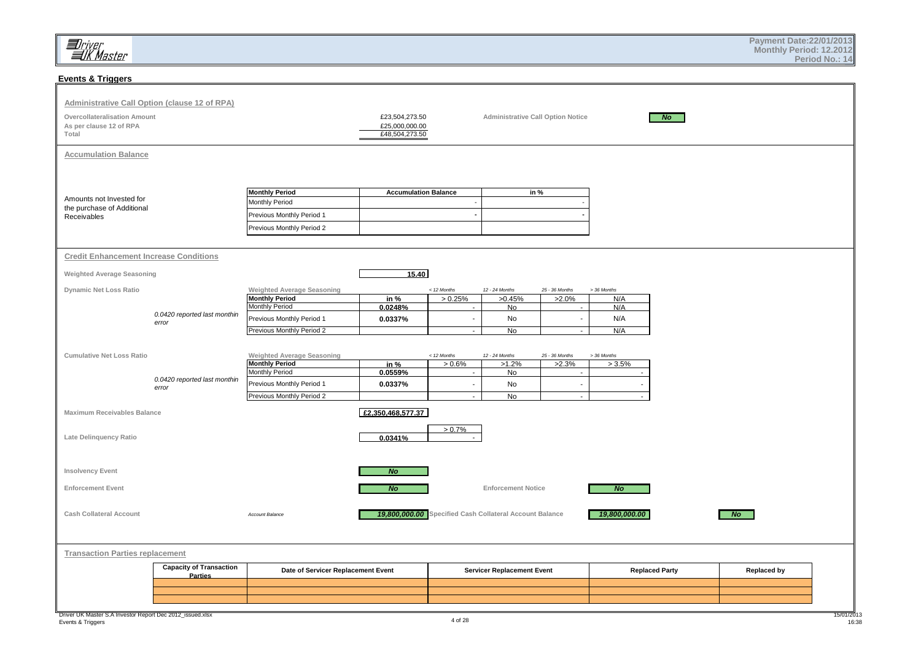Payment Date:22/01/2013
Monthly Period: 12.2012
Period No.: 14

## Events & Triggers

### Administrative Call Option (clause 12 of RPA)

| | | | |
|---|---|---|---|
| Overcollateralisation Amount | £23,504,273.50 | Administrative Call Option Notice | No |
| As per clause 12 of RPA | £25,000,000.00 | | |
| Total | £48,504,273.50 | | |

### Accumulation Balance

Amounts not Invested for the purchase of Additional Receivables

| Monthly Period | Accumulation Balance | in % |
|---|---|---|
| Monthly Period | - | - |
| Previous Monthly Period 1 | - | - |
| Previous Monthly Period 2 | | |

### Credit Enhancement Increase Conditions

**Weighted Average Seasoning** 15.40

**Dynamic Net Loss Ratio**

*0.0420 reported last monthin error*

| Weighted Average Seasoning | | < 12 Months | 12 - 24 Months | 25 - 36 Months | > 36 Months |
|---|---|---|---|---|---|
| Monthly Period | in % | > 0.25% | >0.45% | >2.0% | N/A |
| Monthly Period | 0.0248% | - | No | - | N/A |
| Previous Monthly Period 1 | 0.0337% | - | No | - | N/A |
| Previous Monthly Period 2 | | - | No | - | N/A |

**Cumulative Net Loss Ratio**

*0.0420 reported last monthin error*

| Weighted Average Seasoning | | < 12 Months | 12 - 24 Months | 25 - 36 Months | > 36 Months |
|---|---|---|---|---|---|
| Monthly Period | in % | > 0.6% | >1.2% | >2.3% | > 3.5% |
| Monthly Period | 0.0559% | - | No | - | - |
| Previous Monthly Period 1 | 0.0337% | - | No | - | - |
| Previous Monthly Period 2 | | - | No | - | - |

**Maximum Receivables Balance** £2,350,468,577.37

| | | > 0.7% |
|---|---|---|
| **Late Delinquency Ratio** | 0.0341% | - |

**Insolvency Event** No

**Enforcement Event** No — Enforcement Notice: No

**Cash Collateral Account** — *Account Balance* 19,800,000.00 — Specified Cash Collateral Account Balance 19,800,000.00 — No

### Transaction Parties replacement

| Capacity of Transaction Parties | Date of Servicer Replacement Event | Servicer Replacement Event | Replaced Party | Replaced by |
|---|---|---|---|---|
| | | | | |
| | | | | |
| | | | | |

Driver UK Master S.A Investor Report Dec 2012_issued.xlsx
Events & Triggers
15/01/2013 16:38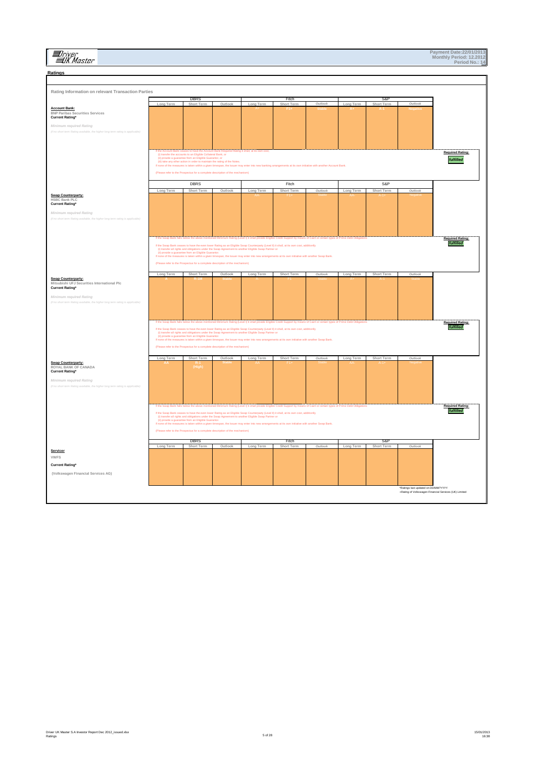Payment Date:22/01/2013
Monthly Period: 12.2012
Period No.: 14

## Ratings

### Rating Information on relevant Transaction Parties

| | DBRS | | | Fitch | | | S&P | | | |
|---|---|---|---|---|---|---|---|---|---|---|
| | Long Term | Short Term | Outlook | Long Term | Short Term | Outlook | Long Term | Short Term | Outlook | |
| **Account Bank:** BNP Paribas Securities Services **Current Rating*** | | | | A+ | F1+ | Stable | A+ | A-1 | Negative | |
| *Minimum required Rating* *(if no short term Rating available, the higher long term rating is applicable)* | | | | | | | | | | |
| | If the Account Bank ceases to have the required rating it shall at its own cost: (i) transfer the accounts to an Eligible Collateral Bank, or (ii) provide a guarantee from an Eligible Guarantor, or (iii) take any other action in order to maintain the rating of the Notes. If none of the measures is taken within a given timespan, the Issuer may enter into new banking arrangements at its own initiative with another Account Bank. (Please refer to the Prospectus for a complete description of the mechanism) | | | | | | | | | **Required Rating:** *fulfilled* |

| | DBRS | | | Fitch | | | S&P | | | |
|---|---|---|---|---|---|---|---|---|---|---|
| | Long Term | Short Term | Outlook | Long Term | Short Term | Outlook | Long Term | Short Term | Outlook | |
| **Swap Counterparty:** HSBC Bank PLC **Current Rating*** | | | | AA- | F1+ | Stable | AA- | A-1+ | Negative | |
| *Minimum required Rating* *(if no short term Rating available, the higher long term rating is applicable)* | | | | | | | | | | |
| | If the Swap Bank falls below the above mentioned Minimum Rating (Level I) it shall provide Eligible Credit Support by means of Cash or certain types of Prime Debt Obligations. If the Swap Bank ceases to have the even lower Rating as an Eligible Swap Counterparty (Level II) it shall, at its own cost, additionally (i) transfer all rights and obligations under the Swap Agreement to another Eligible Swap Partner or (ii) provide a guarantee from an Eligible Guarantor. If none of the measures is taken within a given timespan, the Issuer may enter into new arrangements at its own initiative with another Swap Bank. (Please refer to the Prospectus for a complete description of the mechanism) | | | | | | | | | **Required Rating:** *fulfilled* |

| | DBRS | | | Fitch | | | S&P | | | |
|---|---|---|---|---|---|---|---|---|---|---|
| | Long Term | Short Term | Outlook | Long Term | Short Term | Outlook | Long Term | Short Term | Outlook | |
| **Swap Counterparty:** Mitsubishi UFJ Securities International Plc **Current Rating*** | A | R-1M | Stable | A- | F1 | Stable | A+ | A-1 | Stable | |
| *Minimum required Rating* *(if no short term Rating available, the higher long term rating is applicable)* | | | | | | | | | | |
| | If the Swap Bank falls below the above mentioned Minimum Rating (Level I) it shall provide Eligible Credit Support by means of Cash or certain types of Prime Debt Obligations. If the Swap Bank ceases to have the even lower Rating as an Eligible Swap Counterparty (Level II) it shall, at its own cost, additionally (i) transfer all rights and obligations under the Swap Agreement to another Eligible Swap Partner or (ii) provide a guarantee from an Eligible Guarantor. If none of the measures is taken within a given timespan, the Issuer may enter into new arrangements at its own initiative with another Swap Bank. (Please refer to the Prospectus for a complete description of the mechanism) | | | | | | | | | **Required Rating:** *fulfilled* |

| | DBRS | | | Fitch | | | S&P | | | |
|---|---|---|---|---|---|---|---|---|---|---|
| | Long Term | Short Term | Outlook | Long Term | Short Term | Outlook | Long Term | Short Term | Outlook | |
| **Swap Counterparty:** ROYAL BANK OF CANADA **Current Rating*** | AA | R-1 (High) | Stable | AA | F1+ | Stable | AA- | A-1+ | Negative | |
| *Minimum required Rating* *(if no short term Rating available, the higher long term rating is applicable)* | | | | | | | | | | |
| | If the Swap Bank falls below the above mentioned Minimum Rating (Level I) it shall provide Eligible Credit Support by means of Cash or certain types of Prime Debt Obligations. If the Swap Bank ceases to have the even lower Rating as an Eligible Swap Counterparty (Level II) it shall, at its own cost, additionally (i) transfer all rights and obligations under the Swap Agreement to another Eligible Swap Partner or (ii) provide a guarantee from an Eligible Guarantor. If none of the measures is taken within a given timespan, the Issuer may enter into new arrangements at its own initiative with another Swap Bank. (Please refer to the Prospectus for a complete description of the mechanism) | | | | | | | | | **Required Rating:** *fulfilled* |

| | DBRS | | | Fitch | | | S&P | | |
|---|---|---|---|---|---|---|---|---|---|
| | Long Term | Short Term | Outlook | Long Term | Short Term | Outlook | Long Term | Short Term | Outlook |
| **Servicer** VWFS **Current Rating*** (Volkswagen Financial Services AG) | | | | | | | | | |

*Ratings last updated on DD/MM/YYYY
+Rating of Volkswagen Financial Services (UK) Limited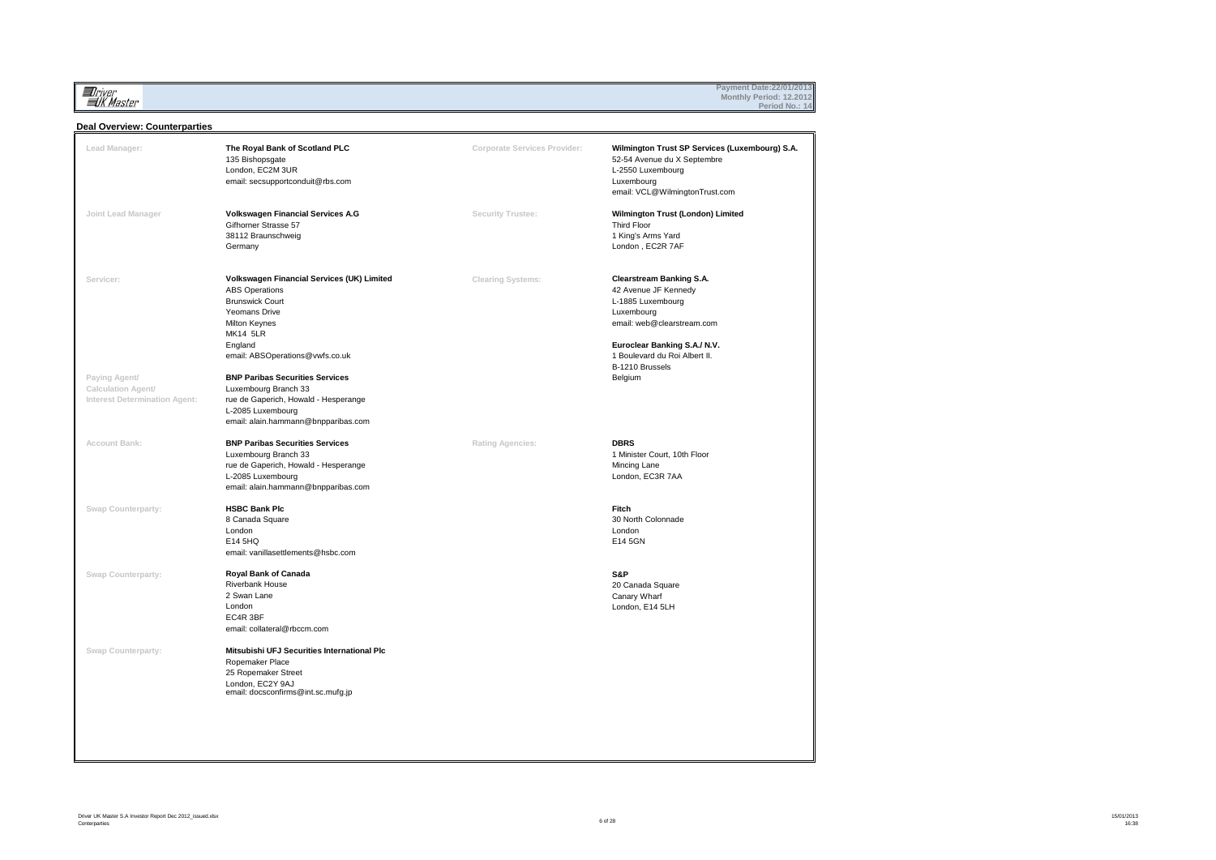## Deal Overview: Counterparties

**Lead Manager:**

**The Royal Bank of Scotland PLC**
135 Bishopsgate
London, EC2M 3UR
email: secsupportconduit@rbs.com

**Joint Lead Manager**

**Volkswagen Financial Services A.G**
Gifhorner Strasse 57
38112 Braunschweig
Germany

**Servicer:**

**Volkswagen Financial Services (UK) Limited**
ABS Operations
Brunswick Court
Yeomans Drive
Milton Keynes
MK14 5LR
England
email: ABSOperations@vwfs.co.uk

**Paying Agent/ Calculation Agent/ Interest Determination Agent:**

**BNP Paribas Securities Services**
Luxembourg Branch 33
rue de Gaperich, Howald - Hesperange
L-2085 Luxembourg
email: alain.hammann@bnpparibas.com

**Account Bank:**

**BNP Paribas Securities Services**
Luxembourg Branch 33
rue de Gaperich, Howald - Hesperange
L-2085 Luxembourg
email: alain.hammann@bnpparibas.com

**Swap Counterparty:**

**HSBC Bank Plc**
8 Canada Square
London
E14 5HQ
email: vanillasettlements@hsbc.com

**Swap Counterparty:**

**Royal Bank of Canada**
Riverbank House
2 Swan Lane
London
EC4R 3BF
email: collateral@rbccm.com

**Swap Counterparty:**

**Mitsubishi UFJ Securities International Plc**
Ropemaker Place
25 Ropemaker Street
London, EC2Y 9AJ
email: docsconfirms@int.sc.mufg.jp

**Corporate Services Provider:**

**Wilmington Trust SP Services (Luxembourg) S.A.**
52-54 Avenue du X Septembre
L-2550 Luxembourg
Luxembourg
email: VCL@WilmingtonTrust.com

**Security Trustee:**

**Wilmington Trust (London) Limited**
Third Floor
1 King's Arms Yard
London , EC2R 7AF

**Clearing Systems:**

**Clearstream Banking S.A.**
42 Avenue JF Kennedy
L-1885 Luxembourg
Luxembourg
email: web@clearstream.com

**Euroclear Banking S.A./ N.V.**
1 Boulevard du Roi Albert II.
B-1210 Brussels
Belgium

**Rating Agencies:**

**DBRS**
1 Minister Court, 10th Floor
Mincing Lane
London, EC3R 7AA

**Fitch**
30 North Colonnade
London
E14 5GN

**S&P**
20 Canada Square
Canary Wharf
London, E14 5LH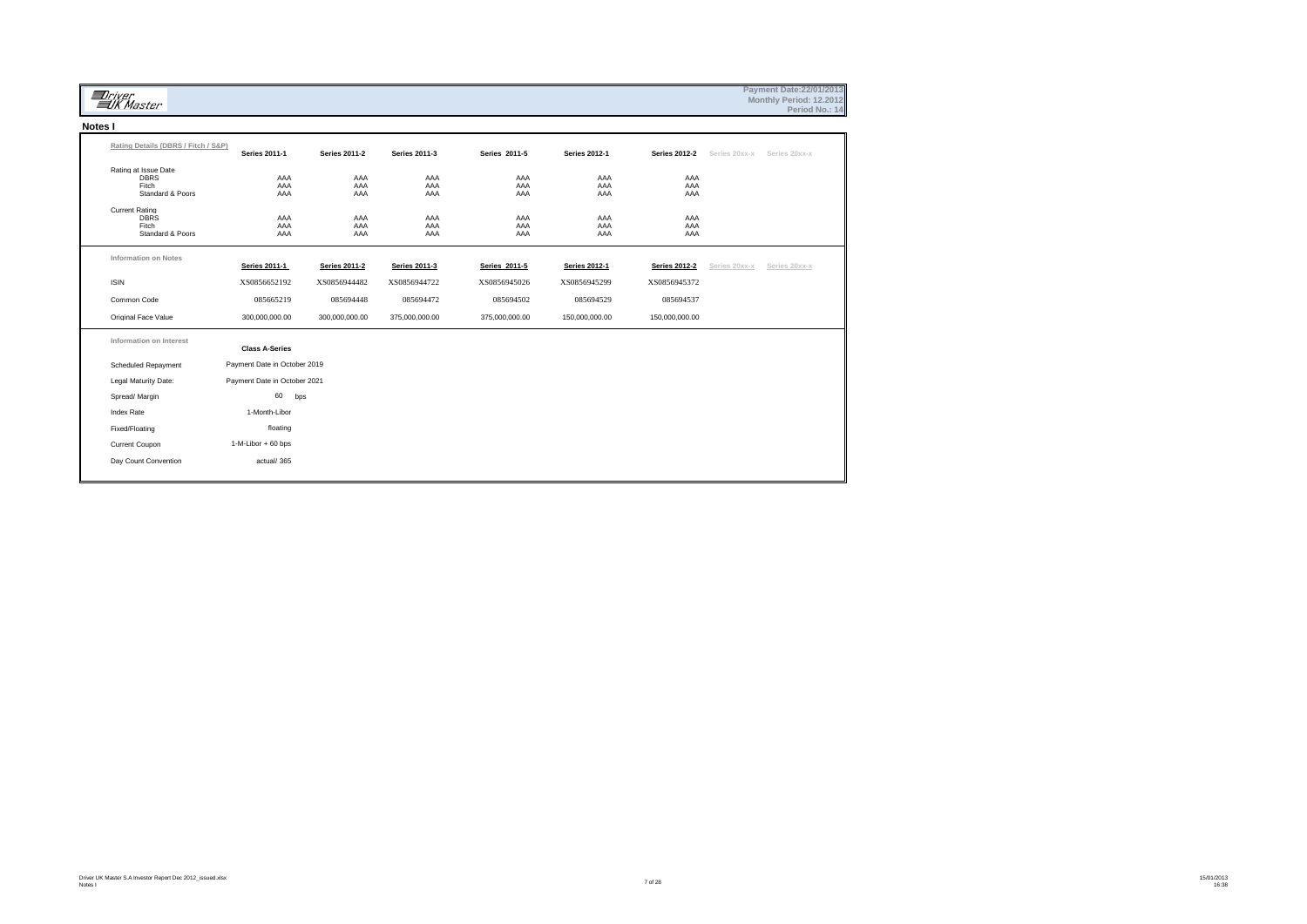Driver UK Master

Payment Date:22/01/2013
Monthly Period: 12.2012
Period No.: 14

## Notes I

| Rating Details (DBRS / Fitch / S&P) | Series 2011-1 | Series 2011-2 | Series 2011-3 | Series 2011-5 | Series 2012-1 | Series 2012-2 | Series 20xx-x | Series 20xx-x |
|---|---|---|---|---|---|---|---|---|
| Rating at Issue Date | | | | | | | | |
| DBRS | AAA | AAA | AAA | AAA | AAA | AAA | | |
| Fitch | AAA | AAA | AAA | AAA | AAA | AAA | | |
| Standard & Poors | AAA | AAA | AAA | AAA | AAA | AAA | | |
| Current Rating | | | | | | | | |
| DBRS | AAA | AAA | AAA | AAA | AAA | AAA | | |
| Fitch | AAA | AAA | AAA | AAA | AAA | AAA | | |
| Standard & Poors | AAA | AAA | AAA | AAA | AAA | AAA | | |

| Information on Notes | Series 2011-1 | Series 2011-2 | Series 2011-3 | Series 2011-5 | Series 2012-1 | Series 2012-2 | Series 20xx-x | Series 20xx-x |
|---|---|---|---|---|---|---|---|---|
| ISIN | XS0856652192 | XS0856944482 | XS0856944722 | XS0856945026 | XS0856945299 | XS0856945372 | | |
| Common Code | 085665219 | 085694448 | 085694472 | 085694502 | 085694529 | 085694537 | | |
| Original Face Value | 300,000,000.00 | 300,000,000.00 | 375,000,000.00 | 375,000,000.00 | 150,000,000.00 | 150,000,000.00 | | |

| Information on Interest | Class A-Series |
|---|---|
| Scheduled Repayment | Payment Date in October 2019 |
| Legal Maturity Date: | Payment Date in October 2021 |
| Spread/ Margin | 60 bps |
| Index Rate | 1-Month-Libor |
| Fixed/Floating | floating |
| Current Coupon | 1-M-Libor + 60 bps |
| Day Count Convention | actual/ 365 |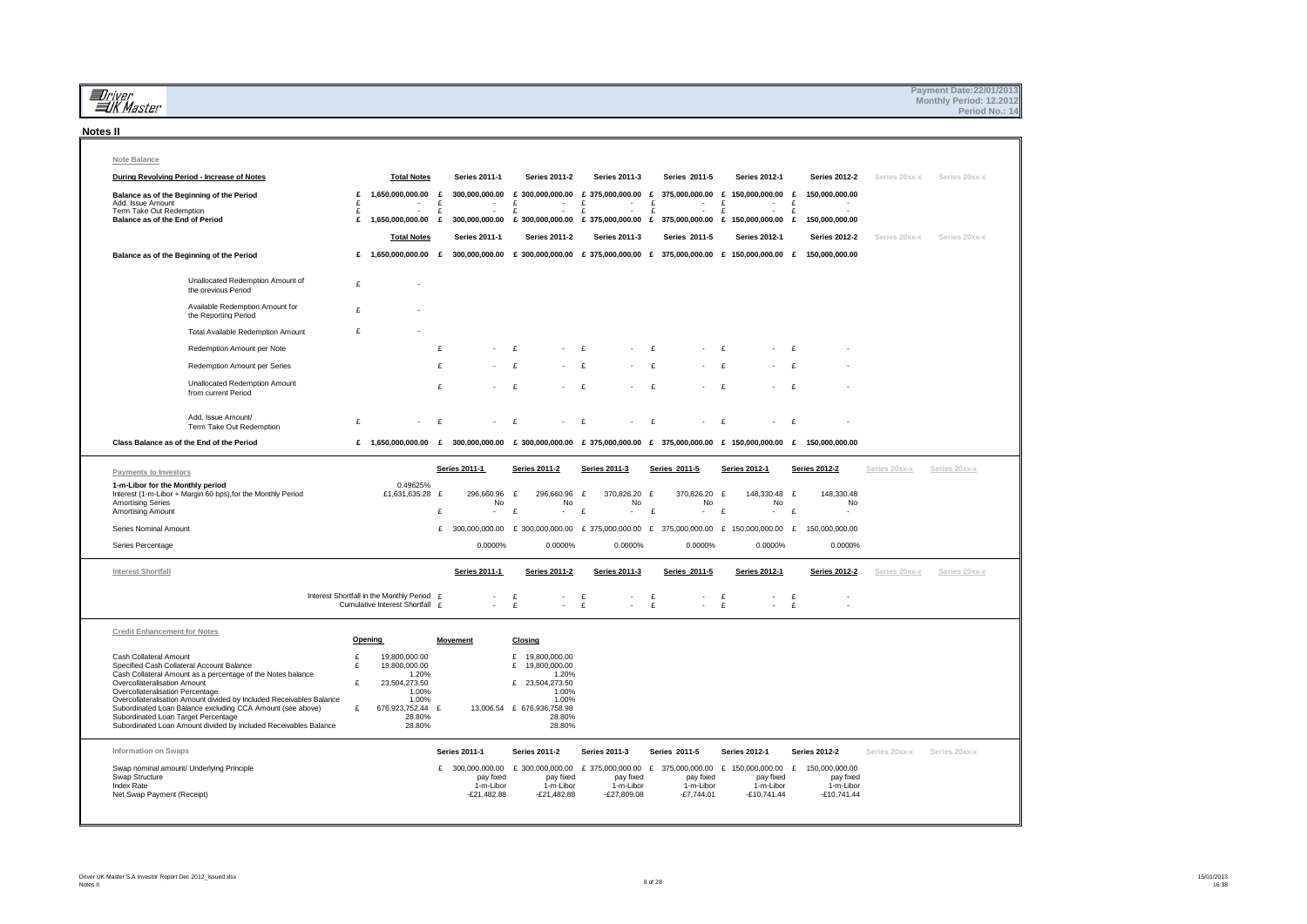Payment Date:22/01/2013
Monthly Period: 12.2012
Period No.: 14

## Notes II

### Note Balance

| During Revolving Period - Increase of Notes | Total Notes | Series 2011-1 | Series 2011-2 | Series 2011-3 | Series 2011-5 | Series 2012-1 | Series 2012-2 | Series 20xx-x | Series 20xx-x |
|---|---|---|---|---|---|---|---|---|---|
| Balance as of the Beginning of the Period | £ 1,650,000,000.00 | £ 300,000,000.00 | £ 300,000,000.00 | £ 375,000,000.00 | £ 375,000,000.00 | £ 150,000,000.00 | £ 150,000,000.00 | | |
| Add. Issue Amount | £ - | £ - | £ - | £ - | £ - | £ - | £ - | | |
| Term Take Out Redemption | £ - | £ - | £ - | £ - | £ - | £ - | £ - | | |
| Balance as of the End of Period | £ 1,650,000,000.00 | £ 300,000,000.00 | £ 300,000,000.00 | £ 375,000,000.00 | £ 375,000,000.00 | £ 150,000,000.00 | £ 150,000,000.00 | | |

| | Total Notes | Series 2011-1 | Series 2011-2 | Series 2011-3 | Series 2011-5 | Series 2012-1 | Series 2012-2 | Series 20xx-x | Series 20xx-x |
|---|---|---|---|---|---|---|---|---|---|
| Balance as of the Beginning of the Period | £ 1,650,000,000.00 | £ 300,000,000.00 | £ 300,000,000.00 | £ 375,000,000.00 | £ 375,000,000.00 | £ 150,000,000.00 | £ 150,000,000.00 | | |
| Unallocated Redemption Amount of the previous Period | £ - | | | | | | | | |
| Available Redemption Amount for the Reporting Period | £ - | | | | | | | | |
| Total Available Redemption Amount | £ - | | | | | | | | |
| Redemption Amount per Note | | £ - | £ - | £ - | £ - | £ - | £ - | | |
| Redemption Amount per Series | | £ - | £ - | £ - | £ - | £ - | £ - | | |
| Unallocated Redemption Amount from current Period | | £ - | £ - | £ - | £ - | £ - | £ - | | |
| Add. Issue Amount/ Term Take Out Redemption | £ - | £ - | £ - | £ - | £ - | £ - | £ - | | |
| Class Balance as of the End of the Period | £ 1,650,000,000.00 | £ 300,000,000.00 | £ 300,000,000.00 | £ 375,000,000.00 | £ 375,000,000.00 | £ 150,000,000.00 | £ 150,000,000.00 | | |

### Payments to Investors

| | | Series 2011-1 | Series 2011-2 | Series 2011-3 | Series 2011-5 | Series 2012-1 | Series 2012-2 | Series 20xx-x | Series 20xx-x |
|---|---|---|---|---|---|---|---|---|---|
| 1-m-Libor for the Monthly period | 0.49625% | | | | | | | | |
| Interest (1-m-Libor + Margin 60 bps),for the Monthly Period | £1,631,635.28 | £ 296,660.96 | £ 296,660.96 | £ 370,826.20 | £ 370,826.20 | £ 148,330.48 | £ 148,330.48 | | |
| Amortising Series | | No | No | No | No | No | No | | |
| Amortising Amount | | £ - | £ - | £ - | £ - | £ - | £ - | | |
| Series Nominal Amount | | £ 300,000,000.00 | £ 300,000,000.00 | £ 375,000,000.00 | £ 375,000,000.00 | £ 150,000,000.00 | £ 150,000,000.00 | | |
| Series Percentage | | 0.0000% | 0.0000% | 0.0000% | 0.0000% | 0.0000% | 0.0000% | | |

### Interest Shortfall

| | Series 2011-1 | Series 2011-2 | Series 2011-3 | Series 2011-5 | Series 2012-1 | Series 2012-2 | Series 20xx-x | Series 20xx-x |
|---|---|---|---|---|---|---|---|---|
| Interest Shortfall in the Monthly Period | £ - | £ - | £ - | £ - | £ - | £ - | | |
| Cumulative Interest Shortfall | £ - | £ - | £ - | £ - | £ - | £ - | | |

### Credit Enhancement for Notes

| | Opening | Movement | Closing |
|---|---|---|---|
| Cash Collateral Amount | £ 19,800,000.00 | | £ 19,800,000.00 |
| Specified Cash Collateral Account Balance | £ 19,800,000.00 | | £ 19,800,000.00 |
| Cash Collateral Amount as a percentage of the Notes balance | 1.20% | | 1.20% |
| Overcollateralisation Amount | £ 23,504,273.50 | | £ 23,504,273.50 |
| Overcollateralisation Percentage | 1.00% | | 1.00% |
| Overcollateralisation Amount divided by Included Receivables Balance | 1.00% | | 1.00% |
| Subordinated Loan Balance excluding CCA Amount (see above) | £ 676,923,752.44 | £ 13,006.54 | £ 676,936,758.98 |
| Subordinated Loan Target Percentage | 28.80% | | 28.80% |
| Subordinated Loan Amount divided by Included Receivables Balance | 28.80% | | 28.80% |

### Information on Swaps

| | Series 2011-1 | Series 2011-2 | Series 2011-3 | Series 2011-5 | Series 2012-1 | Series 2012-2 | Series 20xx-x | Series 20xx-x |
|---|---|---|---|---|---|---|---|---|
| Swap nominal amount/ Underlying Principle | £ 300,000,000.00 | £ 300,000,000.00 | £ 375,000,000.00 | £ 375,000,000.00 | £ 150,000,000.00 | £ 150,000,000.00 | | |
| Swap Structure | pay fixed | pay fixed | pay fixed | pay fixed | pay fixed | pay fixed | | |
| Index Rate | 1-m-Libor | 1-m-Libor | 1-m-Libor | 1-m-Libor | 1-m-Libor | 1-m-Libor | | |
| Net Swap Payment (Receipt) | -£21,482.88 | -£21,482.88 | -£27,809.08 | -£7,744.01 | -£10,741.44 | -£10,741.44 | | |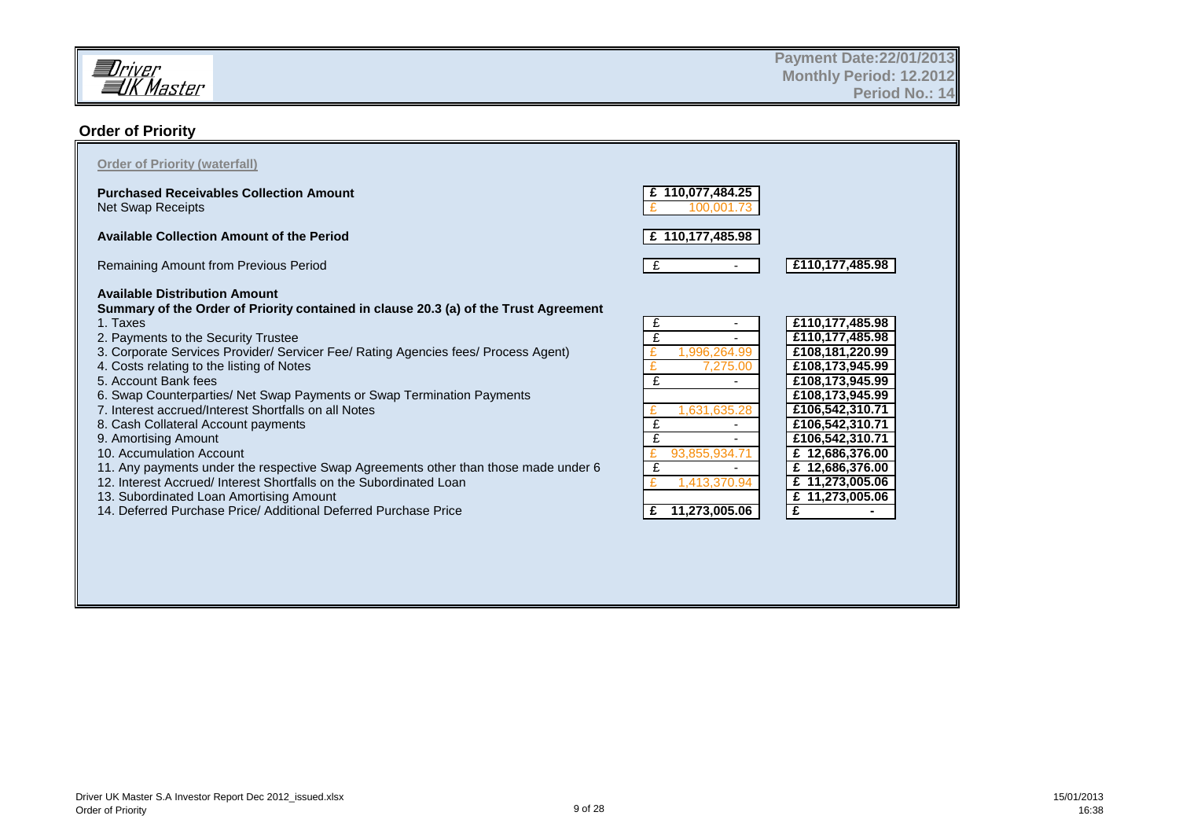Payment Date:22/01/2013
Monthly Period: 12.2012
Period No.: 14

## Order of Priority

**Order of Priority (waterfall)**

| | | |
|---|---|---|
| **Purchased Receivables Collection Amount** | **£ 110,077,484.25** | |
| Net Swap Receipts | £ 100,001.73 | |
| **Available Collection Amount of the Period** | **£ 110,177,485.98** | |
| Remaining Amount from Previous Period | £ - | **£110,177,485.98** |

**Available Distribution Amount**

**Summary of the Order of Priority contained in clause 20.3 (a) of the Trust Agreement**

| | | |
|---|---|---|
| 1. Taxes | £ - | **£110,177,485.98** |
| 2. Payments to the Security Trustee | £ - | **£110,177,485.98** |
| 3. Corporate Services Provider/ Servicer Fee/ Rating Agencies fees/ Process Agent) | £ 1,996,264.99 | **£108,181,220.99** |
| 4. Costs relating to the listing of Notes | £ 7,275.00 | **£108,173,945.99** |
| 5. Account Bank fees | £ - | **£108,173,945.99** |
| 6. Swap Counterparties/ Net Swap Payments or Swap Termination Payments | | **£108,173,945.99** |
| 7. Interest accrued/Interest Shortfalls on all Notes | £ 1,631,635.28 | **£106,542,310.71** |
| 8. Cash Collateral Account payments | £ - | **£106,542,310.71** |
| 9. Amortising Amount | £ - | **£106,542,310.71** |
| 10. Accumulation Account | £ 93,855,934.71 | **£ 12,686,376.00** |
| 11. Any payments under the respective Swap Agreements other than those made under 6 | £ - | **£ 12,686,376.00** |
| 12. Interest Accrued/ Interest Shortfalls on the Subordinated Loan | £ 1,413,370.94 | **£ 11,273,005.06** |
| 13. Subordinated Loan Amortising Amount | | **£ 11,273,005.06** |
| 14. Deferred Purchase Price/ Additional Deferred Purchase Price | **£ 11,273,005.06** | **£ -** |

Driver UK Master S.A Investor Report Dec 2012_issued.xlsx
Order of Priority

15/01/2013
16:38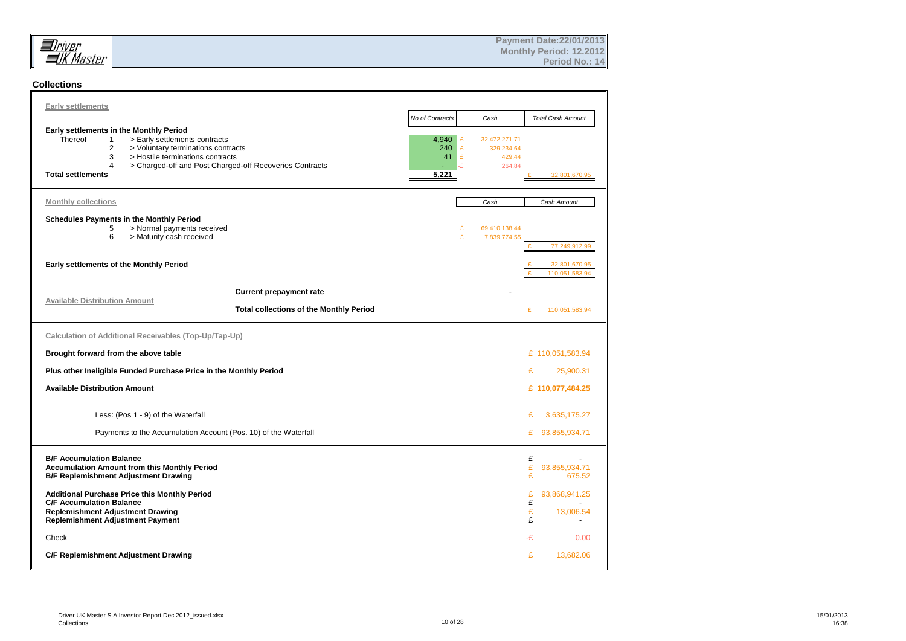Payment Date:22/01/2013
Monthly Period: 12.2012
Period No.: 14

## Collections

### Early settlements

| | | No of Contracts | Cash | Total Cash Amount |
|---|---|---|---|---|
| **Early settlements in the Monthly Period** | | | | |
| Thereof 1 | > Early settlements contracts | 4,940 | £ 32,472,271.71 | |
| 2 | > Voluntary terminations contracts | 240 | £ 329,234.64 | |
| 3 | > Hostile terminations contracts | 41 | £ 429.44 | |
| 4 | > Charged-off and Post Charged-off Recoveries Contracts | - | -£ 264.84 | |
| **Total settlements** | | **5,221** | | £ 32,801,670.95 |

### Monthly collections

| | | Cash | Cash Amount |
|---|---|---|---|
| **Schedules Payments in the Monthly Period** | | | |
| 5 | > Normal payments received | £ 69,410,138.44 | |
| 6 | > Maturity cash received | £ 7,839,774.55 | |
| | | | £ 77,249,912.99 |
| **Early settlements of the Monthly Period** | | | £ 32,801,670.95 |
| | | | £ 110,051,583.94 |
| | **Current prepayment rate** | - | |
| Available Distribution Amount | **Total collections of the Monthly Period** | | £ 110,051,583.94 |

### Calculation of Additional Receivables (Top-Up/Tap-Up)

| | |
|---|---|
| **Brought forward from the above table** | £ 110,051,583.94 |
| **Plus other Ineligible Funded Purchase Price in the Monthly Period** | £ 25,900.31 |
| **Available Distribution Amount** | **£ 110,077,484.25** |
| Less: (Pos 1 - 9) of the Waterfall | £ 3,635,175.27 |
| Payments to the Accumulation Account (Pos. 10) of the Waterfall | £ 93,855,934.71 |

| | |
|---|---|
| **B/F Accumulation Balance** | £ - |
| **Accumulation Amount from this Monthly Period** | £ 93,855,934.71 |
| **B/F Replemishment Adjustment Drawing** | £ 675.52 |
| **Additional Purchase Price this Monthly Period** | £ 93,868,941.25 |
| **C/F Accumulation Balance** | £ - |
| **Replemishment Adjustment Drawing** | £ 13,006.54 |
| **Replemishment Adjustment Payment** | £ - |
| Check | -£ 0.00 |
| **C/F Replemishment Adjustment Drawing** | £ 13,682.06 |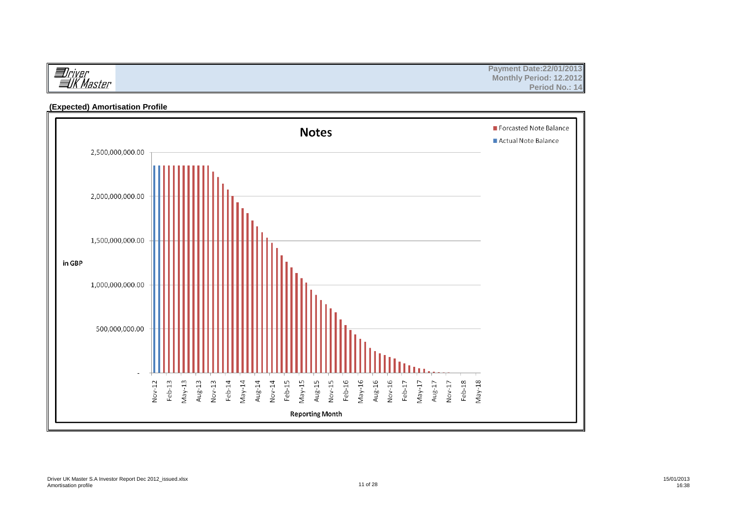Driver UK Master

Payment Date:22/01/2013
Monthly Period: 12.2012
Period No.: 14

## (Expected) Amortisation Profile

**Notes**

- Forcasted Note Balance
- Actual Note Balance

in GBP

2,500,000,000.00
2,000,000,000.00
1,500,000,000.00
1,000,000,000.00
500,000,000.00
-

Nov-12, Feb-13, May-13, Aug-13, Nov-13, Feb-14, May-14, Aug-14, Nov-14, Feb-15, May-15, Aug-15, Nov-15, Feb-16, May-16, Aug-16, Nov-16, Feb-17, May-17, Aug-17, Nov-17, Feb-18, May-18

Reporting Month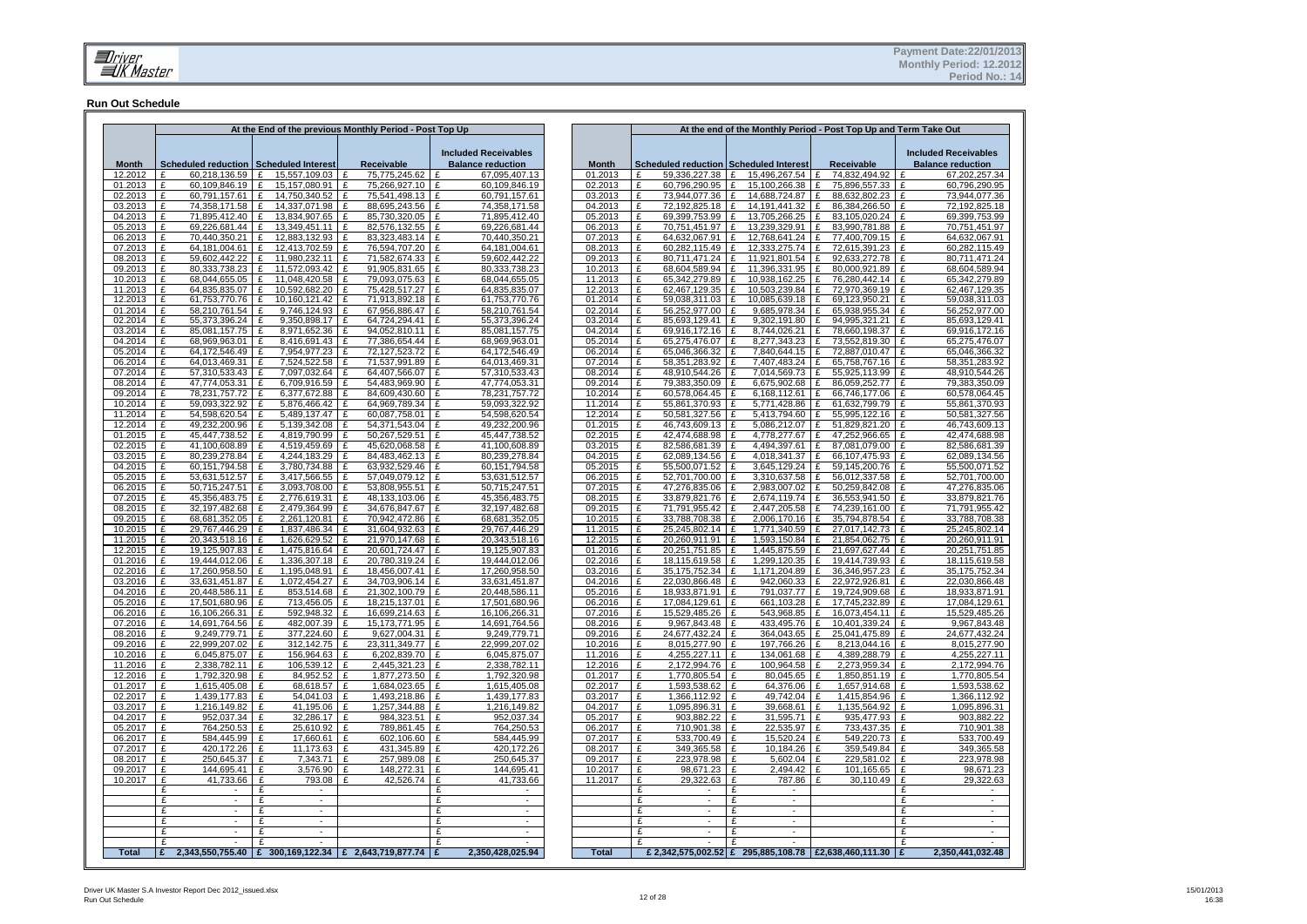Payment Date:22/01/2013
Monthly Period: 12.2012
Period No.: 14

## Run Out Schedule

| | At the End of the previous Monthly Period - Post Top Up | | | | | At the end of the Monthly Period - Post Top Up and Term Take Out | | | |
|---|---|---|---|---|---|---|---|---|---|
| **Month** | **Scheduled reduction** | **Scheduled Interest** | **Receivable** | **Included Receivables Balance reduction** | **Month** | **Scheduled reduction** | **Scheduled Interest** | **Receivable** | **Included Receivables Balance reduction** |
| 12.2012 | £ 60,218,136.59 | £ 15,557,109.03 | £ 75,775,245.62 | £ 67,095,407.13 | 01.2013 | £ 59,336,227.38 | £ 15,496,267.54 | £ 74,832,494.92 | £ 67,202,257.34 |
| 01.2013 | £ 60,109,846.19 | £ 15,157,080.91 | £ 75,266,927.10 | £ 60,109,846.19 | 02.2013 | £ 60,796,290.95 | £ 15,100,266.38 | £ 75,896,557.33 | £ 60,796,290.95 |
| 02.2013 | £ 60,791,157.61 | £ 14,750,340.52 | £ 75,541,498.13 | £ 60,791,157.61 | 03.2013 | £ 73,944,077.36 | £ 14,688,724.87 | £ 88,632,802.23 | £ 73,944,077.36 |
| 03.2013 | £ 74,358,171.58 | £ 14,337,071.98 | £ 88,695,243.56 | £ 74,358,171.58 | 04.2013 | £ 72,192,825.18 | £ 14,191,441.32 | £ 86,384,266.50 | £ 72,192,825.18 |
| 04.2013 | £ 71,895,412.40 | £ 13,834,907.65 | £ 85,730,320.05 | £ 71,895,412.40 | 05.2013 | £ 69,399,753.99 | £ 13,705,266.25 | £ 83,105,020.24 | £ 69,399,753.99 |
| 05.2013 | £ 69,226,681.44 | £ 13,349,451.11 | £ 82,576,132.55 | £ 69,226,681.44 | 06.2013 | £ 70,751,451.97 | £ 13,239,329.91 | £ 83,990,781.88 | £ 70,751,451.97 |
| 06.2013 | £ 70,440,350.21 | £ 12,883,132.93 | £ 83,323,483.14 | £ 70,440,350.21 | 07.2013 | £ 64,632,067.91 | £ 12,768,641.24 | £ 77,400,709.15 | £ 64,632,067.91 |
| 07.2013 | £ 64,181,004.61 | £ 12,413,702.59 | £ 76,594,707.20 | £ 64,181,004.61 | 08.2013 | £ 60,282,115.49 | £ 12,333,275.74 | £ 72,615,391.23 | £ 60,282,115.49 |
| 08.2013 | £ 59,602,442.22 | £ 11,980,232.11 | £ 71,582,674.33 | £ 59,602,442.22 | 09.2013 | £ 80,711,471.24 | £ 11,921,801.54 | £ 92,633,272.78 | £ 80,711,471.24 |
| 09.2013 | £ 80,333,738.23 | £ 11,572,093.42 | £ 91,905,831.65 | £ 80,333,738.23 | 10.2013 | £ 68,604,589.94 | £ 11,396,331.95 | £ 80,000,921.89 | £ 68,604,589.94 |
| 10.2013 | £ 68,044,655.05 | £ 11,048,420.58 | £ 79,093,075.63 | £ 68,044,655.05 | 11.2013 | £ 65,342,279.89 | £ 10,938,162.25 | £ 76,280,442.14 | £ 65,342,279.89 |
| 11.2013 | £ 64,835,835.07 | £ 10,592,682.20 | £ 75,428,517.27 | £ 64,835,835.07 | 12.2013 | £ 62,467,129.35 | £ 10,503,239.84 | £ 72,970,369.19 | £ 62,467,129.35 |
| 12.2013 | £ 61,753,770.76 | £ 10,160,121.42 | £ 71,913,892.18 | £ 61,753,770.76 | 01.2014 | £ 59,038,311.03 | £ 10,085,639.18 | £ 69,123,950.21 | £ 59,038,311.03 |
| 01.2014 | £ 58,210,761.54 | £ 9,746,124.93 | £ 67,956,886.47 | £ 58,210,761.54 | 02.2014 | £ 56,252,977.00 | £ 9,685,978.34 | £ 65,938,955.34 | £ 56,252,977.00 |
| 02.2014 | £ 55,373,396.24 | £ 9,350,898.17 | £ 64,724,294.41 | £ 55,373,396.24 | 03.2014 | £ 85,693,129.41 | £ 9,302,191.80 | £ 94,995,321.21 | £ 85,693,129.41 |
| 03.2014 | £ 85,081,157.75 | £ 8,971,652.36 | £ 94,052,810.11 | £ 85,081,157.75 | 04.2014 | £ 69,916,172.16 | £ 8,744,026.21 | £ 78,660,198.37 | £ 69,916,172.16 |
| 04.2014 | £ 68,969,963.01 | £ 8,416,691.43 | £ 77,386,654.44 | £ 68,969,963.01 | 05.2014 | £ 65,275,476.07 | £ 8,277,343.23 | £ 73,552,819.30 | £ 65,275,476.07 |
| 05.2014 | £ 64,172,546.49 | £ 7,954,977.23 | £ 72,127,523.72 | £ 64,172,546.49 | 06.2014 | £ 65,046,366.32 | £ 7,840,644.15 | £ 72,887,010.47 | £ 65,046,366.32 |
| 06.2014 | £ 64,013,469.31 | £ 7,524,522.58 | £ 71,537,991.89 | £ 64,013,469.31 | 07.2014 | £ 58,351,283.92 | £ 7,407,483.24 | £ 65,758,767.16 | £ 58,351,283.92 |
| 07.2014 | £ 57,310,533.43 | £ 7,097,032.64 | £ 64,407,566.07 | £ 57,310,533.43 | 08.2014 | £ 48,910,544.26 | £ 7,014,569.73 | £ 55,925,113.99 | £ 48,910,544.26 |
| 08.2014 | £ 47,774,053.31 | £ 6,709,916.59 | £ 54,483,969.90 | £ 47,774,053.31 | 09.2014 | £ 79,383,350.09 | £ 6,675,902.68 | £ 86,059,252.77 | £ 79,383,350.09 |
| 09.2014 | £ 78,231,757.72 | £ 6,377,672.88 | £ 84,609,430.60 | £ 78,231,757.72 | 10.2014 | £ 60,578,064.45 | £ 6,168,112.61 | £ 66,746,177.06 | £ 60,578,064.45 |
| 10.2014 | £ 59,093,322.92 | £ 5,876,466.42 | £ 64,969,789.34 | £ 59,093,322.92 | 11.2014 | £ 55,861,370.93 | £ 5,771,428.86 | £ 61,632,799.79 | £ 55,861,370.93 |
| 11.2014 | £ 54,598,620.54 | £ 5,489,137.47 | £ 60,087,758.01 | £ 54,598,620.54 | 12.2014 | £ 50,581,327.56 | £ 5,413,794.60 | £ 55,995,122.16 | £ 50,581,327.56 |
| 12.2014 | £ 49,232,200.96 | £ 5,139,342.08 | £ 54,371,543.04 | £ 49,232,200.96 | 01.2015 | £ 46,743,609.13 | £ 5,086,212.07 | £ 51,829,821.20 | £ 46,743,609.13 |
| 01.2015 | £ 45,447,738.52 | £ 4,819,790.99 | £ 50,267,529.51 | £ 45,447,738.52 | 02.2015 | £ 42,474,688.98 | £ 4,778,277.67 | £ 47,252,966.65 | £ 42,474,688.98 |
| 02.2015 | £ 41,100,608.89 | £ 4,519,459.69 | £ 45,620,068.58 | £ 41,100,608.89 | 03.2015 | £ 82,586,681.39 | £ 4,494,397.61 | £ 87,081,079.00 | £ 82,586,681.39 |
| 03.2015 | £ 80,239,278.84 | £ 4,244,183.29 | £ 84,483,462.13 | £ 80,239,278.84 | 04.2015 | £ 62,089,134.56 | £ 4,018,341.37 | £ 66,107,475.93 | £ 62,089,134.56 |
| 04.2015 | £ 60,151,794.58 | £ 3,780,734.88 | £ 63,932,529.46 | £ 60,151,794.58 | 05.2015 | £ 55,500,071.52 | £ 3,645,129.24 | £ 59,145,200.76 | £ 55,500,071.52 |
| 05.2015 | £ 53,631,512.57 | £ 3,417,566.55 | £ 57,049,079.12 | £ 53,631,512.57 | 06.2015 | £ 52,701,700.00 | £ 3,310,637.58 | £ 56,012,337.58 | £ 52,701,700.00 |
| 06.2015 | £ 50,715,247.51 | £ 3,093,708.00 | £ 53,808,955.51 | £ 50,715,247.51 | 07.2015 | £ 47,276,835.06 | £ 2,983,007.02 | £ 50,259,842.08 | £ 47,276,835.06 |
| 07.2015 | £ 45,356,483.75 | £ 2,776,619.31 | £ 48,133,103.06 | £ 45,356,483.75 | 08.2015 | £ 33,879,821.76 | £ 2,674,119.74 | £ 36,553,941.50 | £ 33,879,821.76 |
| 08.2015 | £ 32,197,482.68 | £ 2,479,364.99 | £ 34,676,847.67 | £ 32,197,482.68 | 09.2015 | £ 71,791,955.42 | £ 2,447,205.58 | £ 74,239,161.00 | £ 71,791,955.42 |
| 09.2015 | £ 68,681,352.05 | £ 2,261,120.81 | £ 70,942,472.86 | £ 68,681,352.05 | 10.2015 | £ 33,788,708.38 | £ 2,006,170.16 | £ 35,794,878.54 | £ 33,788,708.38 |
| 10.2015 | £ 29,767,446.29 | £ 1,837,486.34 | £ 31,604,932.63 | £ 29,767,446.29 | 11.2015 | £ 25,245,802.14 | £ 1,771,340.59 | £ 27,017,142.73 | £ 25,245,802.14 |
| 11.2015 | £ 20,343,518.16 | £ 1,626,629.52 | £ 21,970,147.68 | £ 20,343,518.16 | 12.2015 | £ 20,260,911.91 | £ 1,593,150.84 | £ 21,854,062.75 | £ 20,260,911.91 |
| 12.2015 | £ 19,125,907.83 | £ 1,475,816.64 | £ 20,601,724.47 | £ 19,125,907.83 | 01.2016 | £ 20,251,751.85 | £ 1,445,875.59 | £ 21,697,627.44 | £ 20,251,751.85 |
| 01.2016 | £ 19,444,012.06 | £ 1,336,307.18 | £ 20,780,319.24 | £ 19,444,012.06 | 02.2016 | £ 18,115,619.58 | £ 1,299,120.35 | £ 19,414,739.93 | £ 18,115,619.58 |
| 02.2016 | £ 17,260,958.50 | £ 1,195,048.91 | £ 18,456,007.41 | £ 17,260,958.50 | 03.2016 | £ 35,175,752.34 | £ 1,171,204.89 | £ 36,346,957.23 | £ 35,175,752.34 |
| 03.2016 | £ 33,631,451.87 | £ 1,072,454.27 | £ 34,703,906.14 | £ 33,631,451.87 | 04.2016 | £ 22,030,866.48 | £ 942,060.33 | £ 22,972,926.81 | £ 22,030,866.48 |
| 04.2016 | £ 20,448,586.11 | £ 853,514.68 | £ 21,302,100.79 | £ 20,448,586.11 | 05.2016 | £ 18,933,871.91 | £ 791,037.77 | £ 19,724,909.68 | £ 18,933,871.91 |
| 05.2016 | £ 17,501,680.96 | £ 713,456.05 | £ 18,215,137.01 | £ 17,501,680.96 | 06.2016 | £ 17,084,129.61 | £ 661,103.28 | £ 17,745,232.89 | £ 17,084,129.61 |
| 06.2016 | £ 16,106,266.31 | £ 592,948.32 | £ 16,699,214.63 | £ 16,106,266.31 | 07.2016 | £ 15,529,485.26 | £ 543,968.85 | £ 16,073,454.11 | £ 15,529,485.26 |
| 07.2016 | £ 14,691,764.56 | £ 482,007.39 | £ 15,173,771.95 | £ 14,691,764.56 | 08.2016 | £ 9,967,843.48 | £ 433,495.76 | £ 10,401,339.24 | £ 9,967,843.48 |
| 08.2016 | £ 9,249,779.71 | £ 377,224.60 | £ 9,627,004.31 | £ 9,249,779.71 | 09.2016 | £ 24,677,432.24 | £ 364,043.65 | £ 25,041,475.89 | £ 24,677,432.24 |
| 09.2016 | £ 22,999,207.02 | £ 312,142.75 | £ 23,311,349.77 | £ 22,999,207.02 | 10.2016 | £ 8,015,277.90 | £ 197,766.26 | £ 8,213,044.16 | £ 8,015,277.90 |
| 10.2016 | £ 6,045,875.07 | £ 156,964.63 | £ 6,202,839.70 | £ 6,045,875.07 | 11.2016 | £ 4,255,227.11 | £ 134,061.68 | £ 4,389,288.79 | £ 4,255,227.11 |
| 11.2016 | £ 2,338,782.11 | £ 106,539.12 | £ 2,445,321.23 | £ 2,338,782.11 | 12.2016 | £ 2,172,994.76 | £ 100,964.58 | £ 2,273,959.34 | £ 2,172,994.76 |
| 12.2016 | £ 1,792,320.98 | £ 84,952.52 | £ 1,877,273.50 | £ 1,792,320.98 | 01.2017 | £ 1,770,805.54 | £ 80,045.65 | £ 1,850,851.19 | £ 1,770,805.54 |
| 01.2017 | £ 1,615,405.08 | £ 68,618.57 | £ 1,684,023.65 | £ 1,615,405.08 | 02.2017 | £ 1,593,538.62 | £ 64,376.06 | £ 1,657,914.68 | £ 1,593,538.62 |
| 02.2017 | £ 1,439,177.83 | £ 54,041.03 | £ 1,493,218.86 | £ 1,439,177.83 | 03.2017 | £ 1,366,112.92 | £ 49,742.04 | £ 1,415,854.96 | £ 1,366,112.92 |
| 03.2017 | £ 1,216,149.82 | £ 41,195.06 | £ 1,257,344.88 | £ 1,216,149.82 | 04.2017 | £ 1,095,896.31 | £ 39,668.61 | £ 1,135,564.92 | £ 1,095,896.31 |
| 04.2017 | £ 952,037.34 | £ 32,286.17 | £ 984,323.51 | £ 952,037.34 | 05.2017 | £ 903,882.22 | £ 31,595.71 | £ 935,477.93 | £ 903,882.22 |
| 05.2017 | £ 764,250.53 | £ 25,610.92 | £ 789,861.45 | £ 764,250.53 | 06.2017 | £ 710,901.38 | £ 22,535.97 | £ 733,437.35 | £ 710,901.38 |
| 06.2017 | £ 584,445.99 | £ 17,660.61 | £ 602,106.60 | £ 584,445.99 | 07.2017 | £ 533,700.49 | £ 15,520.24 | £ 549,220.73 | £ 533,700.49 |
| 07.2017 | £ 420,172.26 | £ 11,173.63 | £ 431,345.89 | £ 420,172.26 | 08.2017 | £ 349,365.58 | £ 10,184.26 | £ 359,549.84 | £ 349,365.58 |
| 08.2017 | £ 250,645.37 | £ 7,343.71 | £ 257,989.08 | £ 250,645.37 | 09.2017 | £ 223,978.98 | £ 5,602.04 | £ 229,581.02 | £ 223,978.98 |
| 09.2017 | £ 144,695.41 | £ 3,576.90 | £ 148,272.31 | £ 144,695.41 | 10.2017 | £ 98,671.23 | £ 2,494.42 | £ 101,165.65 | £ 98,671.23 |
| 10.2017 | £ 41,733.66 | £ 793.08 | £ 42,526.74 | £ 41,733.66 | 11.2017 | £ 29,322.63 | £ 787.86 | £ 30,110.49 | £ 29,322.63 |
| | £ - | £ - | | £ - | | £ - | £ - | | £ - |
| | £ - | £ - | | £ - | | £ - | £ - | | £ - |
| | £ - | £ - | | £ - | | £ - | £ - | | £ - |
| | £ - | £ - | | £ - | | £ - | £ - | | £ - |
| | £ - | £ - | | £ - | | £ - | £ - | | £ - |
| | £ - | £ - | | £ - | | £ - | £ - | | £ - |
| **Total** | **£ 2,343,550,755.40** | **£ 300,169,122.34** | **£ 2,643,719,877.74** | **£ 2,350,428,025.94** | **Total** | **£ 2,342,575,002.52** | **£ 295,885,108.78** | **£2,638,460,111.30** | **£ 2,350,441,032.48** |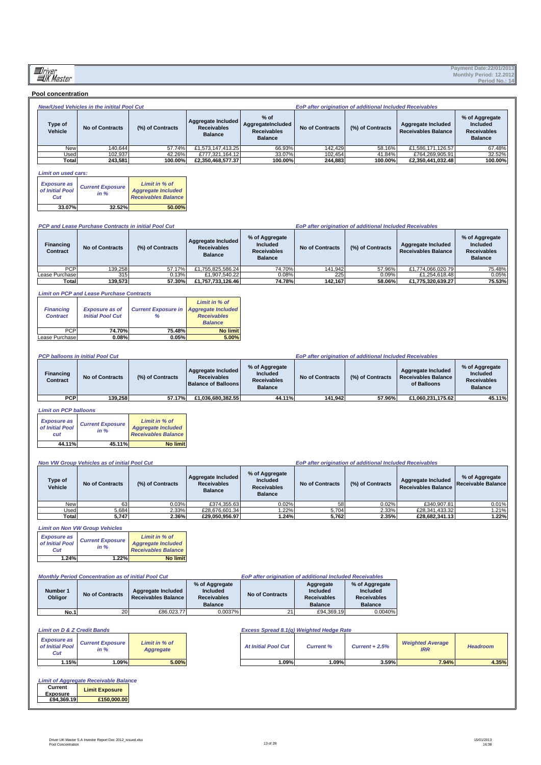Driver UK Master

Payment Date:22/01/2013
Monthly Period: 12.2012
Period No.: 14

## Pool concentration

| New/Used Vehicles in the initial Pool Cut | | | | | EoP after origination of additional Included Receivables | | | |
|---|---|---|---|---|---|---|---|---|
| **Type of Vehicle** | **No of Contracts** | **(%) of Contracts** | **Aggregate Included Receivables Balance** | **% of AggregateIncluded Receivables Balance** | **No of Contracts** | **(%) of Contracts** | **Aggregate Included Receivables Balance** | **% of Aggregate Included Receivables Balance** |
| New | 140,644 | 57.74% | £1,573,147,413.25 | 66.93% | 142,429 | 58.16% | £1,586,171,126.57 | 67.48% |
| Used | 102,937 | 42.26% | £777,321,164.12 | 33.07% | 102,454 | 41.84% | £764,269,905.91 | 32.52% |
| **Total** | **243,581** | **100.00%** | **£2,350,468,577.37** | **100.00%** | **244,883** | **100.00%** | **£2,350,441,032.48** | **100.00%** |

*Limit on used cars:*

| *Exposure as of Initial Pool Cut* | *Current Exposure in %* | *Limit in % of Aggregate Included Receivables Balance* |
|---|---|---|
| **33.07%** | **32.52%** | **50.00%** |

| PCP and Lease Purchase Contracts in initial Pool Cut | | | | | EoP after origination of additional Included Receivables | | | |
|---|---|---|---|---|---|---|---|---|
| **Financing Contract** | **No of Contracts** | **(%) of Contracts** | **Aggregate Included Receivables Balance** | **% of Aggregate Included Receivables Balance** | **No of Contracts** | **(%) of Contracts** | **Aggregate Included Receivables Balance** | **% of Aggregate Included Receivables Balance** |
| PCP | 139,258 | 57.17% | £1,755,825,586.24 | 74.70% | 141,942 | 57.96% | £1,774,066,020.79 | 75.48% |
| Lease Purchase | 315 | 0.13% | £1,907,540.22 | 0.08% | 225 | 0.09% | £1,254,618.48 | 0.05% |
| **Total** | **139,573** | **57.30%** | **£1,757,733,126.46** | **74.78%** | **142,167** | **58.06%** | **£1,775,320,639.27** | **75.53%** |

*Limit on PCP and Lease Purchase Contracts*

| *Financing Contract* | *Exposure as of Initial Pool Cut* | *Current Exposure in %* | *Limit in % of Aggregate Included Receivables Balance* |
|---|---|---|---|
| PCP | **74.70%** | **75.48%** | **No limit** |
| Lease Purchase | **0.08%** | **0.05%** | **5.00%** |

| PCP balloons in initial Pool Cut | | | | | EoP after origination of additional Included Receivables | | | |
|---|---|---|---|---|---|---|---|---|
| **Financing Contract** | **No of Contracts** | **(%) of Contracts** | **Aggregate Included Receivables Balance of Balloons** | **% of Aggregate Included Receivables Balance** | **No of Contracts** | **(%) of Contracts** | **Aggregate Included Receivables Balance of Balloons** | **% of Aggregate Included Receivables Balance** |
| **PCP** | **139,258** | **57.17%** | **£1,036,680,382.55** | **44.11%** | **141,942** | **57.96%** | **£1,060,231,175.62** | **45.11%** |

*Limit on PCP balloons*

| *Exposure as of Initial Pool cut* | *Current Exposure in %* | *Limit in % of Aggregate Included Receivables Balance* |
|---|---|---|
| **44.11%** | **45.11%** | **No limit** |

| Non VW Group Vehicles as of initial Pool Cut | | | | | EoP after origination of additional Included Receivables | | | |
|---|---|---|---|---|---|---|---|---|
| **Type of Vehicle** | **No of Contracts** | **(%) of Contracts** | **Aggregate Included Receivables Balance** | **% of Aggregate Included Receivables Balance** | **No of Contracts** | **(%) of Contracts** | **Aggregate Included Receivables Balance** | **% of Aggregate Receivable Balance** |
| New | 63 | 0.03% | £374,355.63 | 0.02% | 58 | 0.02% | £340,907.81 | 0.01% |
| Used | 5,684 | 2.33% | £28,676,601.34 | 1.22% | 5,704 | 2.33% | £28,341,433.32 | 1.21% |
| **Total** | **5,747** | **2.36%** | **£29,050,956.97** | **1.24%** | **5,762** | **2.35%** | **£28,682,341.13** | **1.22%** |

*Limit on Non VW Group Vehicles*

| *Exposure as of Initial Pool Cut* | *Current Exposure in %* | *Limit in % of Aggregate Included Receivables Balance* |
|---|---|---|
| **1.24%** | **1.22%** | **No limit** |

| Monthly Period Concentration as of initial Pool Cut | | | | EoP after origination of additional Included Receivables | | |
|---|---|---|---|---|---|---|
| **Number 1 Obligor** | **No of Contracts** | **Aggregate Included Receivables Balance** | **% of Aggregate Included Receivables Balance** | **No of Contracts** | **Aggregate Included Receivables Balance** | **% of Aggregate Included Receivables Balance** |
| **No.1** | 20 | £86,023.77 | 0.0037% | 21 | £94,369.19 | 0.0040% |

*Limit on D & Z Credit Bands*

| *Exposure as of Initial Pool Cut* | *Current Exposure in %* | *Limit in % of Aggregate* |
|---|---|---|
| **1.15%** | **1.09%** | **5.00%** |

*Excess Spread 8.1(q) Weighted Hedge Rate*

| *At Initial Pool Cut* | *Current %* | *Current + 2.5%* | *Weighted Average IRR* | *Headroom* |
|---|---|---|---|---|
| **1.09%** | **1.09%** | **3.59%** | **7.94%** | **4.35%** |

*Limit of Aggregate Receivable Balance*

| Current Exposure | Limit Exposure |
|---|---|
| **£94,369.19** | **£150,000.00** |

Driver UK Master S.A Investor Report Dec 2012_issued.xlsx
Pool Concentration

15/01/2013
16:38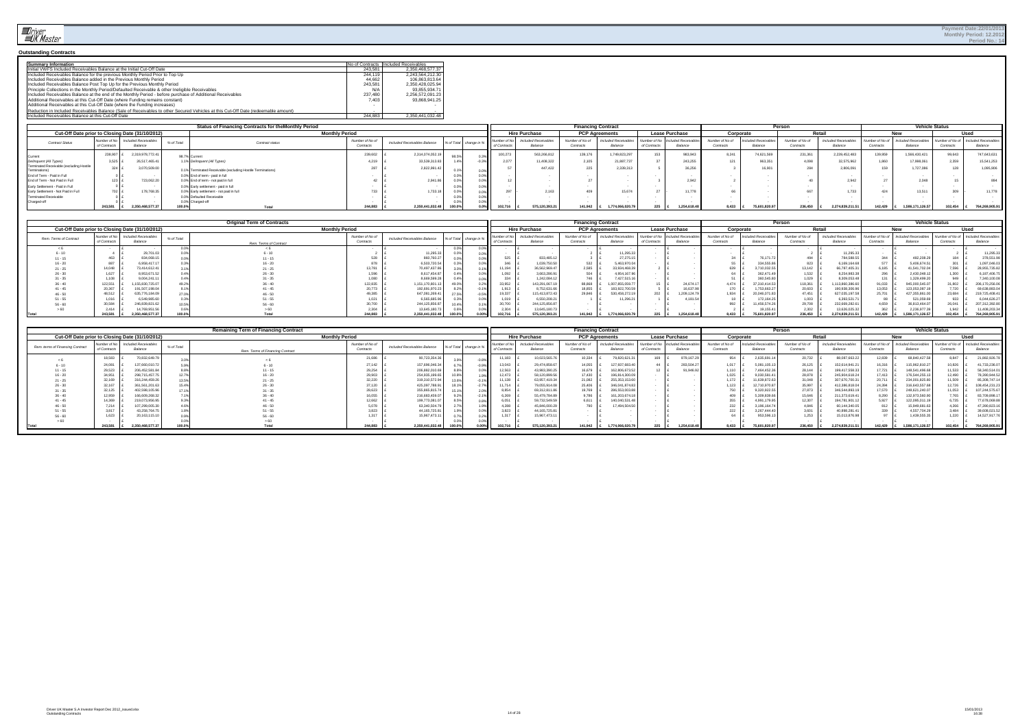Payment Date:22/01/2013
Monthly Period: 12.2012
Period No.: 14

## Outstanding Contracts

| Summary Information | No of Contracts | Included Receivables |
|---|---|---|
| Initial VWFS Included Receivables Balance at the Initial Cut-Off Date | 243,581 | 2,350,468,577.37 |
| Included Receivables Balance for the previous Monthly Period Prior to Top Up | 244,119 | 2,243,564,212.30 |
| Included Receivables Balance added in the Previous Monthly Period | 44,662 | 106,863,813.64 |
| Included Receivables Balance Post Top Up for the Previous Monthly Period | 243,581 | 2,350,428,025.94 |
| Principle Collections in the Monthly Period/Defaulted Receivable & other Ineligible Receivables | N/A | 93,855,934.71 |
| Included Receivables Balance at the end of the Monthly Period - before purchase of Additional Receivables | 237,480 | 2,256,572,091.23 |
| Additional Receivables at this Cut-Off Date (where Funding remains constant) | 7,403 | 93,868,941.25 |
| Additional Receivables at this Cut-Off Date (where the Funding increases) | - | - |
| Reduction in Included Receivables Balance (Sale of Receivables to other Secured Vehicles at this Cut-Off Date (redeemable amount) | - | - |
| Included Receivables Balance at this Cut-Off Date | 244,883 | 2,350,441,032.48 |

### Status of Financing Contracts for the Monthly Period

| Contract Status (Cut-Off Date prior to Closing Date (31/10/2012)) | Number of No of Contracts | Included Receivables Balance | % of Total | Contract status (Monthly Period) | Number of No of Contracts | Included Receivables Balance | % of Total | change in % | Hire Purchase: Number of No of Contracts | Hire Purchase: Included Receivables Balance | PCP Agreements: Number of No of Contracts | PCP Agreements: Included Receivables Balance | Lease Purchase: Number of No of Contracts | Lease Purchase: Included Receivables Balance | Corporate: Number of No of Contracts | Corporate: Included Receivables Balance | Retail: Number of No of Contracts | Retail: Included Receivables Balance | New: Number of No of Contracts | New: Included Receivables Balance | Used: Number of No of Contracts | Used: Included Receivables Balance |
|---|---|---|---|---|---|---|---|---|---|---|---|---|---|---|---|---|---|---|---|---|---|---|
| Current | 238,907 | £ 2,319,976,772.41 | 98.7% | Current | 239,602 | £ 2,314,074,052.18 | 98.5% | 0.3% | 100,273 | 562,266,812 | 139,176 | 1,749,823,297 | 153 | 983,943 | 8,241 | 74,621,589 | 231,361 | 2,239,452,463 | 139,959 | 1,566,430,421 | 99,643 | 747,643,631 |
| Delinquent (All Types) | 3,525 | £ 26,517,465.41 | 1.1% | Delinquent (All Types) | 4,219 | £ 33,539,313.83 | 1.4% | -0.3% | 2,077 | 11,409,322 | 2,105 | 21,887,737 | 37 | 243,255 | 121 | 963,351 | 4,098 | 32,575,962 | 1,860 | 17,998,061 | 2,359 | 15,541,253 |
| Terminated Receivable (excluding Hostile Terminations) | 328 | £ 3,070,509.00 | 0.1% | Terminated Receivable (excluding Hostile Terminations) | 287 | £ 2,822,991.42 | 0.1% | 0.0% | 57 | 447,422 | 225 | 2,339,313 | 5 | 36,256 | 3 | 16,901 | 284 | 2,806,091 | 159 | 1,727,086 | 128 | 1,095,906 |
| End of Term - Paid in Full | 0 | £ - | 0.0% | End of term - paid in full | - | £ - | 0.0% | 0.0% | - | - | - | - | - | - | - | - | - | - | - | - | - | - |
| End of Term - Not Paid in Full | 123 | £ 723,062.20 | 0.0% | End of term - not paid in full | 42 | £ 2,941.86 | 0.0% | 0.0% | 12 | - | 27 | - | 3 | 2,942 | 2 | - | 40 | 2,942 | 27 | 2,048 | 15 | 894 |
| Early Settlement - Paid in Full | 0 | £ - | 0.0% | Early settlement - paid in full | - | £ - | 0.0% | 0.0% | - | - | - | - | - | - | - | - | - | - | - | - | - | - |
| Early Settlement - Not Paid in Full | 702 | £ 178,768.35 | 0.0% | Early settlement - not paid in full | 733 | £ 1,733.18 | 0.0% | 0.0% | 297 | 2,163 | 409 | 15,674 | 27 | 11,778 | 66 | - | 667 | 1,733 | 424 | 13,511 | 309 | 11,778 |
| Terminated Receivable | 0 | £ - | 0.0% | Defaulted Receivable | - | £ - | 0.0% | 0.0% | - | - | - | - | - | - | - | - | - | - | - | - | - | - |
| Charged-off | 0 | £ - | 0.0% | Charged-off | - | £ - | 0.0% | 0.0% | - | - | - | - | - | - | - | - | - | - | - | - | - | - |
| | 243,581 | £ 2,350,468,577.37 | 100.0% | Total | 244,883 | £ 2,350,441,032.48 | 100.0% | 0.0% | 102,716 | £ 575,120,393.21 | 141,942 | £ 1,774,066,020.79 | 225 | £ 1,254,618.48 | 8,433 | £ 75,601,820.97 | 236,450 | £ 2,274,839,211.51 | 142,429 | £ 1,586,171,126.57 | 102,454 | £ 764,269,905.91 |

### Original Term of Contracts

| Rem. Terms of Contract (Cut-Off Date prior to Closing Date (31/10/2012)) | Number of No of Contracts | Included Receivables Balance | % of Total | Rem. Terms of Contract (Monthly Period) | Number of No of Contracts | Included Receivables Balance | % of Total | change in % | Hire Purchase: Number of No of Contracts | Hire Purchase: Included Receivables Balance | PCP Agreements: Number of No of Contracts | PCP Agreements: Included Receivables Balance | Lease Purchase: Number of No of Contracts | Lease Purchase: Included Receivables Balance | Corporate: Number of No of Contracts | Corporate: Included Receivables Balance | Retail: Number of No of Contracts | Retail: Included Receivables Balance | New: Number of No of Contracts | New: Included Receivables Balance | Used: Number of No of Contracts | Used: Included Receivables Balance |
|---|---|---|---|---|---|---|---|---|---|---|---|---|---|---|---|---|---|---|---|---|---|---|
| < 6 | - | £ - | 0.0% | < 6 | - | £ - | 0.0% | 0.0% | - | £ - | - | £ - | - | £ - | - | £ - | - | £ - | - | £ - | - | £ - |
| 6 - 10 | 4 | £ 29,701.03 | 0.0% | 6 - 10 | 2 | £ 11,295.33 | 0.0% | 0.0% | - | £ - | 2 | £ 11,295.33 | - | £ - | - | £ - | 2 | £ 11,295.33 | - | £ - | 2 | £ 11,295.33 |
| 11 - 15 | 463 | £ 834,069.15 | 0.0% | 11 - 15 | 528 | £ 860,760.27 | 0.0% | 0.0% | 525 | £ 833,485.12 | 3 | £ 27,275.15 | - | £ - | 34 | £ 76,171.72 | 494 | £ 784,588.55 | 344 | £ 482,208.29 | 184 | £ 378,551.98 |
| 16 - 20 | 887 | £ 6,958,417.17 | 0.3% | 16 - 20 | 878 | £ 6,503,720.54 | 0.3% | 0.0% | 346 | £ 1,039,750.50 | 532 | £ 5,463,970.04 | - | £ - | 55 | £ 334,555.86 | 823 | £ 6,169,164.68 | 577 | £ 5,406,674.51 | 301 | £ 1,097,046.03 |
| 21 - 25 | 14,048 | £ 73,414,612.41 | 3.1% | 21 - 25 | 12,781 | £ 70,497,437.86 | 3.0% | 0.1% | 11,594 | £ 36,562,969.47 | 2,585 | £ 33,934,468.39 | 2 | £ - | 639 | £ 3,710,032.55 | 13,142 | £ 66,787,405.31 | 6,185 | £ 41,541,702.04 | 7,596 | £ 28,955,735.82 |
| 26 - 30 | 1,627 | £ 8,953,671.52 | 0.4% | 26 - 30 | 1,596 | £ 8,617,454.87 | 0.4% | 0.0% | 1,092 | £ 3,663,286.91 | 504 | £ 4,954,167.96 | - | £ - | 64 | £ 362,471.49 | 1,532 | £ 8,254,983.38 | 296 | £ 2,430,048.12 | 1,300 | £ 6,187,406.75 |
| 31 - 35 | 1,108 | £ 9,034,241.11 | 0.4% | 31 - 35 | 1,080 | £ 8,669,599.28 | 0.4% | 0.0% | 334 | £ 1,242,084.12 | 746 | £ 7,427,515.16 | - | £ - | 51 | £ 360,545.80 | 1,029 | £ 8,309,053.48 | 131 | £ 1,329,499.20 | 949 | £ 7,340,100.08 |
| 36 - 40 | 122,551 | £ 1,155,930,725.07 | 49.2% | 36 - 40 | 122,835 | £ 1,151,170,801.13 | 49.0% | 0.2% | 33,952 | £ 143,291,067.19 | 88,868 | £ 1,007,855,059.77 | 15 | £ 24,674.17 | 4,474 | £ 37,310,414.53 | 118,361 | £ 1,113,860,386.60 | 91,033 | £ 945,000,545.07 | 31,802 | £ 206,170,256.06 |
| 41 - 45 | 20,367 | £ 191,507,198.04 | 8.1% | 41 - 45 | 20,773 | £ 192,691,670.23 | 8.2% | -0.1% | 1,913 | £ 8,752,031.66 | 18,855 | £ 183,922,700.59 | 5 | £ 16,637.98 | 170 | £ 1,753,663.27 | 20,603 | £ 190,938,306.96 | 13,053 | £ 123,053,087.19 | 7,720 | £ 69,638,083.04 |
| 46 - 50 | 48,512 | £ 635,776,184.09 | 27.0% | 46 - 50 | 49,385 | £ 647,081,269.41 | 27.5% | -0.5% | 19,337 | £ 115,413,072.43 | 29,846 | £ 530,458,272.19 | 202 | £ 1,209,124.79 | 1,934 | £ 20,046,071.83 | 47,451 | £ 627,035,197.58 | 25,701 | £ 427,355,861.00 | 23,684 | £ 219,725,408.41 |
| 51 - 55 | 1,016 | £ 6,549,985.60 | 0.3% | 51 - 55 | 1,021 | £ 6,565,885.96 | 0.3% | 0.0% | 1,019 | £ 6,550,209.21 | 1 | £ 11,296.21 | 1 | £ 4,181.54 | 18 | £ 172,164.25 | 1,003 | £ 6,393,521.71 | 88 | £ 521,259.69 | 933 | £ 6,044,626.27 |
| 56 - 60 | 30,584 | £ 246,839,821.62 | 10.5% | 56 - 60 | 30,700 | £ 244,125,856.97 | 10.4% | 0.1% | 30,700 | £ 244,125,856.97 | - | £ - | - | £ - | 992 | £ 11,456,574.26 | 29,708 | £ 232,669,282.61 | 4,659 | £ 36,813,464.07 | 26,041 | £ 207,312,392.80 |
| > 60 | 2,414 | £ 14,769,951.56 | 0.6% | > 60 | 2,304 | £ 13,645,180.73 | 0.6% | 0.0% | 2,304 | £ 13,645,180.73 | - | £ - | - | £ - | 2 | £ 18,155.41 | 2,302 | £ 13,626,025.32 | 362 | £ 2,236,877.38 | 1,942 | £ 11,408,203.34 |
| Total | 243,581 | £ 2,350,468,577.37 | 100.0% | Total | 244,883 | £ 2,350,441,032.48 | 100.0% | 0.0% | 102,716 | £ 575,120,393.21 | 141,942 | £ 1,774,066,020.79 | 225 | £ 1,254,618.48 | 8,433 | £ 75,601,820.97 | 236,450 | £ 2,274,839,211.51 | 142,429 | £ 1,586,171,126.57 | 102,454 | £ 764,269,905.91 |

### Remaining Term of Financing Contract

| Rem. terms of Financing Contract (Cut-Off Date prior to Closing Date (31/10/2012)) | Number of No of Contracts | Included Receivables Balance | % of Total | Rem. Terms of Financing Contract (Monthly Period) | Number of No of Contracts | Included Receivables Balance | % of Total | change in % | Hire Purchase: Number of No of Contracts | Hire Purchase: Included Receivables Balance | PCP Agreements: Number of No of Contracts | PCP Agreements: Included Receivables Balance | Lease Purchase: Number of No of Contracts | Lease Purchase: Included Receivables Balance | Corporate: Number of No of Contracts | Corporate: Included Receivables Balance | Retail: Number of No of Contracts | Retail: Included Receivables Balance | New: Number of No of Contracts | New: Included Receivables Balance | Used: Number of No of Contracts | Used: Included Receivables Balance |
|---|---|---|---|---|---|---|---|---|---|---|---|---|---|---|---|---|---|---|---|---|---|---|
| < 6 | 18,583 | £ 70,832,649.79 | 3.0% | < 6 | 21,686 | £ 90,723,254.26 | 3.9% | -0.8% | 11,183 | £ 10,023,565.76 | 10,334 | £ 79,820,621.31 | 169 | £ 879,167.29 | 954 | £ 2,635,601.14 | 20,732 | £ 88,087,663.22 | 12,839 | £ 68,840,427.58 | 8,847 | £ 21,882,926.78 |
| 6 - 10 | 24,081 | £ 137,660,010.72 | 5.9% | 6 - 10 | 27,142 | £ 157,696,046.34 | 6.7% | -0.9% | 13,043 | £ 29,474,858.67 | 14,055 | £ 127,937,683.40 | 44 | £ 283,504.27 | 1,017 | £ 5,081,105.13 | 26,125 | £ 152,614,941.21 | 16,316 | £ 115,962,810.27 | 10,826 | £ 41,733,236.07 |
| 11 - 15 | 29,523 | £ 206,452,591.84 | 8.8% | 11 - 15 | 29,254 | £ 206,882,033.68 | 8.8% | 0.0% | 12,563 | £ 43,983,390.25 | 16,679 | £ 162,806,673.52 | 12 | £ 91,969.92 | 1,110 | £ 7,464,452.36 | 28,144 | £ 199,417,558.33 | 17,721 | £ 148,541,496.68 | 11,533 | £ 58,340,514.01 |
| 16 - 20 | 34,951 | £ 298,715,457.75 | 12.7% | 16 - 20 | 29,903 | £ 254,935,199.65 | 10.8% | 1.9% | 12,473 | £ 58,120,899.56 | 17,430 | £ 196,814,300.09 | - | £ - | 1,025 | £ 9,030,581.41 | 28,878 | £ 245,904,618.24 | 17,413 | £ 176,544,255.13 | 12,490 | £ 78,390,944.52 |
| 21 - 25 | 32,169 | £ 316,244,459.26 | 13.5% | 21 - 25 | 32,220 | £ 319,310,572.94 | 13.6% | -0.1% | 11,138 | £ 63,957,419.34 | 21,082 | £ 255,353,153.60 | - | £ - | 1,172 | £ 11,639,872.63 | 31,048 | £ 307,670,700.31 | 20,711 | £ 234,001,825.80 | 11,509 | £ 85,308,747.14 |
| 26 - 30 | 32,167 | £ 361,561,201.63 | 15.4% | 26 - 30 | 37,120 | £ 425,097,788.91 | 18.1% | -2.7% | 11,714 | £ 79,055,914.08 | 25,406 | £ 346,041,874.83 | - | £ - | 1,123 | £ 12,710,970.87 | 35,997 | £ 412,386,818.04 | 24,394 | £ 316,643,557.68 | 12,726 | £ 108,454,231.23 |
| 31 - 35 | 32,135 | £ 402,598,105.96 | 17.1% | 31 - 35 | 28,623 | £ 355,865,815.74 | 15.1% | 2.0% | 8,854 | £ 69,312,811.86 | 19,769 | £ 286,553,003.88 | - | £ - | 750 | £ 9,320,922.55 | 27,873 | £ 346,544,893.19 | 17,570 | £ 248,621,240.07 | 11,053 | £ 107,244,575.67 |
| 36 - 40 | 12,959 | £ 166,609,268.32 | 7.1% | 36 - 40 | 16,055 | £ 216,683,459.07 | 9.2% | -2.1% | 6,269 | £ 55,479,784.88 | 9,786 | £ 161,203,674.19 | - | £ - | 409 | £ 5,209,839.66 | 15,646 | £ 211,373,619.41 | 8,290 | £ 132,973,560.90 | 7,765 | £ 83,709,898.17 |
| 41 - 45 | 14,369 | £ 219,073,956.95 | 9.3% | 41 - 45 | 12,662 | £ 199,773,081.07 | 8.5% | 0.8% | 6,051 | £ 59,732,549.59 | 6,611 | £ 140,040,531.48 | - | £ - | 355 | £ 4,991,179.95 | 12,307 | £ 194,781,901.12 | 5,927 | £ 122,095,011.19 | 6,735 | £ 77,678,069.88 |
| 46 - 50 | 7,214 | £ 107,299,005.30 | 4.6% | 46 - 50 | 5,078 | £ 63,340,504.79 | 2.7% | 1.9% | 4,288 | £ 45,846,000.29 | 790 | £ 17,494,504.50 | - | £ - | 232 | £ 3,196,164.74 | 4,846 | £ 60,144,340.05 | 812 | £ 15,949,681.63 | 4,266 | £ 47,390,823.16 |
| 51 - 55 | 3,817 | £ 43,258,764.75 | 1.8% | 51 - 55 | 3,823 | £ 44,165,725.81 | 1.9% | 0.0% | 3,823 | £ 44,165,725.81 | - | £ - | - | £ - | 222 | £ 3,267,444.40 | 3,601 | £ 40,898,281.41 | 339 | £ 4,557,704.29 | 3,484 | £ 39,608,021.52 |
| 56 - 60 | 1,623 | £ 20,163,115.10 | 0.9% | 56 - 60 | 1,317 | £ 15,967,473.11 | 0.7% | 0.2% | 1,317 | £ 15,967,473.11 | - | £ - | - | £ - | 64 | £ 953,596.13 | 1,253 | £ 15,013,876.98 | 97 | £ 1,439,555.35 | 1,220 | £ 14,527,917.76 |
| > 60 | - | £ - | 0.0% | > 60 | - | £ - | 0.0% | 0.0% | - | £ - | - | £ - | - | £ - | - | £ - | - | £ - | - | £ - | - | £ - |
| Total | 243,581 | £ 2,350,468,577.37 | 100.0% | Total | 244,883 | £ 2,350,441,032.48 | 100.0% | 0.00% | 102,716 | £ 575,120,393.21 | 141,942 | £ 1,774,066,020.79 | 225 | £ 1,254,618.48 | 8,433 | £ 75,601,820.97 | 236,450 | £ 2,274,839,211.51 | 142,429 | £ 1,586,171,126.57 | 102,454 | £ 764,269,905.91 |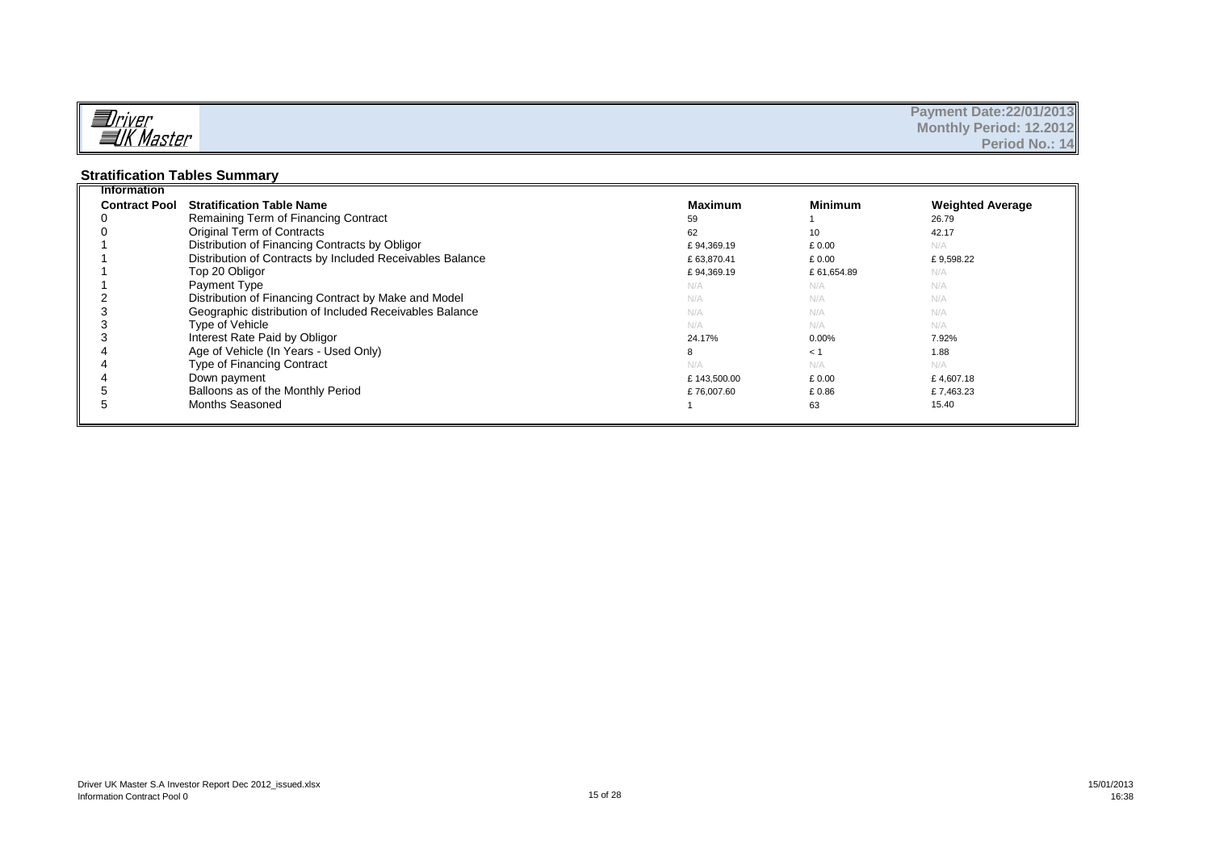Payment Date:22/01/2013
Monthly Period: 12.2012
Period No.: 14

## Stratification Tables Summary

**Information**

| Contract Pool | Stratification Table Name | Maximum | Minimum | Weighted Average |
|---|---|---|---|---|
| 0 | Remaining Term of Financing Contract | 59 | 1 | 26.79 |
| 0 | Original Term of Contracts | 62 | 10 | 42.17 |
| 1 | Distribution of Financing Contracts by Obligor | £ 94,369.19 | £ 0.00 | N/A |
| 1 | Distribution of Contracts by Included Receivables Balance | £ 63,870.41 | £ 0.00 | £ 9,598.22 |
| 1 | Top 20 Obligor | £ 94,369.19 | £ 61,654.89 | N/A |
| 1 | Payment Type | N/A | N/A | N/A |
| 2 | Distribution of Financing Contract by Make and Model | N/A | N/A | N/A |
| 3 | Geographic distribution of Included Receivables Balance | N/A | N/A | N/A |
| 3 | Type of Vehicle | N/A | N/A | N/A |
| 3 | Interest Rate Paid by Obligor | 24.17% | 0.00% | 7.92% |
| 4 | Age of Vehicle (In Years - Used Only) | 8 | < 1 | 1.88 |
| 4 | Type of Financing Contract | N/A | N/A | N/A |
| 4 | Down payment | £ 143,500.00 | £ 0.00 | £ 4,607.18 |
| 5 | Balloons as of the Monthly Period | £ 76,007.60 | £ 0.86 | £ 7,463.23 |
| 5 | Months Seasoned | 1 | 63 | 15.40 |

Driver UK Master S.A Investor Report Dec 2012_issued.xlsx
Information Contract Pool 0

15/01/2013
16:38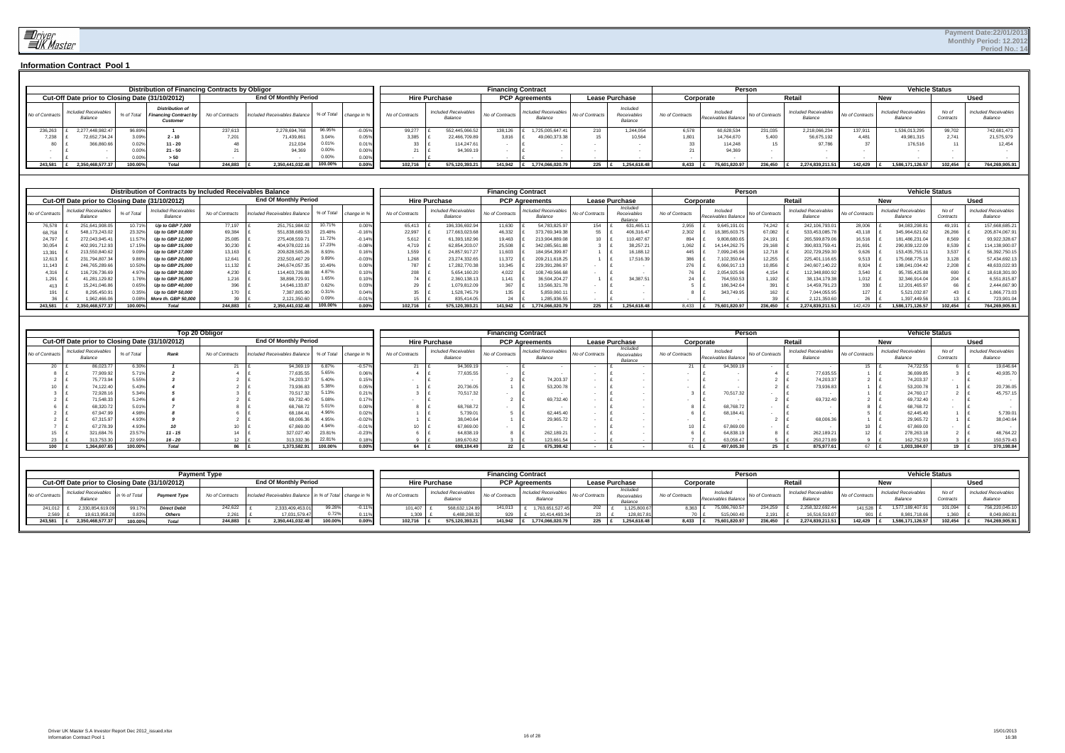Payment Date:22/01/2013
Monthly Period: 12.2012
Period No.: 14

## Information Contract Pool 1

### Distribution of Financing Contracts by Obligor

| Cut-Off Date prior to Closing Date (31/10/2012) | | | | End Of Monthly Period | | | | Financing Contract: Hire Purchase | | Financing Contract: PCP Agreements | | Financing Contract: Lease Purchase | | Person: Corporate | | Person: Retail | | Vehicle Status: New | | Vehicle Status: Used | |
|---|---|---|---|---|---|---|---|---|---|---|---|---|---|---|---|---|---|---|---|---|---|
| No of Contracts | Included Receivables Balance | % of Total | Distribution of Financing Contract by Customer | No of Contracts | Included Receivables Balance | % of Total | change in % | No of Contracts | Included Receivables Balance | No of Contracts | Included Receivables Balance | No of Contracts | Included Receivables Balance | No of Contracts | Included Receivables Balance | No of Contracts | Included Receivables Balance | No of Contracts | Included Receivables Balance | No of Contracts | Included Receivables Balance |
| 236,263 | £ 2,277,448,982.47 | 96.89% | 1 | 237,613 | 2,278,694,768 | 96.95% | -0.05% | 99,277 | £ 552,445,066.52 | 138,126 | £ 1,725,005,647.41 | 210 | 1,244,054 | 6,578 | 60,628,534 | 231,035 | 2,218,066,234 | 137,911 | 1,536,013,295 | 99,702 | 742,681,473 |
| 7,238 | £ 72,652,734.24 | 3.09% | 2 - 10 | 7,201 | 71,439,861 | 3.04% | 0.05% | 3,385 | £ 22,466,709.89 | 3,816 | £ 49,060,373.38 | 15 | 10,564 | 1,801 | 14,764,670 | 5,400 | 56,675,192 | 4,481 | 49,981,315 | 2,741 | 21,575,979 |
| 80 | £ 366,860.66 | 0.02% | 11 - 20 | 48 | 212,034 | 0.01% | 0.01% | 33 | £ 114,247.61 | - | £ - | - | - | 33 | 114,248 | 15 | 97,786 | 37 | 176,516 | 11 | 12,454 |
| - | £ - | 0.00% | 21 - 50 | 21 | 94,369 | 0.00% | 0.00% | 21 | £ 94,369.19 | - | £ - | - | - | 21 | 94,369 | - | - | - | - | - | - |
| - | £ - | 0.00% | > 50 | - | - | 0.00% | 0.00% | - | £ - | - | £ - | - | - | - | - | - | - | - | - | - | - |
| **243,581** | **£ 2,350,468,577.37** | **100.00%** | **Total** | **244,883** | **£ 2,350,441,032.48** | **100.00%** | **0.00%** | **102,716** | **£ 575,120,393.21** | **141,942** | **£ 1,774,066,020.79** | **225** | **£ 1,254,618.48** | **8,433** | **75,601,820.97** | **236,450** | **£ 2,274,839,211.51** | **142,429** | **£ 1,586,171,126.57** | **102,454** | **£ 764,269,905.91** |

### Distribution of Contracts by Included Receivables Balance

| Cut-Off Date prior to Closing Date (31/10/2012) | | | | End Of Monthly Period | | | | Financing Contract: Hire Purchase | | Financing Contract: PCP Agreements | | Financing Contract: Lease Purchase | | Person: Corporate | | Person: Retail | | Vehicle Status: New | | Vehicle Status: Used | |
|---|---|---|---|---|---|---|---|---|---|---|---|---|---|---|---|---|---|---|---|---|---|
| No of Contracts | Included Receivables Balance | % of Total | Included Receivables Balance | No of Contracts | Included Receivables Balance | % of Total | change in % | No of Contracts | Included Receivables Balance | No of Contracts | Included Receivables Balance | No of Contracts | Included Receivables Balance | No of Contracts | Included Receivables Balance | No of Contracts | Included Receivables Balance | No of Contracts | Included Receivables Balance | No of Contracts | Included Receivables Balance |
| 76,578 | £ 251,641,908.05 | 10.71% | Up to GBP 7,000 | 77,197 | £ 251,751,984.02 | 10.71% | 0.00% | 65,413 | £ 196,336,692.94 | 11,630 | £ 54,783,825.97 | 154 | £ 631,465.11 | 2,955 | £ 9,645,191.01 | 74,242 | £ 242,106,793.01 | 28,006 | £ 94,083,298.81 | 49,191 | £ 157,668,685.21 |
| 68,758 | £ 548,173,243.02 | 23.32% | Up to GBP 10,000 | 69,384 | £ 551,838,689.53 | 23.48% | -0.16% | 22,997 | £ 177,663,023.68 | 46,332 | £ 373,769,349.38 | 55 | £ 406,316.47 | 2,302 | £ 18,385,603.75 | 67,082 | £ 533,453,085.78 | 43,118 | £ 345,964,621.62 | 26,266 | £ 205,874,067.91 |
| 24,797 | £ 272,043,945.41 | 11.57% | Up to GBP 12,000 | 25,085 | £ 275,408,559.71 | 11.72% | -0.14% | 5,612 | £ 61,393,182.96 | 19,463 | £ 213,904,889.08 | 10 | £ 110,487.67 | 894 | £ 9,808,680.65 | 24,191 | £ 265,599,879.06 | 16,516 | £ 181,486,231.04 | 8,569 | £ 93,922,328.67 |
| 30,054 | £ 402,991,712.93 | 17.15% | Up to GBP 15,000 | 30,230 | £ 404,978,022.16 | 17.23% | -0.08% | 4,719 | £ 62,854,203.07 | 25,508 | £ 342,085,561.88 | 3 | £ 38,257.21 | 1,062 | £ 14,144,262.75 | 29,168 | £ 390,833,759.41 | 21,691 | £ 290,839,122.09 | 8,539 | £ 114,138,900.07 |
| 13,391 | £ 213,550,840.62 | 9.09% | Up to GBP 17,000 | 13,163 | £ 209,828,505.26 | 8.93% | 0.16% | 1,559 | £ 24,857,917.27 | 11,603 | £ 184,954,399.87 | 1 | £ 16,188.12 | 445 | £ 7,099,245.96 | 12,718 | £ 202,729,259.30 | 9,626 | £ 153,435,755.11 | 3,537 | £ 56,392,750.15 |
| 12,613 | £ 231,794,807.34 | 9.86% | Up to GBP 20,000 | 12,641 | £ 232,503,467.29 | 9.89% | -0.03% | 1,268 | £ 23,274,332.65 | 11,372 | £ 209,211,618.25 | 1 | £ 17,516.39 | 386 | £ 7,102,350.64 | 12,255 | £ 225,401,116.65 | 9,513 | £ 175,068,775.16 | 3,128 | £ 57,434,692.13 |
| 11,143 | £ 246,765,289.66 | 10.50% | Up to GBP 25,000 | 11,132 | £ 246,674,057.35 | 10.49% | 0.00% | 787 | £ 17,282,770.38 | 10,345 | £ 229,391,286.97 | - | £ - | 276 | £ 6,066,917.13 | 10,856 | £ 240,607,140.22 | 8,924 | £ 198,041,034.42 | 2,208 | £ 48,633,022.93 |
| 4,316 | £ 116,726,736.69 | 4.97% | Up to GBP 30,000 | 4,230 | £ 114,403,726.88 | 4.87% | 0.10% | 208 | £ 5,654,160.20 | 4,022 | £ 108,749,566.68 | - | £ - | 76 | £ 2,054,925.96 | 4,154 | £ 112,348,800.92 | 3,540 | £ 95,785,425.88 | 690 | £ 18,618,301.00 |
| 1,291 | £ 41,281,129.82 | 1.76% | Up to GBP 35,000 | 1,216 | £ 38,898,729.91 | 1.65% | 0.10% | 74 | £ 2,360,138.13 | 1,141 | £ 36,504,204.27 | 1 | £ 34,387.51 | 24 | £ 764,550.53 | 1,192 | £ 38,134,179.38 | 1,012 | £ 32,346,914.04 | 204 | £ 6,551,815.87 |
| 413 | £ 15,241,046.86 | 0.65% | Up to GBP 40,000 | 396 | £ 14,646,133.87 | 0.62% | 0.03% | 29 | £ 1,079,812.09 | 367 | £ 13,566,321.78 | - | £ - | 5 | £ 186,342.84 | 391 | £ 14,459,791.23 | 330 | £ 12,201,465.97 | 66 | £ 2,444,667.90 |
| 191 | £ 8,295,450.91 | 0.35% | Up to GBP 50,000 | 170 | £ 7,387,805.90 | 0.31% | 0.04% | 35 | £ 1,528,745.79 | 135 | £ 5,859,060.11 | - | £ - | 8 | £ 343,749.95 | 162 | £ 7,044,055.95 | 127 | £ 5,521,032.87 | 43 | £ 1,866,773.03 |
| 36 | £ 1,962,466.06 | 0.08% | More th. GBP 50,000 | 39 | £ 2,121,350.60 | 0.09% | -0.01% | 15 | £ 835,414.05 | 24 | £ 1,285,936.55 | - | £ - | - | £ - | 39 | £ 2,121,350.60 | 26 | £ 1,397,449.56 | 13 | £ 723,901.04 |
| **243,581** | **£ 2,350,468,577.37** | **100.00%** | **Total** | **244,883** | **£ 2,350,441,032.48** | **100.00%** | **0.00%** | **102,716** | **£ 575,120,393.21** | **141,942** | **£ 1,774,066,020.79** | **225** | **£ 1,254,618.48** | **8,433** | **£ 75,601,820.97** | **236,450** | **£ 2,274,839,211.51** | **142,429** | **£ 1,586,171,126.57** | **102,454** | **£ 764,269,905.91** |

### Top 20 Obligor

| Cut-Off Date prior to Closing Date (31/10/2012) | | | | End Of Monthly Period | | | | Financing Contract: Hire Purchase | | Financing Contract: PCP Agreements | | Financing Contract: Lease Purchase | | Person: Corporate | | Person: Retail | | Vehicle Status: New | | Vehicle Status: Used | |
|---|---|---|---|---|---|---|---|---|---|---|---|---|---|---|---|---|---|---|---|---|---|
| No of Contracts | Included Receivables Balance | % of Total | Rank | No of Contracts | Included Receivables Balance | % of Total | change in % | No of Contracts | Included Receivables Balance | No of Contracts | Included Receivables Balance | No of Contracts | Included Receivables Balance | No of Contracts | Included Receivables Balance | No of Contracts | Included Receivables Balance | No of Contracts | Included Receivables Balance | No of Contracts | Included Receivables Balance |
| 20 | £ 86,023.77 | 6.30% | 1 | 21 | £ 94,369.19 | 6.87% | -0.57% | 21 | £ 94,369.19 | - | £ - | - | £ - | 21 | £ 94,369.19 | - | £ - | 15 | £ 74,722.55 | 6 | £ 19,646.64 |
| 8 | £ 77,909.92 | 5.71% | 2 | 4 | £ 77,635.55 | 5.65% | 0.06% | 4 | £ 77,635.55 | - | £ - | - | £ - | - | £ - | 4 | £ 77,635.55 | 1 | £ 36,699.85 | 3 | £ 40,935.70 |
| 2 | £ 75,773.94 | 5.55% | 3 | 2 | £ 74,203.37 | 5.40% | 0.15% | - | £ - | 2 | £ 74,203.37 | - | £ - | - | £ - | 2 | £ 74,203.37 | 2 | £ 74,203.37 | - | £ - |
| 10 | £ 74,122.40 | 5.43% | 4 | 2 | £ 73,936.83 | 5.38% | 0.05% | 1 | £ 20,736.05 | 1 | £ 53,200.78 | - | £ - | - | £ - | 2 | £ 73,936.83 | 1 | £ 53,200.78 | 1 | £ 20,736.05 |
| 3 | £ 72,928.16 | 5.34% | 5 | 3 | £ 70,517.32 | 5.13% | 0.21% | 3 | £ 70,517.32 | - | £ - | - | £ - | 3 | £ 70,517.32 | - | £ - | 1 | £ 24,760.17 | 2 | £ 45,757.15 |
| 2 | £ 71,548.33 | 5.24% | 6 | 2 | £ 69,732.40 | 5.08% | 0.17% | - | £ - | 2 | £ 69,732.40 | - | £ - | - | £ - | 2 | £ 69,732.40 | 2 | £ 69,732.40 | - | £ - |
| 6 | £ 68,320.72 | 5.01% | 7 | 8 | £ 68,768.72 | 5.01% | 0.00% | 8 | £ 68,768.72 | - | £ - | - | £ - | 8 | £ 68,768.72 | - | £ - | 8 | £ 68,768.72 | - | £ - |
| 2 | £ 67,947.99 | 4.98% | 8 | 6 | £ 68,184.41 | 4.96% | 0.02% | 1 | £ 5,739.01 | 5 | £ 62,445.40 | - | £ - | 6 | £ 68,184.41 | - | £ - | 5 | £ 62,445.40 | 1 | £ 5,739.01 |
| 2 | £ 67,315.97 | 4.93% | 9 | 2 | £ 68,006.36 | 4.95% | -0.02% | 1 | £ 38,040.64 | 1 | £ 29,965.72 | - | £ - | - | £ - | 2 | £ 68,006.36 | 1 | £ 29,965.72 | 1 | £ 38,040.64 |
| 7 | £ 67,278.39 | 4.93% | 10 | 10 | £ 67,869.00 | 4.94% | -0.01% | 10 | £ 67,869.00 | - | £ - | - | £ - | 10 | £ 67,869.00 | - | £ - | 10 | £ 67,869.00 | - | £ - |
| 15 | £ 321,684.76 | 23.57% | 11 - 15 | 14 | £ 327,027.40 | 23.81% | -0.23% | 6 | £ 64,838.19 | 8 | £ 262,189.21 | - | £ - | 6 | £ 64,838.19 | 8 | £ 262,189.21 | 12 | £ 278,263.18 | 2 | £ 48,764.22 |
| 23 | £ 313,753.30 | 22.99% | 16 - 20 | 12 | £ 313,332.36 | 22.81% | 0.18% | 9 | £ 189,670.82 | 3 | £ 123,661.54 | - | £ - | 7 | £ 63,058.47 | 5 | £ 250,273.89 | 9 | £ 162,752.93 | 3 | £ 150,579.43 |
| **100** | **£ 1,364,607.65** | **100.00%** | **Total** | **86** | **£ 1,373,582.91** | **100.00%** | **0.00%** | **64** | **£ 698,184.49** | **22** | **£ 675,398.42** | **-** | **£ -** | **61** | **£ 497,605.30** | **25** | **£ 875,977.61** | **67** | **£ 1,003,384.07** | **19** | **£ 370,198.84** |

### Payment Type

| Cut-Off Date prior to Closing Date (31/10/2012) | | | | End Of Monthly Period | | | | Financing Contract: Hire Purchase | | Financing Contract: PCP Agreements | | Financing Contract: Lease Purchase | | Person: Corporate | | Person: Retail | | Vehicle Status: New | | Vehicle Status: Used | |
|---|---|---|---|---|---|---|---|---|---|---|---|---|---|---|---|---|---|---|---|---|---|
| No of Contracts | Included Receivables Balance | in % of Total | Payment Type | No of Contracts | Included Receivables Balance | in % of Total | change in % | No of Contracts | Included Receivables Balance | No of Contracts | Included Receivables Balance | No of Contracts | Included Receivables Balance | No of Contracts | Included Receivables Balance | No of Contracts | Included Receivables Balance | No of Contracts | Included Receivables Balance | No of Contracts | Included Receivables Balance |
| 241,012 | £ 2,330,854,619.09 | 99.17% | Direct Debit | 242,622 | £ 2,333,409,453.01 | 99.28% | -0.11% | 101,407 | £ 568,632,124.89 | 141,013 | £ 1,763,651,527.45 | 202 | £ 1,125,800.67 | 8,363 | £ 75,086,760.57 | 234,259 | £ 2,258,322,692.44 | 141,528 | £ 1,577,189,407.91 | 101,094 | £ 756,220,045.10 |
| 2,569 | £ 19,613,958.28 | 0.83% | Others | 2,261 | £ 17,031,579.47 | 0.72% | 0.11% | 1,309 | £ 6,488,268.32 | 929 | £ 10,414,493.34 | 23 | £ 128,817.81 | 70 | £ 515,060.40 | 2,191 | £ 16,516,519.07 | 901 | £ 8,981,718.66 | 1,360 | £ 8,049,860.81 |
| **243,581** | **£ 2,350,468,577.37** | **100.00%** | **Total** | **244,883** | **£ 2,350,441,032.48** | **100.00%** | **0.00%** | **102,716** | **£ 575,120,393.21** | **141,942** | **£ 1,774,066,020.79** | **225** | **£ 1,254,618.48** | **8,433** | **£ 75,601,820.97** | **236,450** | **£ 2,274,839,211.51** | **142,429** | **£ 1,586,171,126.57** | **102,454** | **£ 764,269,905.91** |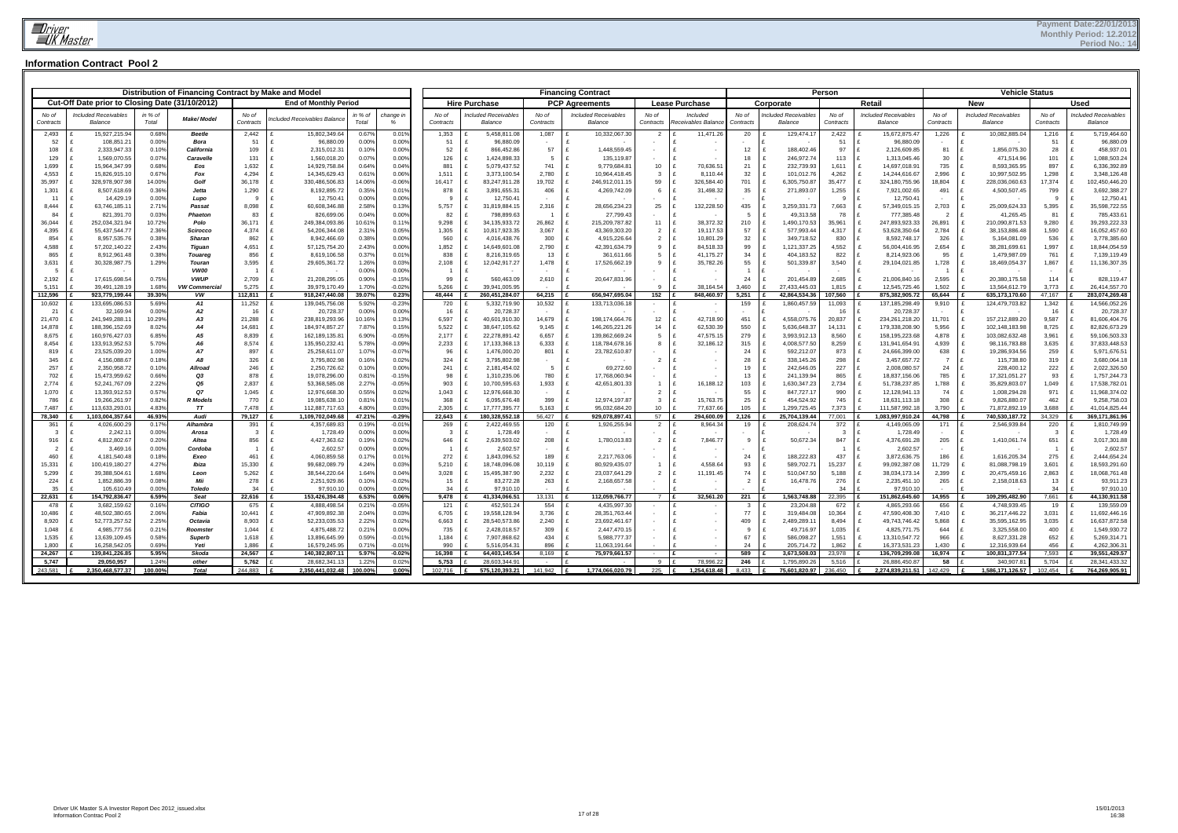## Information Contract Pool 2

| Distribution of Financing Contract by Make and Model | | | | | | | | Financing Contract | | | | | | Person | | | | Vehicle Status | | | |
|---|---|---|---|---|---|---|---|---|---|---|---|---|---|---|---|---|---|---|---|---|---|
| Cut-Off Date prior to Closing Date (31/10/2012) | | | | End of Monthly Period | | | | Hire Purchase | | PCP Agreements | | Lease Purchase | | Corporate | | Retail | | New | | Used | |
| No of Contracts | Included Receivables Balance | in % of Total | Make/ Model | No of Contracts | Included Receivables Balance | in % of Total | change in % | No of Contracts | Included Receivables Balance | No of Contracts | Included Receivables Balance | No of Contracts | Included Receivables Balance | No of Contracts | Included Receivables Balance | No of Contracts | Included Receivables Balance | No of Contracts | Included Receivables Balance | No of Contracts | Included Receivables Balance |
| 2,493 | £ 15,927,215.94 | 0.68% | Beetle | 2,442 | £ 15,802,349.64 | 0.67% | 0.01% | 1,353 | £ 5,458,811.08 | 1,087 | £ 10,332,067.30 | 2 | £ 11,471.26 | 20 | £ 129,474.17 | 2,422 | £ 15,672,875.47 | 1,226 | £ 10,082,885.04 | 1,216 | £ 5,719,464.60 |
| 52 | £ 108,851.21 | 0.00% | Bora | 51 | £ 96,880.09 | 0.00% | 0.00% | 51 | £ 96,880.09 | - | £ - | - | £ - | - | £ - | 51 | £ 96,880.09 | - | £ - | 51 | £ 96,880.09 |
| 108 | £ 2,333,947.33 | 0.10% | California | 109 | £ 2,315,012.31 | 0.10% | 0.00% | 52 | £ 866,452.86 | 57 | £ 1,448,559.45 | - | £ - | 12 | £ 188,402.46 | 97 | £ 2,126,609.85 | 81 | £ 1,856,075.30 | 28 | £ 458,937.01 |
| 129 | £ 1,569,070.55 | 0.07% | Caravelle | 131 | £ 1,560,018.20 | 0.07% | 0.00% | 126 | £ 1,424,898.33 | 5 | £ 135,119.87 | - | £ - | 18 | £ 246,972.74 | 113 | £ 1,313,045.46 | 30 | £ 471,514.96 | 101 | £ 1,088,503.24 |
| 1,699 | £ 15,964,347.99 | 0.68% | Eos | 1,632 | £ 14,929,758.84 | 0.64% | 0.04% | 881 | £ 5,079,437.52 | 741 | £ 9,779,684.81 | 10 | £ 70,636.51 | 21 | £ 232,739.93 | 1,611 | £ 14,697,018.91 | 735 | £ 8,593,365.95 | 897 | £ 6,336,392.89 |
| 4,553 | £ 15,826,915.10 | 0.67% | Fox | 4,294 | £ 14,345,629.43 | 0.61% | 0.06% | 1,511 | £ 3,373,100.54 | 2,780 | £ 10,964,418.45 | 3 | £ 8,110.44 | 32 | £ 101,012.76 | 4,262 | £ 14,244,616.67 | 2,996 | £ 10,997,502.95 | 1,298 | £ 3,348,126.48 |
| 35,997 | £ 328,978,907.98 | 14.00% | Golf | 36,178 | £ 330,486,506.83 | 14.06% | -0.06% | 16,417 | £ 83,247,911.25 | 19,702 | £ 246,912,011.15 | 59 | £ 326,584.40 | 701 | £ 6,305,750.87 | 35,477 | £ 324,180,755.96 | 18,804 | £ 228,036,060.63 | 17,374 | £ 102,450,446.20 |
| 1,301 | £ 8,507,618.69 | 0.36% | Jetta | 1,290 | £ 8,192,895.72 | 0.35% | 0.01% | 878 | £ 3,891,655.31 | 406 | £ 4,269,742.09 | 6 | £ 31,498.32 | 35 | £ 271,893.07 | 1,255 | £ 7,921,002.65 | 491 | £ 4,500,507.45 | 799 | £ 3,692,388.27 |
| 11 | £ 14,429.19 | 0.00% | Lupo | 9 | £ 12,750.41 | 0.00% | 0.00% | 9 | £ 12,750.41 | - | £ - | - | £ - | - | £ - | 9 | £ 12,750.41 | - | £ - | 9 | £ 12,750.41 |
| 8,444 | £ 63,746,185.11 | 2.71% | Passat | 8,098 | £ 60,608,346.88 | 2.58% | 0.13% | 5,757 | £ 31,819,884.15 | 2,316 | £ 28,656,234.23 | 25 | £ 132,228.50 | 435 | £ 3,259,331.73 | 7,663 | £ 57,349,015.15 | 2,703 | £ 25,009,624.33 | 5,395 | £ 35,598,722.55 |
| 84 | £ 821,391.70 | 0.03% | Phaeton | 83 | £ 826,699.06 | 0.04% | 0.00% | 82 | £ 798,899.63 | 1 | £ 27,799.43 | - | £ - | 5 | £ 49,313.58 | 78 | £ 777,385.48 | 2 | £ 41,265.45 | 81 | £ 785,433.61 |
| 36,044 | £ 252,034,321.94 | 10.72% | Polo | 36,171 | £ 249,384,093.86 | 10.61% | 0.11% | 9,298 | £ 34,135,933.72 | 26,862 | £ 215,209,787.82 | 11 | £ 38,372.32 | 210 | £ 1,490,170.53 | 35,961 | £ 247,893,923.33 | 26,891 | £ 210,090,871.53 | 9,280 | £ 39,293,222.33 |
| 4,395 | £ 55,437,544.77 | 2.36% | Scirocco | 4,374 | £ 54,206,344.08 | 2.31% | 0.05% | 1,305 | £ 10,817,923.35 | 3,067 | £ 43,369,303.20 | 2 | £ 19,117.53 | 57 | £ 577,993.44 | 4,317 | £ 53,628,350.64 | 2,784 | £ 38,153,886.48 | 1,590 | £ 16,052,457.60 |
| 854 | £ 8,957,535.76 | 0.38% | Sharan | 862 | £ 8,942,466.69 | 0.38% | 0.00% | 560 | £ 4,016,438.76 | 300 | £ 4,915,226.64 | 2 | £ 10,801.29 | 32 | £ 349,718.52 | 830 | £ 8,592,748.17 | 326 | £ 5,164,081.09 | 536 | £ 3,778,385.60 |
| 4,588 | £ 57,202,140.22 | 2.43% | Tiguan | 4,651 | £ 57,125,754.20 | 2.43% | 0.00% | 1,852 | £ 14,649,601.08 | 2,790 | £ 42,391,634.79 | 9 | £ 84,518.33 | 99 | £ 1,121,337.25 | 4,552 | £ 56,004,416.95 | 2,654 | £ 38,281,699.61 | 1,997 | £ 18,844,054.59 |
| 865 | £ 8,912,961.48 | 0.38% | Touareg | 856 | £ 8,619,106.58 | 0.37% | 0.01% | 838 | £ 8,216,319.65 | 13 | £ 361,611.66 | 5 | £ 41,175.27 | 34 | £ 404,183.52 | 822 | £ 8,214,923.06 | 95 | £ 1,479,987.09 | 761 | £ 7,139,119.49 |
| 3,631 | £ 30,328,987.75 | 1.29% | Touran | 3,595 | £ 29,605,361.72 | 1.26% | 0.03% | 2,108 | £ 12,042,917.27 | 1,478 | £ 17,526,662.19 | 9 | £ 35,782.26 | 55 | £ 501,339.87 | 3,540 | £ 29,104,021.85 | 1,728 | £ 18,469,054.37 | 1,867 | £ 11,136,307.35 |
| 5 | £ - | | VW00 | 1 | £ - | 0.00% | 0.00% | 1 | £ - | - | £ - | - | £ - | 1 | £ - | - | £ - | 1 | £ - | - | £ - |
| 2,192 | £ 17,615,698.54 | 0.75% | VWUP | 2,709 | £ 21,208,295.05 | 0.90% | -0.15% | 99 | £ 560,463.09 | 2,610 | £ 20,647,831.96 | - | £ - | 24 | £ 201,454.89 | 2,685 | £ 21,006,840.16 | 2,595 | £ 20,380,175.58 | 114 | £ 828,119.47 |
| 5,151 | £ 39,491,128.19 | 1.68% | VW Commercial | 5,275 | £ 39,979,170.49 | 1.70% | -0.02% | 5,266 | £ 39,941,005.95 | - | £ - | 9 | £ 38,164.54 | 3,460 | £ 27,433,445.03 | 1,815 | £ 12,545,725.46 | 1,502 | £ 13,564,612.79 | 3,773 | £ 26,414,557.70 |
| **112,596** | **£ 923,779,199.44** | **39.30%** | **VW** | **112,811** | **£ 918,247,440.08** | **39.07%** | **0.23%** | **48,444** | **£ 260,451,284.07** | **64,215** | **£ 656,947,695.04** | **152** | **£ 848,460.97** | **5,251** | **£ 42,864,534.36** | **107,560** | **£ 875,382,905.72** | **65,644** | **£ 635,173,170.60** | **47,167** | **£ 283,074,269.48** |
| 10,602 | £ 133,695,086.53 | 5.69% | A1 | 11,252 | £ 139,045,756.08 | 5.92% | -0.23% | 720 | £ 5,332,719.90 | 10,532 | £ 133,713,036.18 | - | £ - | 159 | £ 1,860,457.59 | 11,093 | £ 137,185,298.49 | 9,910 | £ 124,479,703.82 | 1,342 | £ 14,566,052.26 |
| 21 | £ 32,169.94 | 0.00% | A2 | 16 | £ 20,728.37 | 0.00% | 0.00% | 16 | £ 20,728.37 | - | £ - | - | £ - | - | £ - | 16 | £ 20,728.37 | - | £ - | 16 | £ 20,728.37 |
| 21,470 | £ 241,949,288.11 | 10.29% | A3 | 21,288 | £ 238,819,293.96 | 10.16% | 0.13% | 6,597 | £ 40,601,910.30 | 14,679 | £ 198,174,664.76 | 12 | £ 42,718.90 | 451 | £ 4,558,075.76 | 20,837 | £ 234,261,218.20 | 11,701 | £ 157,212,889.20 | 9,587 | £ 81,606,404.76 |
| 14,878 | £ 188,396,152.69 | 8.02% | A4 | 14,681 | £ 184,974,857.27 | 7.87% | 0.15% | 5,522 | £ 38,647,105.62 | 9,145 | £ 146,265,221.26 | 14 | £ 62,530.39 | 550 | £ 5,636,648.37 | 14,131 | £ 179,338,208.90 | 5,956 | £ 102,148,183.98 | 8,725 | £ 82,826,673.29 |
| 8,675 | £ 160,976,427.03 | 6.85% | A5 | 8,839 | £ 162,189,135.81 | 6.90% | -0.05% | 2,177 | £ 22,278,891.42 | 6,657 | £ 139,862,669.24 | 5 | £ 47,575.15 | 279 | £ 3,993,912.13 | 8,560 | £ 158,195,223.68 | 4,878 | £ 103,082,632.48 | 3,961 | £ 59,106,503.33 |
| 8,454 | £ 133,913,952.53 | 5.70% | A6 | 8,574 | £ 135,950,232.41 | 5.78% | -0.09% | 2,233 | £ 17,133,368.13 | 6,333 | £ 118,784,678.16 | 8 | £ 32,186.12 | 315 | £ 4,008,577.50 | 8,259 | £ 131,941,654.91 | 4,939 | £ 98,116,783.88 | 3,635 | £ 37,833,448.53 |
| 819 | £ 23,525,039.20 | 1.00% | A7 | 897 | £ 25,258,611.07 | 1.07% | -0.07% | 96 | £ 1,476,000.20 | 801 | £ 23,782,610.87 | - | £ - | 24 | £ 592,212.07 | 873 | £ 24,666,399.00 | 638 | £ 19,286,934.56 | 259 | £ 5,971,676.51 |
| 345 | £ 4,156,088.67 | 0.18% | A8 | 326 | £ 3,795,802.98 | 0.16% | 0.02% | 324 | £ 3,795,802.98 | - | £ - | 2 | £ - | 28 | £ 338,145.26 | 298 | £ 3,457,657.72 | 7 | £ 115,738.80 | 319 | £ 3,680,064.18 |
| 257 | £ 2,350,958.72 | 0.10% | Allroad | 246 | £ 2,250,726.62 | 0.10% | 0.00% | 241 | £ 2,181,454.02 | 5 | £ 69,272.60 | - | £ - | 19 | £ 242,646.05 | 227 | £ 2,008,080.57 | 24 | £ 228,400.12 | 222 | £ 2,022,326.50 |
| 702 | £ 15,473,959.62 | 0.66% | Q3 | 878 | £ 19,078,296.00 | 0.81% | -0.15% | 98 | £ 1,310,235.06 | 780 | £ 17,768,060.94 | - | £ - | 13 | £ 241,139.94 | 865 | £ 18,837,156.06 | 785 | £ 17,321,051.27 | 93 | £ 1,757,244.73 |
| 2,774 | £ 52,241,767.09 | 2.22% | Q5 | 2,837 | £ 53,368,585.08 | 2.27% | -0.05% | 903 | £ 10,700,595.63 | 1,933 | £ 42,651,801.33 | 1 | £ 16,188.12 | 103 | £ 1,630,347.23 | 2,734 | £ 51,738,237.85 | 1,788 | £ 35,829,803.07 | 1,049 | £ 17,538,782.01 |
| 1,070 | £ 13,393,912.53 | 0.57% | Q7 | 1,045 | £ 12,976,668.30 | 0.55% | 0.02% | 1,043 | £ 12,976,668.30 | - | £ - | 2 | £ - | 55 | £ 847,727.17 | 990 | £ 12,128,941.13 | 74 | £ 1,008,294.28 | 971 | £ 11,968,374.02 |
| 786 | £ 19,266,261.97 | 0.82% | R Models | 770 | £ 19,085,638.10 | 0.81% | 0.01% | 368 | £ 6,095,676.48 | 399 | £ 12,974,197.87 | 3 | £ 15,763.75 | 25 | £ 454,524.92 | 745 | £ 18,631,113.18 | 308 | £ 9,826,880.07 | 462 | £ 9,258,758.03 |
| 7,487 | £ 113,633,293.01 | 4.83% | TT | 7,478 | £ 112,887,717.63 | 4.80% | 0.03% | 2,305 | £ 17,777,395.77 | 5,163 | £ 95,032,684.20 | 10 | £ 77,637.66 | 105 | £ 1,299,725.45 | 7,373 | £ 111,587,992.18 | 3,790 | £ 71,872,892.19 | 3,688 | £ 41,014,825.44 |
| **78,340** | **£ 1,103,004,357.64** | **46.93%** | **Audi** | **79,127** | **£ 1,109,702,049.68** | **47.21%** | **-0.29%** | **22,643** | **£ 180,328,552.18** | **56,427** | **£ 929,078,897.41** | **57** | **£ 294,600.09** | **2,126** | **£ 25,704,139.44** | **77,001** | **£ 1,083,997,910.24** | **44,798** | **£ 740,530,187.72** | **34,329** | **£ 369,171,861.96** |
| 361 | £ 4,026,600.29 | 0.17% | Alhambra | 391 | £ 4,357,689.83 | 0.19% | -0.01% | 269 | £ 2,422,469.55 | 120 | £ 1,926,255.94 | 2 | £ 8,964.34 | 19 | £ 208,624.74 | 372 | £ 4,149,065.09 | 171 | £ 2,546,939.84 | 220 | £ 1,810,749.99 |
| 3 | £ 2,242.11 | 0.00% | Arosa | 3 | £ 1,728.49 | 0.00% | 0.00% | 3 | £ 1,728.49 | - | £ - | - | £ - | - | £ - | 3 | £ 1,728.49 | - | £ - | 3 | £ 1,728.49 |
| 916 | £ 4,812,802.67 | 0.20% | Altea | 856 | £ 4,427,363.62 | 0.19% | 0.02% | 646 | £ 2,639,503.02 | 208 | £ 1,780,013.83 | 2 | £ 7,846.77 | 9 | £ 50,672.34 | 847 | £ 4,376,691.28 | 205 | £ 1,410,061.74 | 651 | £ 3,017,301.88 |
| 2 | £ 3,469.16 | 0.00% | Cordoba | 1 | £ 2,602.57 | 0.00% | 0.00% | 1 | £ 2,602.57 | - | £ - | - | £ - | - | £ - | 1 | £ 2,602.57 | - | £ - | 1 | £ 2,602.57 |
| 460 | £ 4,181,540.48 | 0.18% | Exeo | 461 | £ 4,060,859.58 | 0.17% | 0.01% | 272 | £ 1,843,096.52 | 189 | £ 2,217,763.06 | - | £ - | 24 | £ 188,222.83 | 437 | £ 3,872,636.75 | 186 | £ 1,616,205.34 | 275 | £ 2,444,654.24 |
| 15,331 | £ 100,419,180.27 | 4.27% | Ibiza | 15,330 | £ 99,682,089.79 | 4.24% | 0.03% | 5,210 | £ 18,748,096.08 | 10,119 | £ 80,929,435.07 | 1 | £ 4,558.64 | 93 | £ 589,702.71 | 15,237 | £ 99,092,387.08 | 11,729 | £ 81,088,798.19 | 3,601 | £ 18,593,291.60 |
| 5,299 | £ 39,388,504.61 | 1.68% | Leon | 5,262 | £ 38,544,220.64 | 1.64% | 0.04% | 3,028 | £ 15,495,387.90 | 2,232 | £ 23,037,641.29 | 2 | £ 11,191.45 | 74 | £ 510,047.50 | 5,188 | £ 38,034,173.14 | 2,399 | £ 20,475,459.16 | 2,863 | £ 18,068,761.48 |
| 224 | £ 1,852,886.39 | 0.08% | Mii | 278 | £ 2,251,929.86 | 0.10% | -0.02% | 15 | £ 83,272.28 | 263 | £ 2,168,657.58 | - | £ - | 2 | £ 16,478.76 | 276 | £ 2,235,451.10 | 265 | £ 2,158,018.63 | 13 | £ 93,911.23 |
| 35 | £ 105,610.49 | 0.00% | Toledo | 34 | £ 97,910.10 | 0.00% | 0.00% | 34 | £ 97,910.10 | - | £ - | - | £ - | - | £ - | 34 | £ 97,910.10 | - | £ - | 34 | £ 97,910.10 |
| **22,631** | **£ 154,792,836.47** | **6.59%** | **Seat** | **22,616** | **£ 153,426,394.48** | **6.53%** | **0.06%** | **9,478** | **£ 41,334,066.51** | **13,131** | **£ 112,059,766.77** | **7** | **£ 32,561.20** | **221** | **£ 1,563,748.88** | **22,395** | **£ 151,862,645.60** | **14,955** | **£ 109,295,482.90** | **7,661** | **£ 44,130,911.58** |
| 478 | £ 3,682,159.62 | 0.16% | CITIGO | 675 | £ 4,888,498.54 | 0.21% | -0.05% | 121 | £ 452,501.24 | 554 | £ 4,435,997.30 | - | £ - | 3 | £ 23,204.88 | 672 | £ 4,865,293.66 | 656 | £ 4,748,939.45 | 19 | £ 139,559.09 |
| 10,486 | £ 48,502,380.65 | 2.06% | Fabia | 10,441 | £ 47,909,892.38 | 2.04% | 0.03% | 6,705 | £ 19,558,128.94 | 3,736 | £ 28,351,763.44 | - | £ - | 77 | £ 319,484.08 | 10,364 | £ 47,590,408.30 | 7,410 | £ 36,217,446.22 | 3,031 | £ 11,692,446.16 |
| 8,920 | £ 52,773,257.52 | 2.25% | Octavia | 8,903 | £ 52,233,035.53 | 2.22% | 0.02% | 6,663 | £ 28,540,573.86 | 2,240 | £ 23,692,461.67 | - | £ - | 409 | £ 2,489,289.11 | 8,494 | £ 49,743,746.42 | 5,868 | £ 35,595,162.95 | 3,035 | £ 16,637,872.58 |
| 1,048 | £ 4,985,777.56 | 0.21% | Roomster | 1,044 | £ 4,875,488.72 | 0.21% | 0.00% | 735 | £ 2,428,018.57 | 309 | £ 2,447,470.15 | - | £ - | 9 | £ 49,716.97 | 1,035 | £ 4,825,771.75 | 644 | £ 3,325,558.00 | 400 | £ 1,549,930.72 |
| 1,535 | £ 13,639,109.45 | 0.58% | Superb | 1,618 | £ 13,896,645.99 | 0.59% | -0.01% | 1,184 | £ 7,907,868.62 | 434 | £ 5,988,777.37 | - | £ - | 67 | £ 586,098.27 | 1,551 | £ 13,310,547.72 | 966 | £ 8,627,331.28 | 652 | £ 5,269,314.71 |
| 1,800 | £ 16,258,542.05 | 0.69% | Yeti | 1,886 | £ 16,579,245.95 | 0.71% | -0.01% | 990 | £ 5,516,054.31 | 896 | £ 11,063,191.64 | - | £ - | 24 | £ 205,714.72 | 1,862 | £ 16,373,531.23 | 1,430 | £ 12,316,939.64 | 456 | £ 4,262,306.31 |
| **24,267** | **£ 139,841,226.85** | **5.95%** | **Skoda** | **24,567** | **£ 140,382,807.11** | **5.97%** | **-0.02%** | **16,398** | **£ 64,403,145.54** | **8,169** | **£ 75,979,661.57** | **-** | **£ -** | **589** | **£ 3,673,508.03** | **23,978** | **£ 136,709,299.08** | **16,974** | **£ 100,831,377.54** | **7,593** | **£ 39,551,429.57** |
| **5,747** | **29,050,957** | **1.24%** | **other** | **5,762** | **£ 28,682,341.13** | **1.22%** | **0.02%** | **5,753** | **£ 28,603,344.91** | **-** | **£ -** | **9** | **£ 78,996.22** | **246** | **£ 1,795,890.26** | **5,516** | **£ 26,886,450.87** | **58** | **£ 340,907.81** | **5,704** | **£ 28,341,433.32** |
| **243,581** | **£ 2,350,468,577.37** | **100.00%** | **Total** | **244,883** | **£ 2,350,441,032.48** | **100.00%** | **0.00%** | **102,716** | **£ 575,120,393.21** | **141,942** | **£ 1,774,066,020.79** | **225** | **£ 1,254,618.48** | **8,433** | **£ 75,601,820.97** | **236,450** | **£ 2,274,839,211.51** | **142,429** | **£ 1,586,171,126.57** | **102,454** | **£ 764,269,905.91** |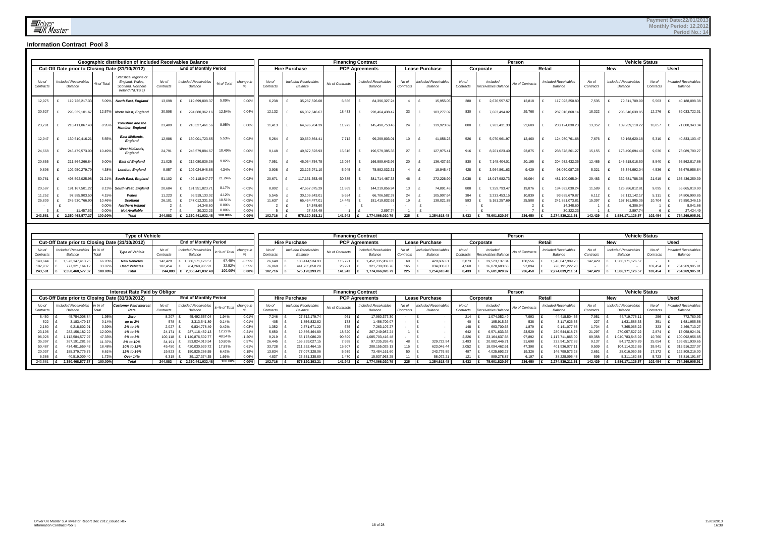## Information Contract Pool 3

### Geographic distribution of Included Receivables Balance

| Cut-Off Date prior to Closing Date (31/10/2012) | | | | End of Monthly Period | | | | Financing Contract | | | | | | Person | | | | Vehicle Status | | | |
|---|---|---|---|---|---|---|---|---|---|---|---|---|---|---|---|---|---|---|---|---|---|
| | | | | | | | | Hire Purchase | | PCP Agreements | | Lease Purchase | | Corporate | | Retail | | New | | Used | |
| No of Contracts | Included Receivables Balance | % of Total | Statistical regions of England, Wales, Scotland, Northern Ireland (NUTS 1) | No of Contracts | Included Receivables Balance | % of Total | change in % | No of Contracts | Included Receivables Balance | No of Contracts | Included Receivables Balance | No of Contracts | Included Receivables Balance | No of Contracts | Included Receivables Balance | No of Contracts | Included Receivables Balance | No of Contracts | Included Receivables Balance | No of Contracts | Included Receivables Balance |
| 12,975 | £ 119,726,217.33 | 5.09% | North East, England | 13,098 | £ 119,699,808.37 | 5.09% | 0.00% | 6,238 | £ 35,287,526.08 | 6,856 | £ 84,396,327.24 | 4 | £ 15,955.05 | 280 | £ 2,676,557.57 | 12,818 | £ 117,023,250.80 | 7,535 | £ 79,511,709.99 | 5,563 | £ 40,188,098.38 |
| 30,527 | £ 295,539,101.67 | 12.57% | North West, England | 30,598 | £ 294,680,362.16 | 12.54% | 0.04% | 12,132 | £ 66,032,646.67 | 18,433 | £ 228,464,438.47 | 33 | £ 183,277.02 | 830 | £ 7,663,494.02 | 29,768 | £ 287,016,868.14 | 18,322 | £ 205,646,639.85 | 12,276 | £ 89,033,722.31 |
| 23,281 | £ 210,411,067.40 | 8.95% | Yorkshire and the Humber, England | 23,409 | £ 210,327,461.56 | 8.95% | 0.00% | 11,413 | £ 64,696,784.39 | 11,972 | £ 145,490,753.48 | 24 | £ 139,923.69 | 800 | £ 7,203,431.33 | 22,609 | £ 203,124,030.23 | 13,352 | £ 139,239,118.22 | 10,057 | £ 71,088,343.34 |
| 12,947 | £ 130,510,416.21 | 5.55% | East Midlands, England | 12,986 | £ 130,001,723.65 | 5.53% | 0.02% | 5,264 | £ 30,660,864.41 | 7,712 | £ 99,299,803.01 | 10 | £ 41,056.23 | 526 | £ 5,070,961.97 | 12,460 | £ 124,930,761.68 | 7,676 | £ 89,168,620.18 | 5,310 | £ 40,833,103.47 |
| 24,668 | £ 246,479,573.00 | 10.49% | West Midlands, England | 24,791 | £ 246,579,884.67 | 10.49% | 0.00% | 9,148 | £ 49,872,523.93 | 15,616 | £ 196,579,385.33 | 27 | £ 127,975.41 | 916 | £ 8,201,623.40 | 23,875 | £ 238,378,261.27 | 15,155 | £ 173,490,094.40 | 9,636 | £ 73,089,790.27 |
| 20,855 | £ 211,564,266.84 | 9.00% | East of England | 21,025 | £ 212,080,836.36 | 9.02% | -0.02% | 7,951 | £ 45,054,754.78 | 13,054 | £ 166,889,643.96 | 20 | £ 136,437.62 | 830 | £ 7,148,404.01 | 20,195 | £ 204,932,432.35 | 12,485 | £ 145,518,018.50 | 8,540 | £ 66,562,817.86 |
| 9,896 | £ 102,950,279.79 | 4.38% | London, England | 9,857 | £ 102,024,948.88 | 4.34% | 0.04% | 3,908 | £ 23,123,971.10 | 5,945 | £ 78,882,032.31 | 4 | £ 18,945.47 | 428 | £ 3,964,861.63 | 9,429 | £ 98,060,087.25 | 5,321 | £ 65,344,992.04 | 4,536 | £ 36,679,956.84 |
| 50,781 | £ 498,592,025.98 | 21.21% | South East, England | 51,102 | £ 499,118,047.77 | 21.24% | -0.02% | 20,671 | £ 117,131,353.45 | 30,385 | £ 381,714,467.33 | 46 | £ 272,226.99 | 2,038 | £ 18,017,982.73 | 49,064 | £ 481,100,065.04 | 29,483 | £ 332,681,788.38 | 21,619 | £ 166,436,259.39 |
| 20,587 | £ 191,167,501.22 | 8.13% | South West, England | 20,684 | £ 191,951,823.71 | 8.17% | -0.03% | 8,802 | £ 47,657,075.29 | 11,869 | £ 144,219,856.94 | 13 | £ 74,891.48 | 808 | £ 7,259,793.47 | 19,876 | £ 184,692,030.24 | 11,589 | £ 126,286,812.81 | 9,095 | £ 65,665,010.90 |
| 11,252 | £ 97,585,903.50 | 4.15% | Wales | 11,223 | £ 96,919,133.02 | 4.12% | 0.03% | 5,545 | £ 30,106,643.01 | 5,654 | £ 66,706,582.37 | 24 | £ 105,907.64 | 384 | £ 3,233,453.15 | 10,839 | £ 93,685,679.87 | 6,112 | £ 62,112,142.17 | 5,111 | £ 34,806,990.85 |
| 25,809 | £ 245,930,766.90 | 10.46% | Scotland | 26,101 | £ 247,012,331.50 | 10.51% | -0.05% | 11,637 | £ 65,454,477.01 | 14,445 | £ 181,419,832.61 | 19 | £ 138,021.88 | 593 | £ 5,161,257.69 | 25,508 | £ 241,851,073.81 | 15,397 | £ 167,161,985.35 | 10,704 | £ 79,850,346.15 |
| - | £ - | 0.00% | Northern Ireland | 2 | £ 14,348.60 | 0.00% | 0.00% | 2 | £ 14,348.60 | - | £ - | - | £ - | - | £ - | 2 | £ 14,348.60 | 1 | £ 6,306.94 | 1 | £ 8,041.66 |
| 3 | £ 11,457.53 | 0.00% | Not Available | 7 | £ 30,322.23 | 0.00% | 0.00% | 5 | £ 27,424.49 | 1 | £ 2,897.74 | 1 | £ - | - | £ - | 7 | £ 30,322.23 | 1 | £ 2,897.74 | 6 | £ 27,424.49 |
| **243,581** | **£ 2,350,468,577.37** | **100.00%** | **Total** | **244,883** | **£ 2,350,441,032.48** | **100.00%** | **0.00%** | **102,716** | **£ 575,120,393.21** | **141,942** | **£ 1,774,066,020.79** | **225** | **£ 1,254,618.48** | **8,433** | **£ 75,601,820.97** | **236,450** | **£ 2,274,839,211.51** | **142,429** | **£ 1,586,171,126.57** | **102,454** | **£ 764,269,905.91** |

### Type of Vehicle

| Cut-Off Date prior to Closing Date (31/10/2012) | | | | End of Monthly Period | | | | Financing Contract | | | | | | Person | | | | Vehicle Status | | | |
|---|---|---|---|---|---|---|---|---|---|---|---|---|---|---|---|---|---|---|---|---|---|
| | | | | | | | | Hire Purchase | | PCP Agreements | | Lease Purchase | | Corporate | | Retail | | New | | Used | |
| No of Contracts | Included Receivables Balance | in % of Total | Type of Vehicle | No of Contracts | Included Receivables Balance | in % of Total | change in % | No of Contracts | Included Receivables Balance | No of Contracts | Included Receivables Balance | No of Contracts | Included Receivables Balance | No of Contracts | Included Receivables Balance | No of Contracts | Included Receivables Balance | No of Contracts | Included Receivables Balance | No of Contracts | Included Receivables Balance |
| 140,644 | £ 1,573,147,413.25 | 66.93% | New Vehicles | 142,429 | £ 1,586,171,126.57 | 67.48% | -0.55% | 26,648 | £ 133,414,534.93 | 115,721 | £ 1,452,335,982.03 | 60 | £ 420,609.61 | 3,873 | £ 39,523,137.34 | 138,556 | £ 1,546,647,989.23 | 142,429 | £ 1,586,171,126.57 | - | £ - |
| 102,937 | £ 777,321,164.12 | 33.07% | Used Vehicles | 102,454 | £ 764,269,905.91 | 32.52% | 0.55% | 76,068 | £ 441,705,858.28 | 26,221 | £ 321,730,038.76 | 165 | £ 834,008.87 | 4,560 | £ 36,078,683.63 | 97,894 | £ 728,191,222.28 | - | £ - | 102,454 | £ 764,269,905.91 |
| **243,581** | **£ 2,350,468,577.37** | **100.00%** | **Total** | **244,883** | **£ 2,350,441,032.48** | **100.00%** | **0.00%** | **102,716** | **£ 575,120,393.21** | **141,942** | **£ 1,774,066,020.79** | **225** | **£ 1,254,618.48** | **8,433** | **£ 75,601,820.97** | **236,450** | **£ 2,274,839,211.51** | **142,429** | **£ 1,586,171,126.57** | **102,454** | **£ 764,269,905.91** |

### Interest Rate Paid by Obligor

| Cut-Off Date prior to Closing Date (31/10/2012) | | | | End of Monthly Period | | | | Financing Contract | | | | | | Person | | | | Vehicle Status | | | |
|---|---|---|---|---|---|---|---|---|---|---|---|---|---|---|---|---|---|---|---|---|---|
| | | | | | | | | Hire Purchase | | PCP Agreements | | Lease Purchase | | Corporate | | Retail | | New | | Used | |
| No of Contracts | Included Receivables Balance | in % of Total | Customer Paid Interest Rate | No of Contracts | Included Receivables Balance | in % of Total | change in % | No of Contracts | Included Receivables Balance | No of Contracts | Included Receivables Balance | No of Contracts | Included Receivables Balance | No of Contracts | Included Receivables Balance | No of Contracts | Included Receivables Balance | No of Contracts | Included Receivables Balance | No of Contracts | Included Receivables Balance |
| 8,450 | £ 45,754,008.84 | 1.95% | Zero | 8,207 | £ 45,492,557.04 | 1.94% | 0.01% | 7,246 | £ 27,512,179.74 | 961 | £ 17,980,377.30 | - | £ - | 214 | £ 1,074,052.49 | 7,993 | £ 44,418,504.55 | 7,951 | £ 44,719,776.11 | 256 | £ 772,780.93 |
| 522 | £ 3,183,479.17 | 0.14% | up to 2% | 578 | £ 3,313,541.89 | 0.14% | -0.01% | 405 | £ 1,856,832.82 | 173 | £ 1,456,709.07 | - | £ - | 40 | £ 195,915.36 | 538 | £ 3,117,626.53 | 227 | £ 1,631,586.33 | 351 | £ 1,681,955.56 |
| 2,180 | £ 9,218,602.91 | 0.39% | 2% to 4% | 2,027 | £ 9,834,778.49 | 0.42% | -0.03% | 1,352 | £ 2,571,671.22 | 675 | £ 7,263,107.27 | - | £ - | 148 | £ 693,700.63 | 1,879 | £ 9,141,077.86 | 1,704 | £ 7,365,065.22 | 323 | £ 2,469,713.27 |
| 23,196 | £ 282,156,182.22 | 12.00% | 4% to 6% | 24,171 | £ 287,116,452.13 | 12.22% | -0.21% | 5,650 | £ 19,866,464.89 | 18,520 | £ 267,249,987.24 | 1 | £ - | 642 | £ 6,571,633.35 | 23,529 | £ 280,544,818.78 | 21,297 | £ 270,057,527.22 | 2,874 | £ 17,058,924.91 |
| 96,926 | £ 1,112,584,577.97 | 47.33% | 6% to 8% | 100,118 | £ 1,140,876,502.77 | 48.54% | -1.20% | 9,219 | £ 55,173,086.29 | 90,899 | £ 1,085,703,416.48 | - | £ - | 2,226 | £ 23,164,637.68 | 97,892 | £ 1,117,711,865.09 | 89,358 | £ 1,040,783,545.92 | 10,760 | £ 100,092,956.85 |
| 35,397 | £ 267,191,281.68 | 11.37% | 8% to 10% | 34,191 | £ 253,824,019.54 | 10.80% | 0.57% | 26,445 | £ 156,259,027.15 | 7,698 | £ 97,235,269.45 | 48 | £ 329,722.94 | 2,493 | £ 20,882,446.71 | 31,698 | £ 232,941,572.83 | 9,137 | £ 84,172,079.89 | 25,054 | £ 169,651,939.65 |
| 50,487 | £ 434,481,650.43 | 18.48% | 10% to 12% | 49,450 | £ 420,030,539.72 | 17.87% | 0.61% | 33,728 | £ 211,252,464.15 | 15,607 | £ 208,155,029.13 | 115 | £ 623,046.44 | 2,052 | £ 18,094,462.61 | 47,398 | £ 401,936,077.11 | 9,509 | £ 104,114,312.65 | 39,941 | £ 315,916,227.07 |
| 20,037 | £ 155,379,775.75 | 6.61% | 12% to 14% | 19,823 | £ 150,825,266.55 | 6.42% | 0.19% | 13,834 | £ 77,097,328.06 | 5,939 | £ 73,484,161.60 | 50 | £ 243,776.89 | 497 | £ 4,025,693.27 | 19,326 | £ 146,799,573.28 | 2,651 | £ 28,016,050.55 | 17,172 | £ 122,809,216.00 |
| 6,386 | £ 40,519,009.40 | 1.72% | Over 14% | 6,318 | £ 39,127,374.35 | 1.66% | 0.06% | 4,837 | £ 23,531,338.89 | 1,470 | £ 15,537,963.25 | 11 | £ 58,072.21 | 121 | £ 899,278.87 | 6,197 | £ 38,228,095.48 | 595 | £ 5,311,182.68 | 5,723 | £ 33,816,191.67 |
| **243,581** | **£ 2,350,468,577.37** | **100.00%** | **Total** | **244,883** | **£ 2,350,441,032.48** | **100.00%** | **0.00%** | **102,716** | **£ 575,120,393.21** | **141,942** | **£ 1,774,066,020.79** | **225** | **£ 1,254,618.48** | **8,433** | **£ 75,601,820.97** | **236,450** | **£ 2,274,839,211.51** | **142,429** | **£ 1,586,171,126.57** | **102,454** | **£ 764,269,905.91** |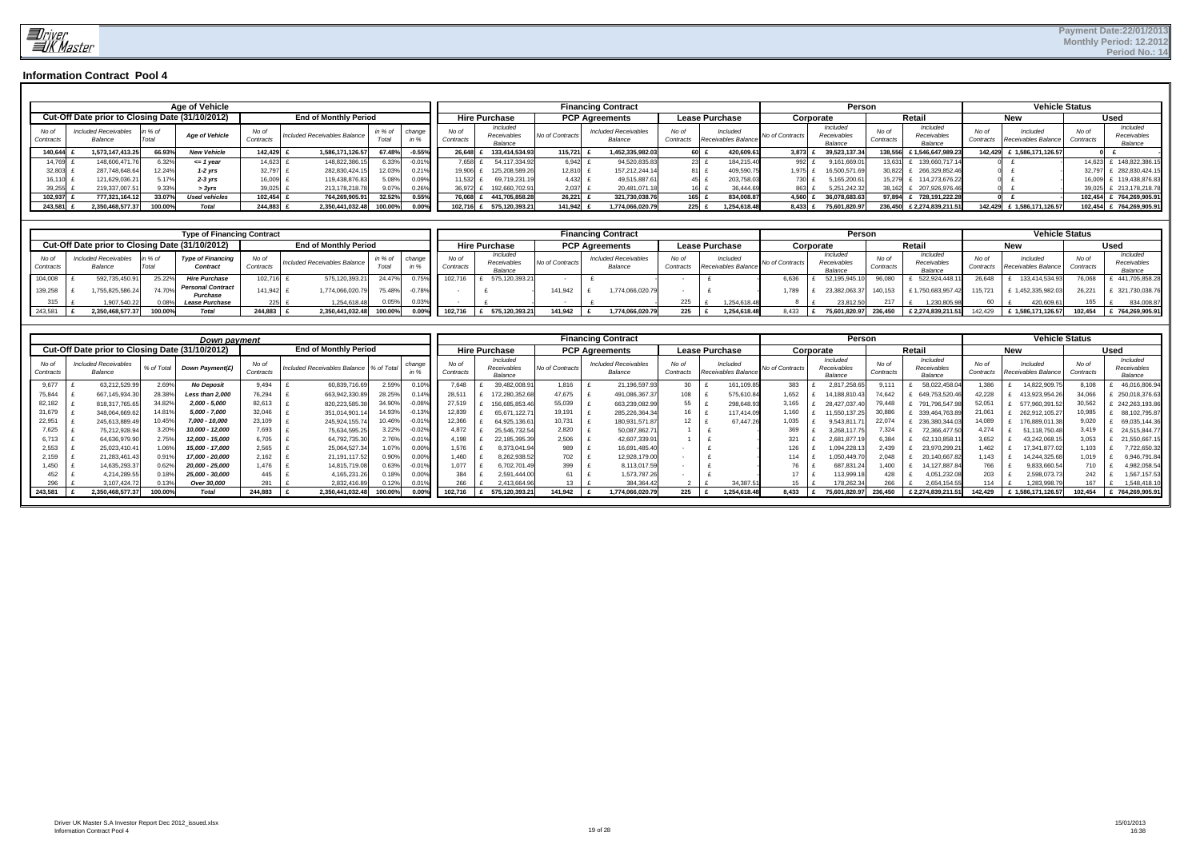Payment Date:22/01/2013
Monthly Period: 12.2012
Period No.: 14

## Information Contract Pool 4

### Age of Vehicle

| Cut-Off Date prior to Closing Date (31/10/2012) | | | | End of Monthly Period | | | | Financing Contract | | | | | | Person | | | | Vehicle Status | | | |
|---|---|---|---|---|---|---|---|---|---|---|---|---|---|---|---|---|---|---|---|---|---|
| | | | | | | | | Hire Purchase | | PCP Agreements | | Lease Purchase | | Corporate | | Retail | | New | | Used | |
| No of Contracts | Included Receivables Balance | in % of Total | Age of Vehicle | No of Contracts | Included Receivables Balance | in % of Total | change in % | No of Contracts | Included Receivables Balance | No of Contracts | Included Receivables Balance | No of Contracts | Included Receivables Balance | No of Contracts | Included Receivables Balance | No of Contracts | Included Receivables Balance | No of Contracts | Included Receivables Balance | No of Contracts | Included Receivables Balance |
| 140,644 | £ 1,573,147,413.25 | 66.93% | New Vehicle | 142,429 | £ 1,586,171,126.57 | 67.48% | -0.55% | 26,648 | £ 133,414,534.93 | 115,721 | £ 1,452,335,982.03 | 60 | £ 420,609.61 | 3,873 | £ 39,523,137.34 | 138,556 | £ 1,546,647,989.23 | 142,429 | £ 1,586,171,126.57 | 0 | £ - |
| 14,769 | £ 148,606,471.76 | 6.32% | <= 1 year | 14,623 | £ 148,822,386.15 | 6.33% | -0.01% | 7,658 | £ 54,117,334.92 | 6,942 | £ 94,520,835.83 | 23 | £ 184,215.40 | 992 | £ 9,161,669.01 | 13,631 | £ 139,660,717.14 | 0 | £ - | 14,623 | £ 148,822,386.15 |
| 32,803 | £ 287,748,648.64 | 12.24% | 1-2 yrs | 32,797 | £ 282,830,424.15 | 12.03% | 0.21% | 19,906 | £ 125,208,589.26 | 12,810 | £ 157,212,244.14 | 81 | £ 409,590.75 | 1,975 | £ 16,500,571.69 | 30,822 | £ 266,329,852.46 | 0 | £ - | 32,797 | £ 282,830,424.15 |
| 16,110 | £ 121,629,036.21 | 5.17% | 2-3 yrs | 16,009 | £ 119,438,876.83 | 5.08% | 0.09% | 11,532 | £ 69,719,231.19 | 4,432 | £ 49,515,887.61 | 45 | £ 203,758.03 | 730 | £ 5,165,200.61 | 15,279 | £ 114,273,676.22 | 0 | £ - | 16,009 | £ 119,438,876.83 |
| 39,255 | £ 219,337,007.51 | 9.33% | > 3yrs | 39,025 | £ 213,178,218.78 | 9.07% | 0.26% | 36,972 | £ 192,660,702.91 | 2,037 | £ 20,481,071.18 | 16 | £ 36,444.69 | 863 | £ 5,251,242.32 | 38,162 | £ 207,926,976.46 | 0 | £ - | 39,025 | £ 213,178,218.78 |
| 102,937 | £ 777,321,164.12 | 33.07% | Used vehicles | 102,454 | £ 764,269,905.91 | 32.52% | 0.55% | 76,068 | £ 441,705,858.28 | 26,221 | £ 321,730,038.76 | 165 | £ 834,008.87 | 4,560 | £ 36,078,683.63 | 97,894 | £ 728,191,222.28 | 0 | £ - | 102,454 | £ 764,269,905.91 |
| 243,581 | £ 2,350,468,577.37 | 100.00% | Total | 244,883 | £ 2,350,441,032.48 | 100.00% | 0.00% | 102,716 | £ 575,120,393.21 | 141,942 | £ 1,774,066,020.79 | 225 | £ 1,254,618.48 | 8,433 | £ 75,601,820.97 | 236,450 | £ 2,274,839,211.51 | 142,429 | £ 1,586,171,126.57 | 102,454 | £ 764,269,905.91 |

### Type of Financing Contract

| Cut-Off Date prior to Closing Date (31/10/2012) | | | | End of Monthly Period | | | | Financing Contract | | | | | | Person | | | | Vehicle Status | | | |
|---|---|---|---|---|---|---|---|---|---|---|---|---|---|---|---|---|---|---|---|---|---|
| | | | | | | | | Hire Purchase | | PCP Agreements | | Lease Purchase | | Corporate | | Retail | | New | | Used | |
| No of Contracts | Included Receivables Balance | in % of Total | Type of Financing Contract | No of Contracts | Included Receivables Balance | in % of Total | change in % | No of Contracts | Included Receivables Balance | No of Contracts | Included Receivables Balance | No of Contracts | Included Receivables Balance | No of Contracts | Included Receivables Balance | No of Contracts | Included Receivables Balance | No of Contracts | Included Receivables Balance | No of Contracts | Included Receivables Balance |
| 104,008 | £ 592,735,450.91 | 25.22% | Hire Purchase | 102,716 | £ 575,120,393.21 | 24.47% | 0.75% | 102,716 | £ 575,120,393.21 | - | £ - | - | £ - | 6,636 | £ 52,195,945.10 | 96,080 | £ 522,924,448.11 | 26,648 | £ 133,414,534.93 | 76,068 | £ 441,705,858.28 |
| 139,258 | £ 1,755,825,586.24 | 74.70% | Personal Contract Purchase | 141,942 | £ 1,774,066,020.79 | 75.48% | -0.78% | - | £ - | 141,942 | £ 1,774,066,020.79 | - | £ - | 1,789 | £ 23,382,063.37 | 140,153 | £ 1,750,683,957.42 | 115,721 | £ 1,452,335,982.03 | 26,221 | £ 321,730,038.76 |
| 315 | £ 1,907,540.22 | 0.08% | Lease Purchase | 225 | £ 1,254,618.48 | 0.05% | 0.03% | - | £ - | - | £ - | 225 | £ 1,254,618.48 | 8 | £ 23,812.50 | 217 | £ 1,230,805.98 | 60 | £ 420,609.61 | 165 | £ 834,008.87 |
| 243,581 | £ 2,350,468,577.37 | 100.00% | Total | 244,883 | £ 2,350,441,032.48 | 100.00% | 0.00% | 102,716 | £ 575,120,393.21 | 141,942 | £ 1,774,066,020.79 | 225 | £ 1,254,618.48 | 8,433 | £ 75,601,820.97 | 236,450 | £ 2,274,839,211.51 | 142,429 | £ 1,586,171,126.57 | 102,454 | £ 764,269,905.91 |

### Down payment

| Cut-Off Date prior to Closing Date (31/10/2012) | | | | End of Monthly Period | | | | Financing Contract | | | | | | Person | | | | Vehicle Status | | | |
|---|---|---|---|---|---|---|---|---|---|---|---|---|---|---|---|---|---|---|---|---|---|
| | | | | | | | | Hire Purchase | | PCP Agreements | | Lease Purchase | | Corporate | | Retail | | New | | Used | |
| No of Contracts | Included Receivables Balance | % of Total | Down Payment(£) | No of Contracts | Included Receivables Balance | % of Total | change in % | No of Contracts | Included Receivables Balance | No of Contracts | Included Receivables Balance | No of Contracts | Included Receivables Balance | No of Contracts | Included Receivables Balance | No of Contracts | Included Receivables Balance | No of Contracts | Included Receivables Balance | No of Contracts | Included Receivables Balance |
| 9,677 | £ 63,212,529.99 | 2.69% | No Deposit | 9,494 | £ 60,839,716.69 | 2.59% | 0.10% | 7,648 | £ 39,482,008.91 | 1,816 | £ 21,196,597.93 | 30 | £ 161,109.85 | 383 | £ 2,817,258.65 | 9,111 | £ 58,022,458.04 | 1,386 | £ 14,822,909.75 | 8,108 | £ 46,016,806.94 |
| 75,844 | £ 667,145,934.30 | 28.38% | Less than 2,000 | 76,294 | £ 663,942,330.89 | 28.25% | 0.14% | 28,511 | £ 172,280,352.68 | 47,675 | £ 491,086,367.37 | 108 | £ 575,610.84 | 1,652 | £ 14,188,810.43 | 74,642 | £ 649,753,520.46 | 42,228 | £ 413,923,954.26 | 34,066 | £ 250,018,376.63 |
| 82,182 | £ 818,317,765.65 | 34.82% | 2,000 - 5,000 | 82,613 | £ 820,223,585.38 | 34.90% | -0.08% | 27,519 | £ 156,685,853.46 | 55,039 | £ 663,239,082.99 | 55 | £ 298,648.93 | 3,165 | £ 28,427,037.40 | 79,448 | £ 791,796,547.98 | 52,051 | £ 577,960,391.52 | 30,562 | £ 242,263,193.86 |
| 31,679 | £ 348,064,669.62 | 14.81% | 5,000 - 7,000 | 32,046 | £ 351,014,901.14 | 14.93% | -0.13% | 12,839 | £ 65,671,122.71 | 19,191 | £ 285,226,364.34 | 16 | £ 117,414.09 | 1,160 | £ 11,550,137.25 | 30,886 | £ 339,464,763.89 | 21,061 | £ 262,912,105.27 | 10,985 | £ 88,102,795.87 |
| 22,951 | £ 245,613,889.49 | 10.45% | 7,000 - 10,000 | 23,109 | £ 245,924,155.74 | 10.46% | -0.01% | 12,366 | £ 64,925,136.61 | 10,731 | £ 180,931,571.87 | 12 | £ 67,447.26 | 1,035 | £ 9,543,811.71 | 22,074 | £ 236,380,344.03 | 14,089 | £ 176,889,011.38 | 9,020 | £ 69,035,144.36 |
| 7,625 | £ 75,212,928.94 | 3.20% | 10,000 - 12,000 | 7,693 | £ 75,634,595.25 | 3.22% | -0.02% | 4,872 | £ 25,546,732.54 | 2,820 | £ 50,087,862.71 | 1 | £ - | 369 | £ 3,268,117.75 | 7,324 | £ 72,366,477.50 | 4,274 | £ 51,118,750.48 | 3,419 | £ 24,515,844.77 |
| 6,713 | £ 64,636,979.90 | 2.75% | 12,000 - 15,000 | 6,705 | £ 64,792,735.30 | 2.76% | -0.01% | 4,198 | £ 22,185,395.39 | 2,506 | £ 42,607,339.91 | 1 | £ - | 321 | £ 2,681,877.19 | 6,384 | £ 62,110,858.11 | 3,652 | £ 43,242,068.15 | 3,053 | £ 21,550,667.15 |
| 2,553 | £ 25,023,410.41 | 1.06% | 15,000 - 17,000 | 2,565 | £ 25,064,527.34 | 1.07% | 0.00% | 1,576 | £ 8,373,041.94 | 989 | £ 16,691,485.40 | - | £ - | 126 | £ 1,094,228.13 | 2,439 | £ 23,970,299.21 | 1,462 | £ 17,341,877.02 | 1,103 | £ 7,722,650.32 |
| 2,159 | £ 21,283,461.43 | 0.91% | 17,000 - 20,000 | 2,162 | £ 21,191,117.52 | 0.90% | 0.00% | 1,460 | £ 8,262,938.52 | 702 | £ 12,928,179.00 | - | £ - | 114 | £ 1,050,449.70 | 2,048 | £ 20,140,667.82 | 1,143 | £ 14,244,325.68 | 1,019 | £ 6,946,791.84 |
| 1,450 | £ 14,635,293.37 | 0.62% | 20,000 - 25,000 | 1,476 | £ 14,815,719.08 | 0.63% | -0.01% | 1,077 | £ 6,702,701.49 | 399 | £ 8,113,017.59 | - | £ - | 76 | £ 687,831.24 | 1,400 | £ 14,127,887.84 | 766 | £ 9,833,660.54 | 710 | £ 4,982,058.54 |
| 452 | £ 4,214,289.55 | 0.18% | 25,000 - 30,000 | 445 | £ 4,165,231.26 | 0.18% | 0.00% | 384 | £ 2,591,444.00 | 61 | £ 1,573,787.26 | - | £ - | 17 | £ 113,999.18 | 428 | £ 4,051,232.08 | 203 | £ 2,598,073.73 | 242 | £ 1,567,157.53 |
| 296 | £ 3,107,424.72 | 0.13% | Over 30,000 | 281 | £ 2,832,416.89 | 0.12% | 0.01% | 266 | £ 2,413,664.96 | 13 | £ 384,364.42 | 2 | £ 34,387.51 | 15 | £ 178,262.34 | 266 | £ 2,654,154.55 | 114 | £ 1,283,998.79 | 167 | £ 1,548,418.10 |
| 243,581 | £ 2,350,468,577.37 | 100.00% | Total | 244,883 | £ 2,350,441,032.48 | 100.00% | 0.00% | 102,716 | £ 575,120,393.21 | 141,942 | £ 1,774,066,020.79 | 225 | £ 1,254,618.48 | 8,433 | £ 75,601,820.97 | 236,450 | £ 2,274,839,211.51 | 142,429 | £ 1,586,171,126.57 | 102,454 | £ 764,269,905.91 |

Driver UK Master S.A Investor Report Dec 2012_issued.xlsx
Information Contract Pool 4

15/01/2013
16:38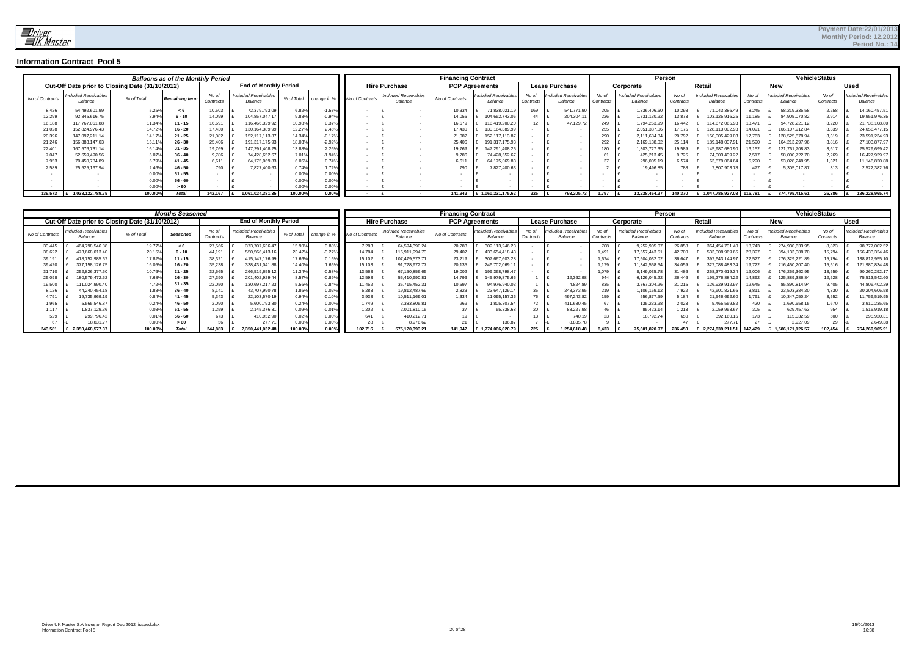# Information Contract Pool 5

| *Balloons as of the Monthly Period* | | | | | | | | | | | | | | | | | | | | | | | |
|---|---|---|---|---|---|---|---|---|---|---|---|---|---|---|---|---|---|---|---|---|---|---|---|
| Cut-Off Date prior to Closing Date (31/10/2012) | | | | End of Monthly Period | | | | Financing Contract | | | | | | Person | | | | VehicleStatus | | | | | |
| | | | | | | | | Hire Purchase | | PCP Agreements | | Lease Purchase | | Corporate | | Retail | | New | | Used | | | |
| No of Contracts | Included Receivables Balance | % of Total | Remaining term | No of Contracts | Included Receivables Balance | % of Total | change in % | No of Contracts | Included Receivables Balance | No of Contracts | Included Receivables Balance | No of Contracts | Included Receivables Balance | No of Contracts | Included Receivables Balance | No of Contracts | Included Receivables Balance | No of Contracts | Included Receivables Balance | No of Contracts | Included Receivables Balance | | |
| 8,426 | 54,492,601.99 | 5.25% | < 6 | 10,503 | £ 72,379,793.09 | 6.82% | -1.57% | - | £ - | 10,334 | £ 71,838,021.19 | 169 | £ 541,771.90 | 205 | £ 1,336,406.60 | 10,298 | £ 71,043,386.49 | 8,245 | £ 58,219,335.58 | 2,258 | £ 14,160,457.51 | | |
| 12,299 | 92,845,616.75 | 8.94% | 6 - 10 | 14,099 | £ 104,857,047.17 | 9.88% | -0.94% | - | £ - | 14,055 | £ 104,652,743.06 | 44 | £ 204,304.11 | 226 | £ 1,731,130.92 | 13,873 | £ 103,125,916.25 | 11,185 | £ 84,905,070.82 | 2,914 | £ 19,951,976.35 | | |
| 16,188 | 117,767,061.88 | 11.34% | 11 - 15 | 16,691 | £ 116,466,329.92 | 10.98% | 0.37% | - | £ - | 16,679 | £ 116,419,200.20 | 12 | £ 47,129.72 | 249 | £ 1,794,263.99 | 16,442 | £ 114,672,065.93 | 13,471 | £ 94,728,221.12 | 3,220 | £ 21,738,108.80 | | |
| 21,028 | 152,824,976.43 | 14.72% | 16 - 20 | 17,430 | £ 130,164,389.99 | 12.27% | 2.45% | - | £ - | 17,430 | £ 130,164,389.99 | - | £ - | 255 | £ 2,051,387.06 | 17,175 | £ 128,113,002.93 | 14,091 | £ 106,107,912.84 | 3,339 | £ 24,056,477.15 | | |
| 20,396 | 147,097,211.14 | 14.17% | 21 - 25 | 21,082 | £ 152,117,113.87 | 14.34% | -0.17% | - | £ - | 21,082 | £ 152,117,113.87 | - | £ - | 290 | £ 2,111,684.84 | 20,792 | £ 150,005,429.03 | 17,763 | £ 128,525,878.94 | 3,319 | £ 23,591,234.93 | | |
| 21,246 | 156,883,147.03 | 15.11% | 26 - 30 | 25,406 | £ 191,317,175.93 | 18.03% | -2.92% | - | £ - | 25,406 | £ 191,317,175.93 | - | £ - | 292 | £ 2,169,138.02 | 25,114 | £ 189,148,037.91 | 21,590 | £ 164,213,297.96 | 3,816 | £ 27,103,877.97 | | |
| 22,401 | 167,576,731.14 | 16.14% | 31 - 35 | 19,769 | £ 147,291,408.25 | 13.88% | 2.26% | - | £ - | 19,769 | £ 147,291,408.25 | - | £ - | 180 | £ 1,303,727.35 | 19,589 | £ 145,987,680.90 | 16,152 | £ 121,761,708.83 | 3,617 | £ 25,529,699.42 | | |
| 7,047 | 52,659,490.56 | 5.07% | 36 - 40 | 9,786 | £ 74,428,652.67 | 7.01% | -1.94% | - | £ - | 9,786 | £ 74,428,652.67 | - | £ - | 61 | £ 425,213.45 | 9,725 | £ 74,003,439.22 | 7,517 | £ 58,000,722.70 | 2,269 | £ 16,427,929.97 | | |
| 7,953 | 70,450,784.89 | 6.79% | 41 - 45 | 6,611 | £ 64,175,069.83 | 6.05% | 0.74% | - | £ - | 6,611 | £ 64,175,069.83 | - | £ - | 37 | £ 296,005.19 | 6,574 | £ 63,879,064.64 | 5,290 | £ 53,028,248.95 | 1,321 | £ 11,146,820.88 | | |
| 2,589 | 25,525,167.94 | 2.46% | 46 - 50 | 790 | £ 7,827,400.63 | 0.74% | 1.72% | - | £ - | 790 | £ 7,827,400.63 | - | £ - | 2 | £ 19,496.85 | 788 | £ 7,807,903.78 | 477 | £ 5,305,017.87 | 313 | £ 2,522,382.76 | | |
| - | - | 0.00% | 51 - 55 | - | £ - | 0.00% | 0.00% | - | £ - | - | £ - | - | £ - | - | £ - | - | £ - | - | £ - | - | £ - | | |
| - | - | 0.00% | 56 - 60 | - | £ - | 0.00% | 0.00% | - | £ - | - | £ - | - | £ - | - | £ - | - | £ - | - | £ - | - | £ - | | |
| - | - | 0.00% | > 60 | - | £ - | 0.00% | 0.00% | - | £ - | - | £ - | - | £ - | - | £ - | - | £ - | - | £ - | - | £ - | | |
| **139,573** | **£ 1,038,122,789.75** | **100.00%** | **Total** | **142,167** | **£ 1,061,024,381.35** | **100.00%** | **0.00%** | **-** | **£ -** | **141,942** | **£ 1,060,231,175.62** | **225** | **£ 793,205.73** | **1,797** | **£ 13,238,454.27** | **140,370** | **£ 1,047,785,927.08** | **115,781** | **£ 874,795,415.61** | **26,386** | **£ 186,228,965.74** | | |

| *Months Seasoned* | | | | | | | | | | | | | | | | | | | | | |
|---|---|---|---|---|---|---|---|---|---|---|---|---|---|---|---|---|---|---|---|---|---|
| Cut-Off Date prior to Closing Date (31/10/2012) | | | | End of Monthly Period | | | | Financing Contract | | | | | | Person | | | | VehicleStatus | | | |
| | | | | | | | | Hire Purchase | | PCP Agreements | | Lease Purchase | | Corporate | | Retail | | New | | Used | |
| No of Contracts | Included Receivables Balance | % of Total | Seasoned | No of Contracts | Included Receivables Balance | % of Total | change in % | No of Contracts | Included Receivables Balance | No of Contracts | Included Receivables Balance | No of Contracts | Included Receivables Balance | No of Contracts | Included Receivables Balance | No of Contracts | Included Receivables Balance | No of Contracts | Included Receivables Balance | No of Contracts | Included Receivables Balance |
| 33,445 | £ 464,798,546.88 | 19.77% | < 6 | 27,566 | £ 373,707,636.47 | 15.90% | 3.88% | 7,283 | £ 64,594,390.24 | 20,283 | £ 309,113,246.23 | - | £ - | 708 | £ 9,252,905.07 | 26,858 | £ 364,454,731.40 | 18,743 | £ 274,930,633.95 | 8,823 | £ 98,777,002.52 |
| 38,622 | £ 473,668,013.40 | 20.15% | 6 - 10 | 44,191 | £ 550,566,413.16 | 23.42% | -3.27% | 14,784 | £ 116,911,994.73 | 29,407 | £ 433,654,418.43 | - | £ - | 1,491 | £ 17,557,443.51 | 42,700 | £ 533,008,969.65 | 28,397 | £ 394,133,088.70 | 15,794 | £ 156,433,324.46 |
| 39,191 | £ 418,752,985.67 | 17.82% | 11 - 15 | 38,321 | £ 415,147,176.99 | 17.66% | 0.15% | 15,102 | £ 107,479,573.71 | 23,219 | £ 307,667,603.28 | - | £ - | 1,674 | £ 17,504,032.02 | 36,647 | £ 397,643,144.97 | 22,527 | £ 276,329,221.89 | 15,794 | £ 138,817,955.10 |
| 39,420 | £ 377,158,126.75 | 16.05% | 16 - 20 | 35,238 | £ 338,431,041.88 | 14.40% | 1.65% | 15,103 | £ 91,728,972.77 | 20,135 | £ 246,702,069.11 | - | £ - | 1,179 | £ 11,342,558.54 | 34,059 | £ 327,088,483.34 | 19,722 | £ 216,450,207.40 | 15,516 | £ 121,980,834.48 |
| 31,710 | £ 252,826,377.50 | 10.76% | 21 - 25 | 32,565 | £ 266,519,655.12 | 11.34% | -0.58% | 13,563 | £ 67,150,856.65 | 19,002 | £ 199,368,798.47 | - | £ - | 1,079 | £ 8,149,035.78 | 31,486 | £ 258,370,619.34 | 19,006 | £ 176,259,362.95 | 13,559 | £ 90,260,292.17 |
| 25,098 | £ 180,579,472.52 | 7.68% | 26 - 30 | 27,390 | £ 201,402,929.44 | 8.57% | -0.89% | 12,593 | £ 55,410,690.81 | 14,796 | £ 145,979,875.65 | 1 | £ 12,362.98 | 944 | £ 6,126,045.22 | 26,446 | £ 195,276,884.22 | 14,862 | £ 125,889,386.84 | 12,528 | £ 75,513,542.60 |
| 19,500 | £ 111,024,990.40 | 4.72% | 31 - 35 | 22,050 | £ 130,697,217.23 | 5.56% | -0.84% | 11,452 | £ 35,715,452.31 | 10,597 | £ 94,976,940.03 | 1 | £ 4,824.89 | 835 | £ 3,767,304.26 | 21,215 | £ 126,929,912.97 | 12,645 | £ 85,890,814.94 | 9,405 | £ 44,806,402.29 |
| 8,126 | £ 44,240,454.18 | 1.88% | 36 - 40 | 8,141 | £ 43,707,990.78 | 1.86% | 0.02% | 5,283 | £ 19,812,487.69 | 2,823 | £ 23,647,129.14 | 35 | £ 248,373.95 | 219 | £ 1,106,169.12 | 7,922 | £ 42,601,821.66 | 3,811 | £ 23,503,384.20 | 4,330 | £ 20,204,606.58 |
| 4,791 | £ 19,735,969.19 | 0.84% | 41 - 45 | 5,343 | £ 22,103,570.19 | 0.94% | -0.10% | 3,933 | £ 10,511,169.01 | 1,334 | £ 11,095,157.36 | 76 | £ 497,243.82 | 159 | £ 556,877.59 | 5,184 | £ 21,546,692.60 | 1,791 | £ 10,347,050.24 | 3,552 | £ 11,756,519.95 |
| 1,965 | £ 5,565,546.87 | 0.24% | 46 - 50 | 2,090 | £ 5,600,793.80 | 0.24% | 0.00% | 1,749 | £ 3,383,805.81 | 269 | £ 1,805,307.54 | 72 | £ 411,680.45 | 67 | £ 135,233.98 | 2,023 | £ 5,465,559.82 | 420 | £ 1,690,558.15 | 1,670 | £ 3,910,235.65 |
| 1,117 | £ 1,837,129.36 | 0.08% | 51 - 55 | 1,259 | £ 2,145,376.81 | 0.09% | -0.01% | 1,202 | £ 2,001,810.15 | 37 | £ 55,338.68 | 20 | £ 88,227.98 | 46 | £ 85,423.14 | 1,213 | £ 2,059,953.67 | 305 | £ 629,457.63 | 954 | £ 1,515,919.18 |
| 529 | £ 299,796.42 | 0.01% | 56 - 60 | 673 | £ 410,952.90 | 0.02% | 0.00% | 641 | £ 410,212.71 | 19 | £ - | 13 | £ 740.19 | 23 | £ 18,792.74 | 650 | £ 392,160.16 | 173 | £ 115,032.59 | 500 | £ 295,920.31 |
| 67 | -£ 18,831.77 | 0.00% | > 60 | 56 | £ 277.71 | 0.00% | 0.00% | 28 | £ 8,976.62 | 21 | £ 136.87 | 7 | -£ 8,835.78 | 9 | £ - | 47 | £ 277.71 | 27 | £ 2,927.09 | 29 | -£ 2,649.38 |
| **243,581** | **£ 2,350,468,577.37** | **100.00%** | **Total** | **244,883** | **£ 2,350,441,032.48** | **100.00%** | **0.00%** | **102,716** | **£ 575,120,393.21** | **141,942** | **£ 1,774,066,020.79** | **225** | **£ 1,254,618.48** | **8,433** | **£ 75,601,820.97** | **236,450** | **£ 2,274,839,211.51** | **142,429** | **£ 1,586,171,126.57** | **102,454** | **£ 764,269,905.91** |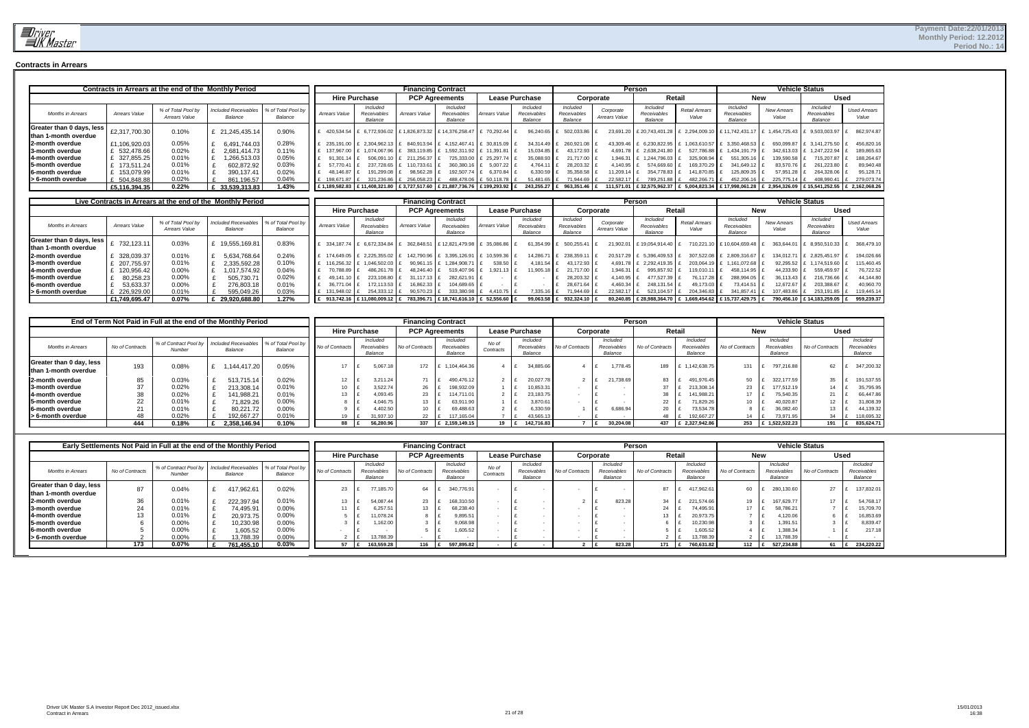Payment Date:22/01/2013
Monthly Period: 12.2012
Period No.: 14

## Contracts in Arrears

| Contracts in Arrears at the end of the Monthly Period | | | | | Financing Contract | | | | | | Person | | | | Vehicle Status | | | |
|---|---|---|---|---|---|---|---|---|---|---|---|---|---|---|---|---|---|---|
| | | | | | Hire Purchase | | PCP Agreements | | Lease Purchase | | Corporate | | Retail | | New | | Used | |
| Months in Arrears | Arrears Value | % of Total Pool by Arrears Value | Included Receivables Balance | % of Total Pool by Balance | Arrears Value | Included Receivables Balance | Arrears Value | Included Receivables Balance | Arrears Value | Included Receivables Balance | Included Receivables Balance | Corporate Arrears Value | Included Receivables Balance | Retail Arrears Value | Included Receivables Balance | New Arrears Value | Included Receivables Balance | Used Arrears Value |
| Greater than 0 days, less than 1-month overdue | £2,317,700.30 | 0.10% | £ 21,245,435.14 | 0.90% | £ 420,534.54 | £ 6,772,936.02 | £ 1,826,873.32 | £ 14,376,258.47 | £ 70,292.44 | £ 96,240.65 | £ 502,033.86 | £ 23,691.20 | £ 20,743,401.28 | £ 2,294,009.10 | £ 11,742,431.17 | £ 1,454,725.43 | £ 9,503,003.97 | £ 862,974.87 |
| 2-month overdue | £1,106,920.03 | 0.05% | £ 6,491,744.03 | 0.28% | £ 235,191.00 | £ 2,304,962.13 | £ 840,913.94 | £ 4,152,467.41 | £ 30,815.09 | £ 34,314.49 | £ 260,921.08 | £ 43,309.46 | £ 6,230,822.95 | £ 1,063,610.57 | £ 3,350,468.53 | £ 650,099.87 | £ 3,141,275.50 | £ 456,820.16 |
| 3-month overdue | £ 532,478.66 | 0.02% | £ 2,681,414.73 | 0.11% | £ 137,967.00 | £ 1,074,067.96 | £ 383,119.85 | £ 1,592,311.92 | £ 11,391.81 | £ 15,034.85 | £ 43,172.93 | £ 4,691.78 | £ 2,638,241.80 | £ 527,786.88 | £ 1,434,191.79 | £ 342,613.03 | £ 1,247,222.94 | £ 189,865.63 |
| 4-month overdue | £ 327,855.25 | 0.01% | £ 1,266,513.03 | 0.05% | £ 91,301.14 | £ 506,091.10 | £ 211,256.37 | £ 725,333.00 | £ 25,297.74 | £ 35,088.93 | £ 21,717.00 | £ 1,946.31 | £ 1,244,796.03 | £ 325,908.94 | £ 551,305.16 | £ 139,590.58 | £ 715,207.87 | £ 188,264.67 |
| 5-month overdue | £ 173,511.24 | 0.01% | £ 602,872.92 | 0.03% | £ 57,770.41 | £ 237,728.65 | £ 110,733.61 | £ 360,380.16 | £ 5,007.22 | £ 4,764.11 | £ 28,203.32 | £ 4,140.95 | £ 574,669.60 | £ 169,370.29 | £ 341,649.12 | £ 83,570.76 | £ 261,223.80 | £ 89,940.48 |
| 6-month overdue | £ 153,079.99 | 0.01% | £ 390,137.41 | 0.02% | £ 48,146.87 | £ 191,299.08 | £ 98,562.28 | £ 192,507.74 | £ 6,370.84 | £ 6,330.59 | £ 35,358.58 | £ 11,209.14 | £ 354,778.83 | £ 141,870.85 | £ 125,809.35 | £ 57,951.28 | £ 264,328.06 | £ 95,128.71 |
| > 6-month overdue | £ 504,848.88 | 0.02% | £ 861,196.57 | 0.04% | £ 198,671.87 | £ 321,236.86 | £ 256,058.23 | £ 488,478.06 | £ 50,118.78 | £ 51,481.65 | £ 71,944.69 | £ 22,582.17 | £ 789,251.88 | £ 482,266.71 | £ 452,206.16 | £ 225,775.14 | £ 408,990.41 | £ 279,073.74 |
| | £5,116,394.35 | 0.22% | £ 33,539,313.83 | 1.43% | £ 1,189,582.83 | £ 11,408,321.80 | £ 3,727,517.60 | £ 21,887,736.76 | £ 199,293.92 | £ 243,255.27 | £ 963,351.46 | £ 111,571.01 | £ 32,575,962.37 | £ 5,004,823.34 | £ 17,998,061.28 | £ 2,954,326.09 | £ 15,541,252.55 | £ 2,162,068.26 |

| Live Contracts in Arrears at the end of the Monthly Period | | | | | Financing Contract | | | | | | Person | | | | Vehicle Status | | | |
|---|---|---|---|---|---|---|---|---|---|---|---|---|---|---|---|---|---|---|
| | | | | | Hire Purchase | | PCP Agreements | | Lease Purchase | | Corporate | | Retail | | New | | Used | |
| Months in Arrears | Arrears Value | % of Total Pool by Arrears Value | Included Receivables Balance | % of Total Pool by Balance | Arrears Value | Included Receivables Balance | Arrears Value | Included Receivables Balance | Arrears Value | Included Receivables Balance | Included Receivables Balance | Corporate Arrears Value | Included Receivables Balance | Retail Arrears Value | Included Receivables Balance | New Arrears Value | Included Receivables Balance | Used Arrears Value |
| Greater than 0 days, less than 1-month overdue | £ 732,123.11 | 0.03% | £ 19,555,169.81 | 0.83% | £ 334,187.74 | £ 6,672,334.84 | £ 362,848.51 | £ 12,821,479.98 | £ 35,086.86 | £ 61,354.99 | £ 500,255.41 | £ 21,902.01 | £ 19,054,914.40 | £ 710,221.10 | £ 10,604,659.48 | £ 363,644.01 | £ 8,950,510.33 | £ 368,479.10 |
| 2-month overdue | £ 328,039.37 | 0.01% | £ 5,634,768.64 | 0.24% | £ 174,649.05 | £ 2,225,355.02 | £ 142,790.96 | £ 3,395,126.91 | £ 10,599.36 | £ 14,286.71 | £ 238,359.11 | £ 20,517.29 | £ 5,396,409.53 | £ 307,522.08 | £ 2,809,316.67 | £ 134,012.71 | £ 2,825,451.97 | £ 194,026.66 |
| 3-month overdue | £ 207,755.97 | 0.01% | £ 2,335,592.28 | 0.10% | £ 116,256.32 | £ 1,046,502.03 | £ 90,961.15 | £ 1,284,908.71 | £ 538.50 | £ 4,181.54 | £ 43,172.93 | £ 4,691.78 | £ 2,292,419.35 | £ 203,064.19 | £ 1,161,072.68 | £ 92,295.52 | £ 1,174,519.60 | £ 115,460.45 |
| 4-month overdue | £ 120,956.42 | 0.00% | £ 1,017,574.92 | 0.04% | £ 70,788.89 | £ 486,261.78 | £ 48,246.40 | £ 519,407.96 | £ 1,921.13 | £ 11,905.18 | £ 21,717.00 | £ 1,946.31 | £ 995,857.92 | £ 119,010.11 | £ 458,114.95 | £ 44,233.90 | £ 559,459.97 | £ 76,722.52 |
| 5-month overdue | £ 80,258.23 | 0.00% | £ 505,730.71 | 0.02% | £ 49,141.10 | £ 223,108.80 | £ 31,117.13 | £ 282,621.91 | £ - | £ - | £ 28,203.32 | £ 4,140.95 | £ 477,527.39 | £ 76,117.28 | £ 288,994.05 | £ 36,113.43 | £ 216,736.66 | £ 44,144.80 |
| 6-month overdue | £ 53,633.37 | 0.00% | £ 276,803.18 | 0.01% | £ 36,771.04 | £ 172,113.53 | £ 16,862.33 | £ 104,689.65 | £ - | £ - | £ 28,671.64 | £ 4,460.34 | £ 248,131.54 | £ 49,173.03 | £ 73,414.51 | £ 12,672.67 | £ 203,388.67 | £ 40,960.70 |
| > 6-month overdue | £ 226,929.00 | 0.01% | £ 595,049.26 | 0.03% | £ 131,948.02 | £ 254,333.12 | £ 90,570.23 | £ 333,380.98 | £ 4,410.75 | £ 7,335.16 | £ 71,944.69 | £ 22,582.17 | £ 523,104.57 | £ 204,346.83 | £ 341,857.41 | £ 107,483.86 | £ 253,191.85 | £ 119,445.14 |
| | £1,749,695.47 | 0.07% | £ 29,920,688.80 | 1.27% | £ 913,742.16 | £ 11,080,009.12 | £ 783,396.71 | £ 18,741,616.10 | £ 52,556.60 | £ 99,063.58 | £ 932,324.10 | £ 80,240.85 | £ 28,988,364.70 | £ 1,669,454.62 | £ 15,737,429.75 | £ 790,456.10 | £ 14,183,259.05 | £ 959,239.37 |

| End of Term Not Paid in Full at the end of the Monthly Period | | | | | Financing Contract | | | | | | Person | | | | Vehicle Status | | | |
|---|---|---|---|---|---|---|---|---|---|---|---|---|---|---|---|---|---|---|
| | | | | | Hire Purchase | | PCP Agreements | | Lease Purchase | | Corporate | | Retail | | New | | Used | |
| Months in Arrears | No of Contracts | % of Contract Pool by Number | Included Receivables Balance | % of Total Pool by Balance | No of Contracts | Included Receivables Balance | No of Contracts | Included Receivables Balance | No of Contracts | Included Receivables Balance | No of Contracts | Included Receivables Balance | No of Contracts | Included Receivables Balance | No of Contracts | Included Receivables Balance | No of Contracts | Included Receivables Balance |
| Greater than 0 day, less than 1-month overdue | 193 | 0.08% | £ 1,144,417.20 | 0.05% | 17 | £ 5,067.18 | 172 | £ 1,104,464.36 | 4 | £ 34,885.66 | 4 | £ 1,778.45 | 189 | £ 1,142,638.75 | 131 | £ 797,216.88 | 62 | £ 347,200.32 |
| 2-month overdue | 85 | 0.03% | £ 513,715.14 | 0.02% | 12 | £ 3,211.24 | 71 | £ 490,476.12 | 2 | £ 20,027.78 | 2 | £ 21,738.69 | 83 | £ 491,976.45 | 50 | £ 322,177.59 | 35 | £ 191,537.55 |
| 3-month overdue | 37 | 0.02% | £ 213,308.14 | 0.01% | 10 | £ 3,522.74 | 26 | £ 198,932.09 | 1 | £ 10,853.31 | - | £ - | 37 | £ 213,308.14 | 23 | £ 177,512.19 | 14 | £ 35,795.95 |
| 4-month overdue | 38 | 0.02% | £ 141,988.21 | 0.01% | 13 | £ 4,093.45 | 23 | £ 114,711.01 | 2 | £ 23,183.75 | - | £ - | 38 | £ 141,988.21 | 17 | £ 75,540.35 | 21 | £ 66,447.86 |
| 5-month overdue | 22 | 0.01% | £ 71,829.26 | 0.00% | 8 | £ 4,046.75 | 13 | £ 63,911.90 | 1 | £ 3,870.61 | - | £ - | 22 | £ 71,829.26 | 10 | £ 40,020.87 | 12 | £ 31,808.39 |
| 6-month overdue | 21 | 0.01% | £ 80,221.72 | 0.00% | 9 | £ 4,402.50 | 10 | £ 69,488.63 | 2 | £ 6,330.59 | 1 | £ 6,686.94 | 20 | £ 73,534.78 | 8 | £ 36,082.40 | 13 | £ 44,139.32 |
| > 6-month overdue | 48 | 0.02% | £ 192,667.27 | 0.01% | 19 | £ 31,937.10 | 22 | £ 117,165.04 | 7 | £ 43,565.13 | - | £ - | 48 | £ 192,667.27 | 14 | £ 73,971.95 | 34 | £ 118,695.32 |
| | 444 | 0.18% | £ 2,358,146.94 | 0.10% | 88 | £ 56,280.96 | 337 | £ 2,159,149.15 | 19 | £ 142,716.83 | 7 | £ 30,204.08 | 437 | £ 2,327,942.86 | 253 | £ 1,522,522.23 | 191 | £ 835,624.71 |

| Early Settlements Not Paid in Full at the end of the Monthly Period | | | | | Financing Contract | | | | | | Person | | | | Vehicle Status | | | |
|---|---|---|---|---|---|---|---|---|---|---|---|---|---|---|---|---|---|---|
| | | | | | Hire Purchase | | PCP Agreements | | Lease Purchase | | Corporate | | Retail | | New | | Used | |
| Months in Arrears | No of Contracts | % of Contract Pool by Number | Included Receivables Balance | % of Total Pool by Balance | No of Contracts | Included Receivables Balance | No of Contracts | Included Receivables Balance | No of Contracts | Included Receivables Balance | No of Contracts | Included Receivables Balance | No of Contracts | Included Receivables Balance | No of Contracts | Included Receivables Balance | No of Contracts | Included Receivables Balance |
| Greater than 0 day, less than 1-month overdue | 87 | 0.04% | £ 417,962.61 | 0.02% | 23 | £ 77,185.70 | 64 | £ 340,776.91 | - | £ - | - | £ - | 87 | £ 417,962.61 | 60 | £ 280,130.60 | 27 | £ 137,832.01 |
| 2-month overdue | 36 | 0.01% | £ 222,397.94 | 0.01% | 13 | £ 54,087.44 | 23 | £ 168,310.50 | - | £ - | 2 | £ 823.28 | 34 | £ 221,574.66 | 19 | £ 167,629.77 | 17 | £ 54,768.17 |
| 3-month overdue | 24 | 0.01% | £ 74,495.91 | 0.00% | 11 | £ 6,257.51 | 13 | £ 68,238.40 | - | £ - | - | £ - | 24 | £ 74,495.91 | 17 | £ 58,786.21 | 7 | £ 15,709.70 |
| 4-month overdue | 13 | 0.01% | £ 20,973.75 | 0.00% | 5 | £ 11,078.24 | 8 | £ 9,895.51 | - | £ - | - | £ - | 13 | £ 20,973.75 | 7 | £ 4,120.06 | 6 | £ 16,853.69 |
| 5-month overdue | 6 | 0.00% | £ 10,230.98 | 0.00% | 3 | £ 1,162.00 | 3 | £ 9,068.98 | - | £ - | - | £ - | 6 | £ 10,230.98 | 3 | £ 1,391.51 | 3 | £ 8,839.47 |
| 6-month overdue | 5 | 0.00% | £ 1,605.52 | 0.00% | - | £ - | 5 | £ 1,605.52 | - | £ - | - | £ - | 5 | £ 1,605.52 | 4 | £ 1,388.34 | 1 | £ 217.18 |
| > 6-month overdue | 2 | 0.00% | £ 13,788.39 | 0.00% | 2 | £ 13,788.39 | - | £ - | - | £ - | - | £ - | 2 | £ 13,788.39 | 2 | £ 13,788.39 | - | £ - |
| | 173 | 0.07% | £ 761,455.10 | 0.03% | 57 | £ 163,559.28 | 116 | £ 597,895.82 | - | £ - | 2 | £ 823.28 | 171 | £ 760,631.82 | 112 | £ 527,234.88 | 61 | £ 234,220.22 |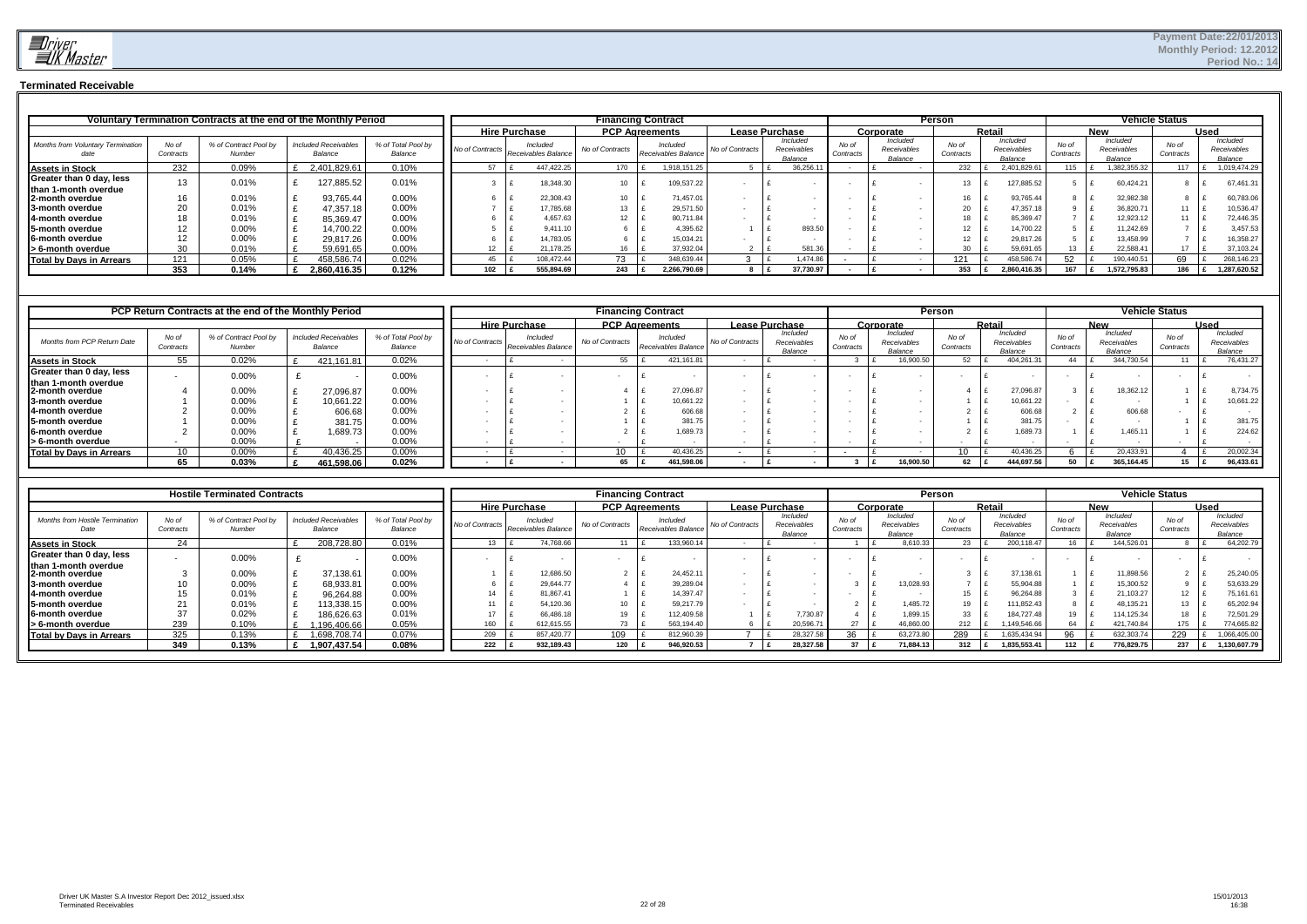Payment Date:22/01/2013
Monthly Period: 12.2012
Period No.: 14

## Terminated Receivable

| Voluntary Termination Contracts at the end of the Monthly Period | | | | | Financing Contract | | | | | | Person | | | | Vehicle Status | | | |
|---|---|---|---|---|---|---|---|---|---|---|---|---|---|---|---|---|---|---|
| | | | | | Hire Purchase | | PCP Agreements | | Lease Purchase | | Corporate | | Retail | | New | | Used | |
| Months from Voluntary Termination date | No of Contracts | % of Contract Pool by Number | Included Receivables Balance | % of Total Pool by Balance | No of Contracts | Included Receivables Balance | No of Contracts | Included Receivables Balance | No of Contracts | Included Receivables Balance | No of Contracts | Included Receivables Balance | No of Contracts | Included Receivables Balance | No of Contracts | Included Receivables Balance | No of Contracts | Included Receivables Balance |
| **Assets in Stock** | 232 | 0.09% | £ 2,401,829.61 | 0.10% | 57 | £ 447,422.25 | 170 | £ 1,918,151.25 | 5 | £ 36,256.11 | - | £ - | 232 | £ 2,401,829.61 | 115 | £ 1,382,355.32 | 117 | £ 1,019,474.29 |
| **Greater than 0 day, less than 1-month overdue** | 13 | 0.01% | £ 127,885.52 | 0.01% | 3 | £ 18,348.30 | 10 | £ 109,537.22 | - | £ - | - | £ - | 13 | £ 127,885.52 | 5 | £ 60,424.21 | 8 | £ 67,461.31 |
| **2-month overdue** | 16 | 0.01% | £ 93,765.44 | 0.00% | 6 | £ 22,308.43 | 10 | £ 71,457.01 | - | £ - | - | £ - | 16 | £ 93,765.44 | 8 | £ 32,982.38 | 8 | £ 60,783.06 |
| **3-month overdue** | 20 | 0.01% | £ 47,357.18 | 0.00% | 7 | £ 17,785.68 | 13 | £ 29,571.50 | - | £ - | - | £ - | 20 | £ 47,357.18 | 9 | £ 36,820.71 | 11 | £ 10,536.47 |
| **4-month overdue** | 18 | 0.01% | £ 85,369.47 | 0.00% | 6 | £ 4,657.63 | 12 | £ 80,711.84 | - | £ - | - | £ - | 18 | £ 85,369.47 | 7 | £ 12,923.12 | 11 | £ 72,446.35 |
| **5-month overdue** | 12 | 0.00% | £ 14,700.22 | 0.00% | 5 | £ 9,411.10 | 6 | £ 4,395.62 | 1 | £ 893.50 | - | £ - | 12 | £ 14,700.22 | 5 | £ 11,242.69 | 7 | £ 3,457.53 |
| **6-month overdue** | 12 | 0.00% | £ 29,817.26 | 0.00% | 6 | £ 14,783.05 | 6 | £ 15,034.21 | - | £ - | - | £ - | 12 | £ 29,817.26 | 5 | £ 13,458.99 | 7 | £ 16,358.27 |
| **> 6-month overdue** | 30 | 0.01% | £ 59,691.65 | 0.00% | 12 | £ 21,178.25 | 16 | £ 37,932.04 | 2 | £ 581.36 | - | £ - | 30 | £ 59,691.65 | 13 | £ 22,588.41 | 17 | £ 37,103.24 |
| **Total by Days in Arrears** | 121 | 0.05% | £ 458,586.74 | 0.02% | 45 | £ 108,472.44 | 73 | £ 348,639.44 | 3 | £ 1,474.86 | - | £ - | 121 | £ 458,586.74 | 52 | £ 190,440.51 | 69 | £ 268,146.23 |
| | **353** | **0.14%** | **£ 2,860,416.35** | **0.12%** | **102** | **£ 555,894.69** | **243** | **£ 2,266,790.69** | **8** | **£ 37,730.97** | **-** | **£ -** | **353** | **£ 2,860,416.35** | **167** | **£ 1,572,795.83** | **186** | **£ 1,287,620.52** |

| PCP Return Contracts at the end of the Monthly Period | | | | | Financing Contract | | | | | | Person | | | | Vehicle Status | | | |
|---|---|---|---|---|---|---|---|---|---|---|---|---|---|---|---|---|---|---|
| | | | | | Hire Purchase | | PCP Agreements | | Lease Purchase | | Corporate | | Retail | | New | | Used | |
| Months from PCP Return Date | No of Contracts | % of Contract Pool by Number | Included Receivables Balance | % of Total Pool by Balance | No of Contracts | Included Receivables Balance | No of Contracts | Included Receivables Balance | No of Contracts | Included Receivables Balance | No of Contracts | Included Receivables Balance | No of Contracts | Included Receivables Balance | No of Contracts | Included Receivables Balance | No of Contracts | Included Receivables Balance |
| **Assets in Stock** | 55 | 0.02% | £ 421,161.81 | 0.02% | - | £ - | 55 | £ 421,161.81 | - | £ - | 3 | £ 16,900.50 | 52 | £ 404,261.31 | 44 | £ 344,730.54 | 11 | £ 76,431.27 |
| **Greater than 0 day, less than 1-month overdue** | - | 0.00% | £ - | 0.00% | - | £ - | - | £ - | - | £ - | - | £ - | - | £ - | - | £ - | - | £ - |
| **2-month overdue** | 4 | 0.00% | £ 27,096.87 | 0.00% | - | £ - | 4 | £ 27,096.87 | - | £ - | - | £ - | 4 | £ 27,096.87 | 3 | £ 18,362.12 | 1 | £ 8,734.75 |
| **3-month overdue** | 1 | 0.00% | £ 10,661.22 | 0.00% | - | £ - | 1 | £ 10,661.22 | - | £ - | - | £ - | 1 | £ 10,661.22 | - | £ - | 1 | £ 10,661.22 |
| **4-month overdue** | 2 | 0.00% | £ 606.68 | 0.00% | - | £ - | 2 | £ 606.68 | - | £ - | - | £ - | 2 | £ 606.68 | 2 | £ 606.68 | - | £ - |
| **5-month overdue** | 1 | 0.00% | £ 381.75 | 0.00% | - | £ - | 1 | £ 381.75 | - | £ - | - | £ - | 1 | £ 381.75 | - | £ - | 1 | £ 381.75 |
| **6-month overdue** | 2 | 0.00% | £ 1,689.73 | 0.00% | - | £ - | 2 | £ 1,689.73 | - | £ - | - | £ - | 2 | £ 1,689.73 | 1 | £ 1,465.11 | 1 | £ 224.62 |
| **> 6-month overdue** | - | 0.00% | £ - | 0.00% | - | £ - | - | £ - | - | £ - | - | £ - | - | £ - | - | £ - | - | £ - |
| **Total by Days in Arrears** | 10 | 0.00% | £ 40,436.25 | 0.00% | - | £ - | 10 | £ 40,436.25 | - | £ - | - | £ - | 10 | £ 40,436.25 | 6 | £ 20,433.91 | 4 | £ 20,002.34 |
| | **65** | **0.03%** | **£ 461,598.06** | **0.02%** | **-** | **£ -** | **65** | **£ 461,598.06** | **-** | **£ -** | **3** | **£ 16,900.50** | **62** | **£ 444,697.56** | **50** | **£ 365,164.45** | **15** | **£ 96,433.61** |

| Hostile Terminated Contracts | | | | | Financing Contract | | | | | | Person | | | | Vehicle Status | | | |
|---|---|---|---|---|---|---|---|---|---|---|---|---|---|---|---|---|---|---|
| | | | | | Hire Purchase | | PCP Agreements | | Lease Purchase | | Corporate | | Retail | | New | | Used | |
| Months from Hostile Termination Date | No of Contracts | % of Contract Pool by Number | Included Receivables Balance | % of Total Pool by Balance | No of Contracts | Included Receivables Balance | No of Contracts | Included Receivables Balance | No of Contracts | Included Receivables Balance | No of Contracts | Included Receivables Balance | No of Contracts | Included Receivables Balance | No of Contracts | Included Receivables Balance | No of Contracts | Included Receivables Balance |
| **Assets in Stock** | 24 | | £ 208,728.80 | 0.01% | 13 | £ 74,768.66 | 11 | £ 133,960.14 | - | £ - | 1 | £ 8,610.33 | 23 | £ 200,118.47 | 16 | £ 144,526.01 | 8 | £ 64,202.79 |
| **Greater than 0 day, less than 1-month overdue** | - | 0.00% | £ - | 0.00% | - | £ - | - | £ - | - | £ - | - | £ - | - | £ - | - | £ - | - | £ - |
| **2-month overdue** | 3 | 0.00% | £ 37,138.61 | 0.00% | 1 | £ 12,686.50 | 2 | £ 24,452.11 | - | £ - | - | £ - | 3 | £ 37,138.61 | 1 | £ 11,898.56 | 2 | £ 25,240.05 |
| **3-month overdue** | 10 | 0.00% | £ 68,933.81 | 0.00% | 6 | £ 29,644.77 | 4 | £ 39,289.04 | - | £ - | 3 | £ 13,028.93 | 7 | £ 55,904.88 | 1 | £ 15,300.52 | 9 | £ 53,633.29 |
| **4-month overdue** | 15 | 0.01% | £ 96,264.88 | 0.00% | 14 | £ 81,867.41 | 1 | £ 14,397.47 | - | £ - | - | £ - | 15 | £ 96,264.88 | 3 | £ 21,103.27 | 12 | £ 75,161.61 |
| **5-month overdue** | 21 | 0.01% | £ 113,338.15 | 0.00% | 11 | £ 54,120.36 | 10 | £ 59,217.79 | - | £ - | 2 | £ 1,485.72 | 19 | £ 111,852.43 | 8 | £ 48,135.21 | 13 | £ 65,202.94 |
| **6-month overdue** | 37 | 0.02% | £ 186,626.63 | 0.01% | 17 | £ 66,486.18 | 19 | £ 112,409.58 | 1 | £ 7,730.87 | 4 | £ 1,899.15 | 33 | £ 184,727.48 | 19 | £ 114,125.34 | 18 | £ 72,501.29 |
| **> 6-month overdue** | 239 | 0.10% | £ 1,196,406.66 | 0.05% | 160 | £ 612,615.55 | 73 | £ 563,194.40 | 6 | £ 20,596.71 | 27 | £ 46,860.00 | 212 | £ 1,149,546.66 | 64 | £ 421,740.84 | 175 | £ 774,665.82 |
| **Total by Days in Arrears** | 325 | 0.13% | £ 1,698,708.74 | 0.07% | 209 | £ 857,420.77 | 109 | £ 812,960.39 | 7 | £ 28,327.58 | 36 | £ 63,273.80 | 289 | £ 1,635,434.94 | 96 | £ 632,303.74 | 229 | £ 1,066,405.00 |
| | **349** | **0.13%** | **£ 1,907,437.54** | **0.08%** | **222** | **£ 932,189.43** | **120** | **£ 946,920.53** | **7** | **£ 28,327.58** | **37** | **£ 71,884.13** | **312** | **£ 1,835,553.41** | **112** | **£ 776,829.75** | **237** | **£ 1,130,607.79** |

Driver UK Master S.A Investor Report Dec 2012_issued.xlsx
Terminated Receivables

15/01/2013
16:38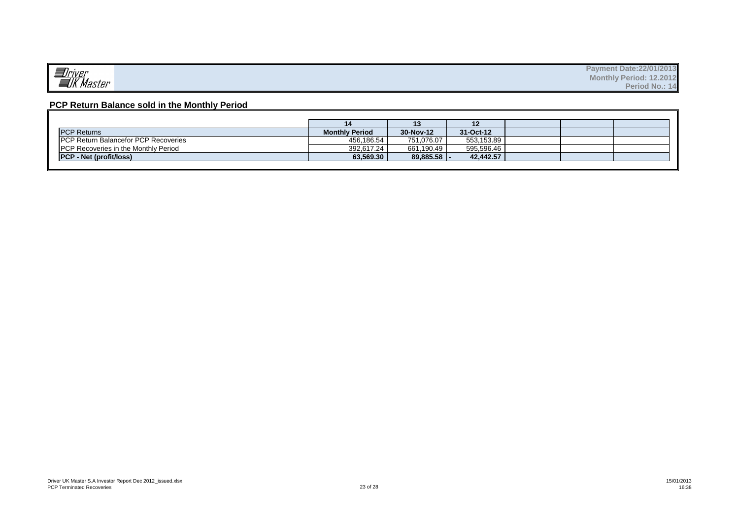Driver UK Master

**Payment Date:22/01/2013**
**Monthly Period: 12.2012**
**Period No.: 14**

## PCP Return Balance sold in the Monthly Period

| | 14 | 13 | 12 | | | |
|---|---|---|---|---|---|---|
| PCP Returns | **Monthly Period** | **30-Nov-12** | **31-Oct-12** | | | |
| PCP Return Balancefor PCP Recoveries | 456,186.54 | 751,076.07 | 553,153.89 | | | |
| PCP Recoveries in the Monthly Period | 392,617.24 | 661,190.49 | 595,596.46 | | | |
| **PCP - Net (profit/loss)** | **63,569.30** | **89,885.58** | **- 42,442.57** | | | |

Driver UK Master S.A Investor Report Dec 2012_issued.xlsx
PCP Terminated Recoveries

15/01/2013
16:38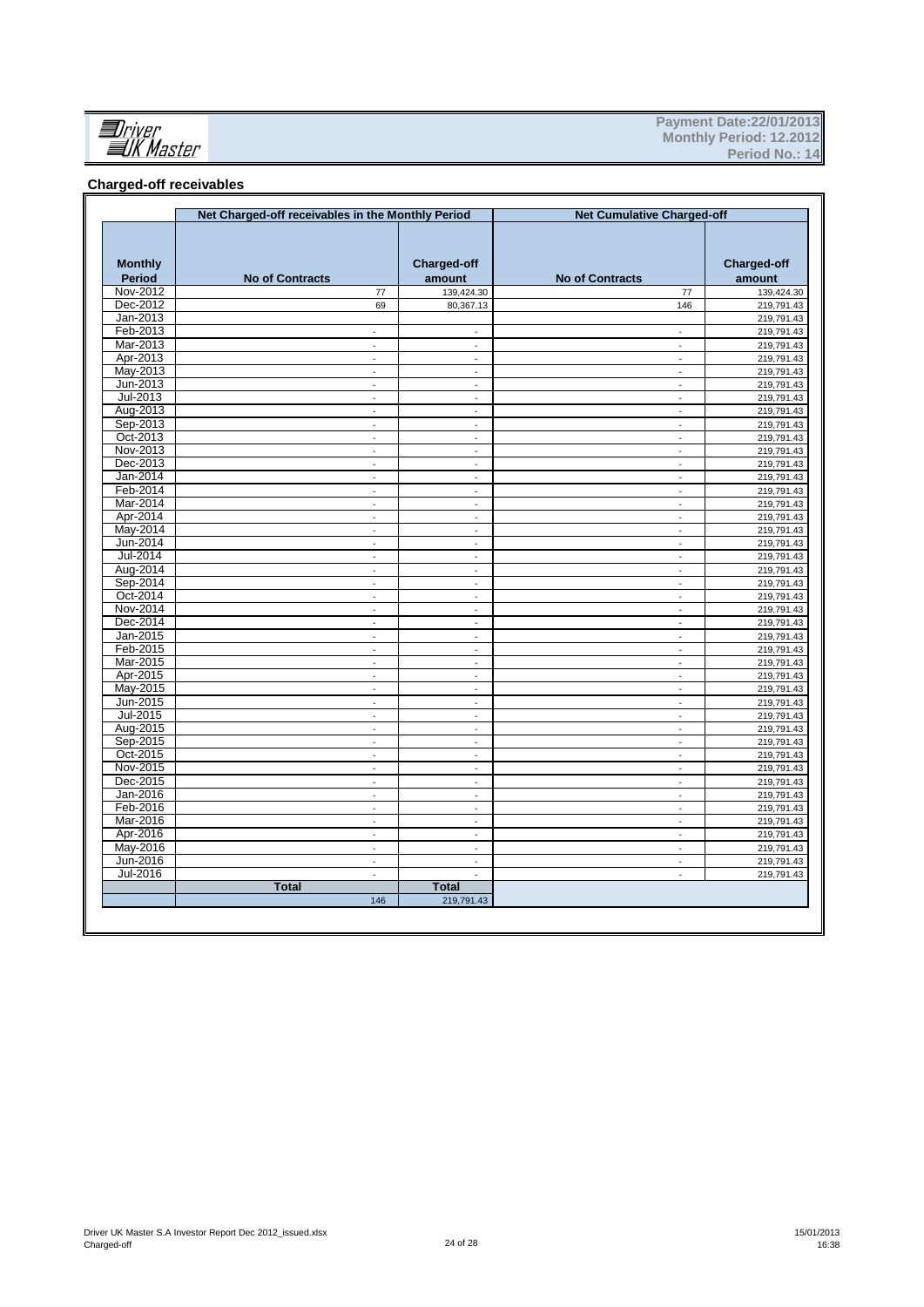Payment Date:22/01/2013
Monthly Period: 12.2012
Period No.: 14

## Charged-off receivables

| | Net Charged-off receivables in the Monthly Period | | Net Cumulative Charged-off | |
|---|---|---|---|---|
| Monthly Period | No of Contracts | Charged-off amount | No of Contracts | Charged-off amount |
| Nov-2012 | 77 | 139,424.30 | 77 | 139,424.30 |
| Dec-2012 | 69 | 80,367.13 | 146 | 219,791.43 |
| Jan-2013 | | | | 219,791.43 |
| Feb-2013 | - | - | - | 219,791.43 |
| Mar-2013 | - | - | - | 219,791.43 |
| Apr-2013 | - | - | - | 219,791.43 |
| May-2013 | - | - | - | 219,791.43 |
| Jun-2013 | - | - | - | 219,791.43 |
| Jul-2013 | - | - | - | 219,791.43 |
| Aug-2013 | - | - | - | 219,791.43 |
| Sep-2013 | - | - | - | 219,791.43 |
| Oct-2013 | - | - | - | 219,791.43 |
| Nov-2013 | - | - | - | 219,791.43 |
| Dec-2013 | - | - | - | 219,791.43 |
| Jan-2014 | - | - | - | 219,791.43 |
| Feb-2014 | - | - | - | 219,791.43 |
| Mar-2014 | - | - | - | 219,791.43 |
| Apr-2014 | - | - | - | 219,791.43 |
| May-2014 | - | - | - | 219,791.43 |
| Jun-2014 | - | - | - | 219,791.43 |
| Jul-2014 | - | - | - | 219,791.43 |
| Aug-2014 | - | - | - | 219,791.43 |
| Sep-2014 | - | - | - | 219,791.43 |
| Oct-2014 | - | - | - | 219,791.43 |
| Nov-2014 | - | - | - | 219,791.43 |
| Dec-2014 | - | - | - | 219,791.43 |
| Jan-2015 | - | - | - | 219,791.43 |
| Feb-2015 | - | - | - | 219,791.43 |
| Mar-2015 | - | - | - | 219,791.43 |
| Apr-2015 | - | - | - | 219,791.43 |
| May-2015 | - | - | - | 219,791.43 |
| Jun-2015 | - | - | - | 219,791.43 |
| Jul-2015 | - | - | - | 219,791.43 |
| Aug-2015 | - | - | - | 219,791.43 |
| Sep-2015 | - | - | - | 219,791.43 |
| Oct-2015 | - | - | - | 219,791.43 |
| Nov-2015 | - | - | - | 219,791.43 |
| Dec-2015 | - | - | - | 219,791.43 |
| Jan-2016 | - | - | - | 219,791.43 |
| Feb-2016 | - | - | - | 219,791.43 |
| Mar-2016 | - | - | - | 219,791.43 |
| Apr-2016 | - | - | - | 219,791.43 |
| May-2016 | - | - | - | 219,791.43 |
| Jun-2016 | - | - | - | 219,791.43 |
| Jul-2016 | - | - | - | 219,791.43 |
| | **Total** | **Total** | | |
| | 146 | 219,791.43 | | |

Driver UK Master S.A Investor Report Dec 2012_issued.xlsx
Charged-off

15/01/2013
16:38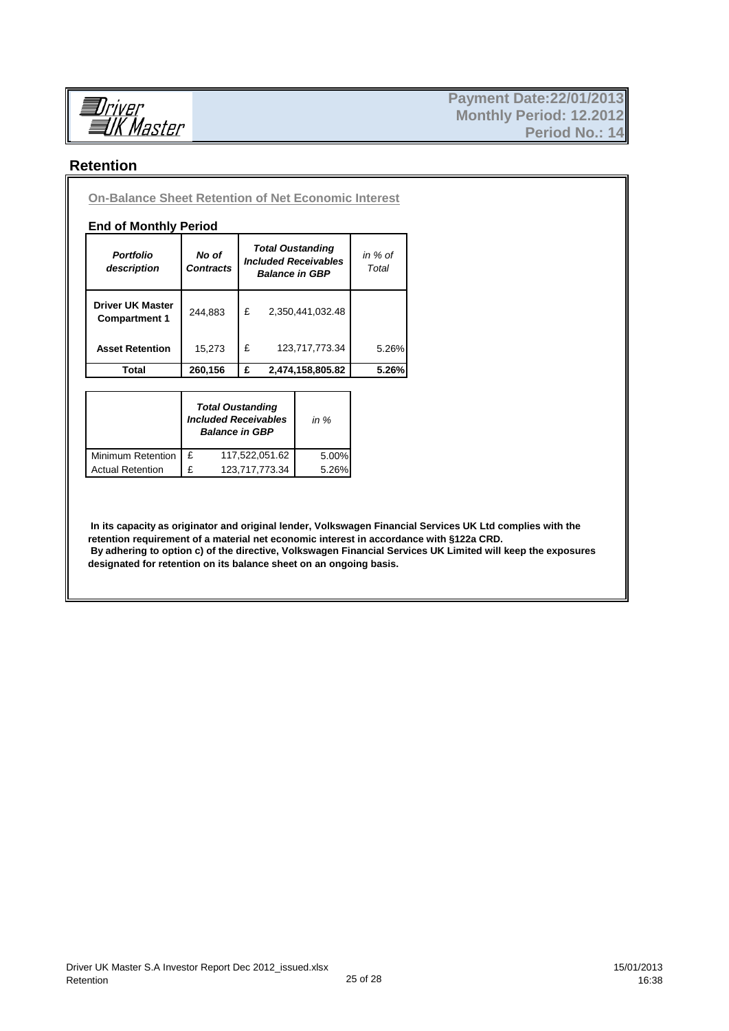**Payment Date:22/01/2013**
**Monthly Period: 12.2012**
**Period No.: 14**

## Retention

### On-Balance Sheet Retention of Net Economic Interest

#### End of Monthly Period

| *Portfolio description* | *No of Contracts* | *Total Oustanding Included Receivables Balance in GBP* | *in % of Total* |
|---|---|---|---|
| **Driver UK Master Compartment 1** | 244,883 | £ 2,350,441,032.48 | |
| **Asset Retention** | 15,273 | £ 123,717,773.34 | 5.26% |
| **Total** | **260,156** | **£ 2,474,158,805.82** | **5.26%** |

| | *Total Oustanding Included Receivables Balance in GBP* | *in %* |
|---|---|---|
| Minimum Retention | £ 117,522,051.62 | 5.00% |
| Actual Retention | £ 123,717,773.34 | 5.26% |

**In its capacity as originator and original lender, Volkswagen Financial Services UK Ltd complies with the retention requirement of a material net economic interest in accordance with §122a CRD.**
**By adhering to option c) of the directive, Volkswagen Financial Services UK Limited will keep the exposures designated for retention on its balance sheet on an ongoing basis.**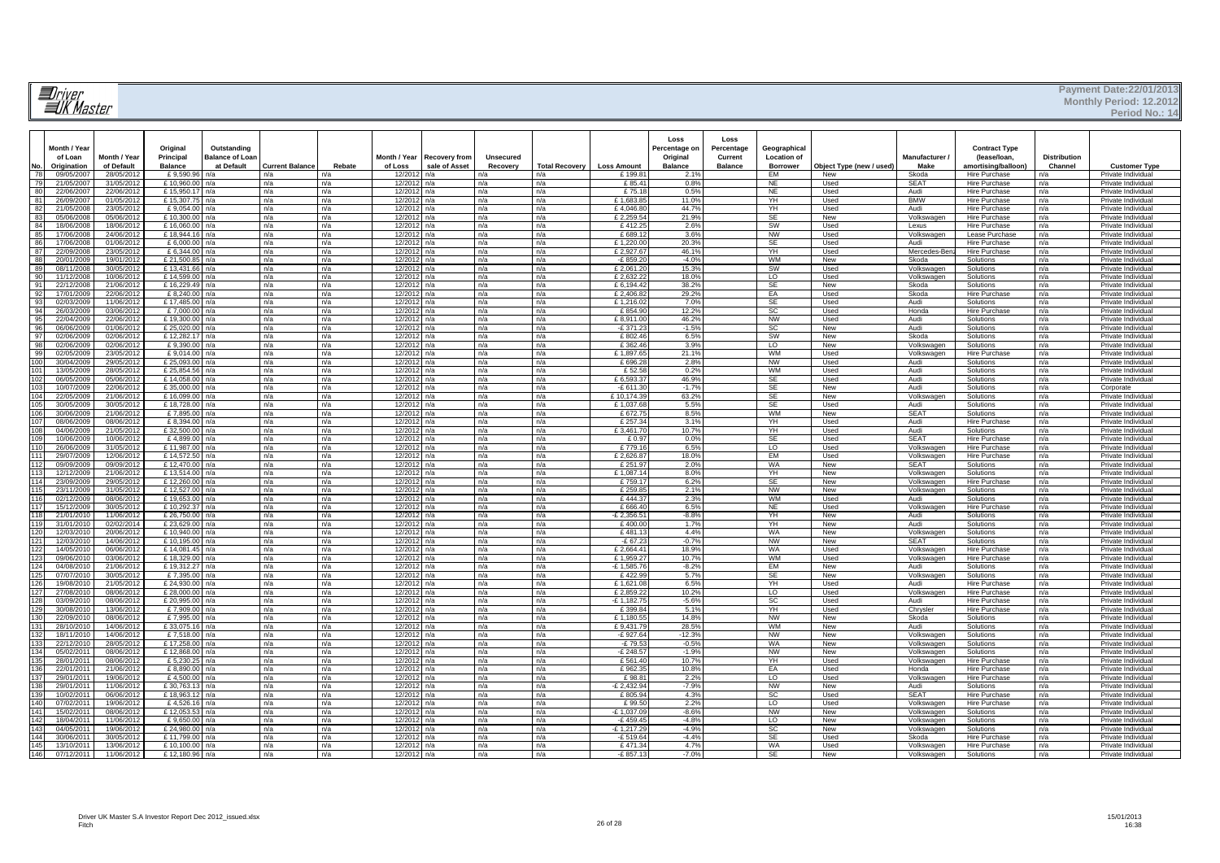**Payment Date:22/01/2013**
**Monthly Period: 12.2012**
**Period No.: 14**

| No. | Month / Year of Loan Origination | Month / Year of Default | Original Principal Balance | Outstanding Balance of Loan at Default | Current Balance | Rebate | Month / Year of Loss | Recovery from sale of Asset | Unsecured Recovery | Total Recovery | Loss Amount | Loss Percentage on Original Balance | Loss Percentage Current Balance | Geographical Location of Borrower | Object Type (new / used) | Manufacturer / Make | Contract Type (lease/loan, amortising/balloon) | Distribution Channel | Customer Type |
|---|---|---|---|---|---|---|---|---|---|---|---|---|---|---|---|---|---|---|---|
| 78 | 09/05/2007 | 28/05/2012 | £ 9,590.96 | n/a | n/a | n/a | 12/2012 | n/a | n/a | n/a | £ 199.81 | 2.1% | | EM | New | Skoda | Hire Purchase | n/a | Private Individual |
| 79 | 21/05/2007 | 31/05/2012 | £ 10,960.00 | n/a | n/a | n/a | 12/2012 | n/a | n/a | n/a | £ 85.41 | 0.8% | | NE | Used | SEAT | Hire Purchase | n/a | Private Individual |
| 80 | 22/06/2007 | 22/06/2012 | £ 15,950.17 | n/a | n/a | n/a | 12/2012 | n/a | n/a | n/a | £ 75.18 | 0.5% | | NE | Used | Audi | Hire Purchase | n/a | Private Individual |
| 81 | 26/09/2007 | 01/05/2012 | £ 15,307.75 | n/a | n/a | n/a | 12/2012 | n/a | n/a | n/a | £ 1,683.85 | 11.0% | | YH | Used | BMW | Hire Purchase | n/a | Private Individual |
| 82 | 21/05/2008 | 23/05/2012 | £ 9,054.00 | n/a | n/a | n/a | 12/2012 | n/a | n/a | n/a | £ 4,046.80 | 44.7% | | YH | Used | Audi | Hire Purchase | n/a | Private Individual |
| 83 | 05/06/2008 | 05/06/2012 | £ 10,300.00 | n/a | n/a | n/a | 12/2012 | n/a | n/a | n/a | £ 2,259.54 | 21.9% | | SE | New | Volkswagen | Hire Purchase | n/a | Private Individual |
| 84 | 18/06/2008 | 18/06/2012 | £ 16,060.00 | n/a | n/a | n/a | 12/2012 | n/a | n/a | n/a | £ 412.25 | 2.6% | | SW | Used | Lexus | Hire Purchase | n/a | Private Individual |
| 85 | 17/06/2008 | 24/06/2012 | £ 18,944.16 | n/a | n/a | n/a | 12/2012 | n/a | n/a | n/a | £ 689.12 | 3.6% | | NW | Used | Volkswagen | Lease Purchase | n/a | Private Individual |
| 86 | 17/06/2008 | 01/06/2012 | £ 6,000.00 | n/a | n/a | n/a | 12/2012 | n/a | n/a | n/a | £ 1,220.00 | 20.3% | | SE | Used | Audi | Hire Purchase | n/a | Private Individual |
| 87 | 22/09/2008 | 23/05/2012 | £ 6,344.00 | n/a | n/a | n/a | 12/2012 | n/a | n/a | n/a | £ 2,927.67 | 46.1% | | YH | Used | Mercedes-Benz | Hire Purchase | n/a | Private Individual |
| 88 | 20/01/2009 | 19/01/2012 | £ 21,500.85 | n/a | n/a | n/a | 12/2012 | n/a | n/a | n/a | -£ 859.20 | -4.0% | | WM | New | Skoda | Solutions | n/a | Private Individual |
| 89 | 08/11/2008 | 30/05/2012 | £ 13,431.66 | n/a | n/a | n/a | 12/2012 | n/a | n/a | n/a | £ 2,061.20 | 15.3% | | SW | Used | Volkswagen | Solutions | n/a | Private Individual |
| 90 | 11/12/2008 | 10/06/2012 | £ 14,599.00 | n/a | n/a | n/a | 12/2012 | n/a | n/a | n/a | £ 2,632.22 | 18.0% | | LO | Used | Volkswagen | Solutions | n/a | Private Individual |
| 91 | 22/12/2008 | 21/06/2012 | £ 16,229.49 | n/a | n/a | n/a | 12/2012 | n/a | n/a | n/a | £ 6,194.42 | 38.2% | | SE | New | Skoda | Solutions | n/a | Private Individual |
| 92 | 17/01/2009 | 22/06/2012 | £ 8,240.00 | n/a | n/a | n/a | 12/2012 | n/a | n/a | n/a | £ 2,406.82 | 29.2% | | EA | Used | Skoda | Hire Purchase | n/a | Private Individual |
| 93 | 02/03/2009 | 11/06/2012 | £ 17,485.00 | n/a | n/a | n/a | 12/2012 | n/a | n/a | n/a | £ 1,216.02 | 7.0% | | SE | Used | Audi | Solutions | n/a | Private Individual |
| 94 | 26/03/2009 | 03/06/2012 | £ 7,000.00 | n/a | n/a | n/a | 12/2012 | n/a | n/a | n/a | £ 854.90 | 12.2% | | SC | Used | Honda | Hire Purchase | n/a | Private Individual |
| 95 | 22/04/2009 | 22/06/2012 | £ 19,300.00 | n/a | n/a | n/a | 12/2012 | n/a | n/a | n/a | £ 8,911.00 | 46.2% | | NW | Used | Audi | Solutions | n/a | Private Individual |
| 96 | 06/06/2009 | 01/06/2012 | £ 25,020.00 | n/a | n/a | n/a | 12/2012 | n/a | n/a | n/a | -£ 371.23 | -1.5% | | SC | New | Audi | Solutions | n/a | Private Individual |
| 97 | 02/06/2009 | 02/06/2012 | £ 12,282.17 | n/a | n/a | n/a | 12/2012 | n/a | n/a | n/a | £ 802.46 | 6.5% | | SW | New | Skoda | Solutions | n/a | Private Individual |
| 98 | 02/06/2009 | 02/06/2012 | £ 9,390.00 | n/a | n/a | n/a | 12/2012 | n/a | n/a | n/a | £ 362.46 | 3.9% | | LO | New | Volkswagen | Solutions | n/a | Private Individual |
| 99 | 02/05/2009 | 23/05/2012 | £ 9,014.00 | n/a | n/a | n/a | 12/2012 | n/a | n/a | n/a | £ 1,897.65 | 21.1% | | WM | Used | Volkswagen | Hire Purchase | n/a | Private Individual |
| 100 | 30/04/2009 | 29/05/2012 | £ 25,093.00 | n/a | n/a | n/a | 12/2012 | n/a | n/a | n/a | £ 696.28 | 2.8% | | NW | Used | Audi | Solutions | n/a | Private Individual |
| 101 | 13/05/2009 | 28/05/2012 | £ 25,854.56 | n/a | n/a | n/a | 12/2012 | n/a | n/a | n/a | £ 52.58 | 0.2% | | WM | Used | Audi | Solutions | n/a | Private Individual |
| 102 | 06/05/2009 | 05/06/2012 | £ 14,058.00 | n/a | n/a | n/a | 12/2012 | n/a | n/a | n/a | £ 6,593.37 | 46.9% | | SE | Used | Audi | Solutions | n/a | Private Individual |
| 103 | 10/07/2009 | 22/06/2012 | £ 35,000.00 | n/a | n/a | n/a | 12/2012 | n/a | n/a | n/a | -£ 611.30 | -1.7% | | SE | New | Audi | Solutions | n/a | Corporate |
| 104 | 22/05/2009 | 21/06/2012 | £ 16,099.00 | n/a | n/a | n/a | 12/2012 | n/a | n/a | n/a | £ 10,174.39 | 63.2% | | SE | New | Volkswagen | Solutions | n/a | Private Individual |
| 105 | 30/05/2009 | 30/05/2012 | £ 18,728.00 | n/a | n/a | n/a | 12/2012 | n/a | n/a | n/a | £ 1,037.68 | 5.5% | | SE | Used | Audi | Solutions | n/a | Private Individual |
| 106 | 30/06/2009 | 21/06/2012 | £ 7,895.00 | n/a | n/a | n/a | 12/2012 | n/a | n/a | n/a | £ 672.75 | 8.5% | | WM | New | SEAT | Solutions | n/a | Private Individual |
| 107 | 08/06/2009 | 08/06/2012 | £ 8,394.00 | n/a | n/a | n/a | 12/2012 | n/a | n/a | n/a | £ 257.34 | 3.1% | | YH | Used | Audi | Hire Purchase | n/a | Private Individual |
| 108 | 04/06/2009 | 21/05/2012 | £ 32,500.00 | n/a | n/a | n/a | 12/2012 | n/a | n/a | n/a | £ 3,461.70 | 10.7% | | YH | Used | Audi | Solutions | n/a | Private Individual |
| 109 | 10/06/2009 | 10/06/2012 | £ 4,899.00 | n/a | n/a | n/a | 12/2012 | n/a | n/a | n/a | £ 0.97 | 0.0% | | SE | Used | SEAT | Hire Purchase | n/a | Private Individual |
| 110 | 26/06/2009 | 31/05/2012 | £ 11,987.00 | n/a | n/a | n/a | 12/2012 | n/a | n/a | n/a | £ 779.16 | 6.5% | | LO | Used | Volkswagen | Hire Purchase | n/a | Private Individual |
| 111 | 29/07/2009 | 12/06/2012 | £ 14,572.50 | n/a | n/a | n/a | 12/2012 | n/a | n/a | n/a | £ 2,626.87 | 18.0% | | EM | Used | Volkswagen | Hire Purchase | n/a | Private Individual |
| 112 | 09/09/2009 | 09/09/2012 | £ 12,470.00 | n/a | n/a | n/a | 12/2012 | n/a | n/a | n/a | £ 251.97 | 2.0% | | WA | New | SEAT | Solutions | n/a | Private Individual |
| 113 | 12/12/2009 | 21/06/2012 | £ 13,514.00 | n/a | n/a | n/a | 12/2012 | n/a | n/a | n/a | £ 1,087.14 | 8.0% | | YH | New | Volkswagen | Solutions | n/a | Private Individual |
| 114 | 23/09/2009 | 29/05/2012 | £ 12,260.00 | n/a | n/a | n/a | 12/2012 | n/a | n/a | n/a | £ 759.17 | 6.2% | | SE | New | Volkswagen | Hire Purchase | n/a | Private Individual |
| 115 | 23/11/2009 | 31/05/2012 | £ 12,527.00 | n/a | n/a | n/a | 12/2012 | n/a | n/a | n/a | £ 259.85 | 2.1% | | NW | New | Volkswagen | Solutions | n/a | Private Individual |
| 116 | 02/12/2009 | 08/06/2012 | £ 19,653.00 | n/a | n/a | n/a | 12/2012 | n/a | n/a | n/a | £ 444.37 | 2.3% | | WM | Used | Audi | Solutions | n/a | Private Individual |
| 117 | 15/12/2009 | 30/05/2012 | £ 10,292.37 | n/a | n/a | n/a | 12/2012 | n/a | n/a | n/a | £ 666.40 | 6.5% | | NE | Used | Volkswagen | Hire Purchase | n/a | Private Individual |
| 118 | 21/01/2010 | 11/06/2012 | £ 26,750.00 | n/a | n/a | n/a | 12/2012 | n/a | n/a | n/a | -£ 2,356.51 | -8.8% | | YH | New | Audi | Solutions | n/a | Private Individual |
| 119 | 31/01/2010 | 02/02/2014 | £ 23,629.00 | n/a | n/a | n/a | 12/2012 | n/a | n/a | n/a | £ 400.00 | 1.7% | | YH | New | Audi | Solutions | n/a | Private Individual |
| 120 | 12/03/2010 | 20/06/2012 | £ 10,940.00 | n/a | n/a | n/a | 12/2012 | n/a | n/a | n/a | £ 481.13 | 4.4% | | WA | New | Volkswagen | Solutions | n/a | Private Individual |
| 121 | 12/03/2010 | 14/06/2012 | £ 10,195.00 | n/a | n/a | n/a | 12/2012 | n/a | n/a | n/a | -£ 67.23 | -0.7% | | NW | New | SEAT | Solutions | n/a | Private Individual |
| 122 | 14/05/2010 | 06/06/2012 | £ 14,081.45 | n/a | n/a | n/a | 12/2012 | n/a | n/a | n/a | £ 2,664.41 | 18.9% | | WA | Used | Volkswagen | Hire Purchase | n/a | Private Individual |
| 123 | 09/06/2010 | 03/06/2012 | £ 18,329.00 | n/a | n/a | n/a | 12/2012 | n/a | n/a | n/a | £ 1,959.27 | 10.7% | | WM | Used | Volkswagen | Hire Purchase | n/a | Private Individual |
| 124 | 04/08/2010 | 21/06/2012 | £ 19,312.27 | n/a | n/a | n/a | 12/2012 | n/a | n/a | n/a | -£ 1,585.76 | -8.2% | | EM | New | Audi | Solutions | n/a | Private Individual |
| 125 | 07/07/2010 | 30/05/2012 | £ 7,395.00 | n/a | n/a | n/a | 12/2012 | n/a | n/a | n/a | £ 422.99 | 5.7% | | SE | New | Volkswagen | Solutions | n/a | Private Individual |
| 126 | 19/08/2010 | 21/05/2012 | £ 24,930.00 | n/a | n/a | n/a | 12/2012 | n/a | n/a | n/a | £ 1,621.08 | 6.5% | | YH | Used | Audi | Hire Purchase | n/a | Private Individual |
| 127 | 27/08/2010 | 08/06/2012 | £ 28,000.00 | n/a | n/a | n/a | 12/2012 | n/a | n/a | n/a | £ 2,859.22 | 10.2% | | LO | Used | Volkswagen | Hire Purchase | n/a | Private Individual |
| 128 | 03/09/2010 | 08/06/2012 | £ 20,995.00 | n/a | n/a | n/a | 12/2012 | n/a | n/a | n/a | -£ 1,182.75 | -5.6% | | SC | Used | Audi | Hire Purchase | n/a | Private Individual |
| 129 | 30/08/2010 | 13/06/2012 | £ 7,909.00 | n/a | n/a | n/a | 12/2012 | n/a | n/a | n/a | £ 399.84 | 5.1% | | YH | Used | Chrysler | Hire Purchase | n/a | Private Individual |
| 130 | 22/09/2010 | 08/06/2012 | £ 7,995.00 | n/a | n/a | n/a | 12/2012 | n/a | n/a | n/a | £ 1,180.55 | 14.8% | | NW | New | Skoda | Solutions | n/a | Private Individual |
| 131 | 28/10/2010 | 14/06/2012 | £ 33,075.16 | n/a | n/a | n/a | 12/2012 | n/a | n/a | n/a | £ 9,431.79 | 28.5% | | WM | New | Audi | Solutions | n/a | Private Individual |
| 132 | 18/11/2010 | 14/06/2012 | £ 7,518.00 | n/a | n/a | n/a | 12/2012 | n/a | n/a | n/a | -£ 927.64 | -12.3% | | NW | New | Volkswagen | Solutions | n/a | Private Individual |
| 133 | 22/12/2010 | 28/05/2012 | £ 17,258.00 | n/a | n/a | n/a | 12/2012 | n/a | n/a | n/a | -£ 79.53 | -0.5% | | WA | New | Volkswagen | Solutions | n/a | Private Individual |
| 134 | 05/02/2011 | 08/06/2012 | £ 12,868.00 | n/a | n/a | n/a | 12/2012 | n/a | n/a | n/a | -£ 248.57 | -1.9% | | NW | New | Volkswagen | Solutions | n/a | Private Individual |
| 135 | 28/01/2011 | 08/06/2012 | £ 5,230.25 | n/a | n/a | n/a | 12/2012 | n/a | n/a | n/a | £ 561.40 | 10.7% | | YH | Used | Volkswagen | Hire Purchase | n/a | Private Individual |
| 136 | 22/01/2011 | 21/06/2012 | £ 8,890.00 | n/a | n/a | n/a | 12/2012 | n/a | n/a | n/a | £ 962.35 | 10.8% | | EA | Used | Honda | Hire Purchase | n/a | Private Individual |
| 137 | 29/01/2011 | 19/06/2012 | £ 4,500.00 | n/a | n/a | n/a | 12/2012 | n/a | n/a | n/a | £ 98.81 | 2.2% | | LO | Used | Volkswagen | Hire Purchase | n/a | Private Individual |
| 138 | 29/01/2011 | 11/06/2012 | £ 30,763.13 | n/a | n/a | n/a | 12/2012 | n/a | n/a | n/a | -£ 2,432.94 | -7.9% | | NW | New | Audi | Solutions | n/a | Private Individual |
| 139 | 10/02/2011 | 06/06/2012 | £ 18,963.12 | n/a | n/a | n/a | 12/2012 | n/a | n/a | n/a | £ 805.94 | 4.3% | | SC | Used | SEAT | Hire Purchase | n/a | Private Individual |
| 140 | 07/02/2011 | 19/06/2012 | £ 4,526.16 | n/a | n/a | n/a | 12/2012 | n/a | n/a | n/a | £ 99.50 | 2.2% | | LO | Used | Volkswagen | Hire Purchase | n/a | Private Individual |
| 141 | 15/02/2011 | 08/06/2012 | £ 12,053.53 | n/a | n/a | n/a | 12/2012 | n/a | n/a | n/a | -£ 1,037.09 | -8.6% | | NW | New | Volkswagen | Solutions | n/a | Private Individual |
| 142 | 18/04/2011 | 11/06/2012 | £ 9,650.00 | n/a | n/a | n/a | 12/2012 | n/a | n/a | n/a | -£ 459.45 | -4.8% | | LO | New | Volkswagen | Solutions | n/a | Private Individual |
| 143 | 04/05/2011 | 19/06/2012 | £ 24,980.00 | n/a | n/a | n/a | 12/2012 | n/a | n/a | n/a | -£ 1,217.29 | -4.9% | | SC | New | Volkswagen | Solutions | n/a | Private Individual |
| 144 | 30/06/2011 | 30/05/2012 | £ 11,799.00 | n/a | n/a | n/a | 12/2012 | n/a | n/a | n/a | -£ 519.64 | -4.4% | | SE | Used | Skoda | Hire Purchase | n/a | Private Individual |
| 145 | 13/10/2011 | 13/06/2012 | £ 10,100.00 | n/a | n/a | n/a | 12/2012 | n/a | n/a | n/a | £ 471.34 | 4.7% | | WA | Used | Volkswagen | Hire Purchase | n/a | Private Individual |
| 146 | 07/12/2011 | 11/06/2012 | £ 12,180.96 | n/a | n/a | n/a | 12/2012 | n/a | n/a | n/a | -£ 857.13 | -7.0% | | SE | New | Volkswagen | Solutions | n/a | Private Individual |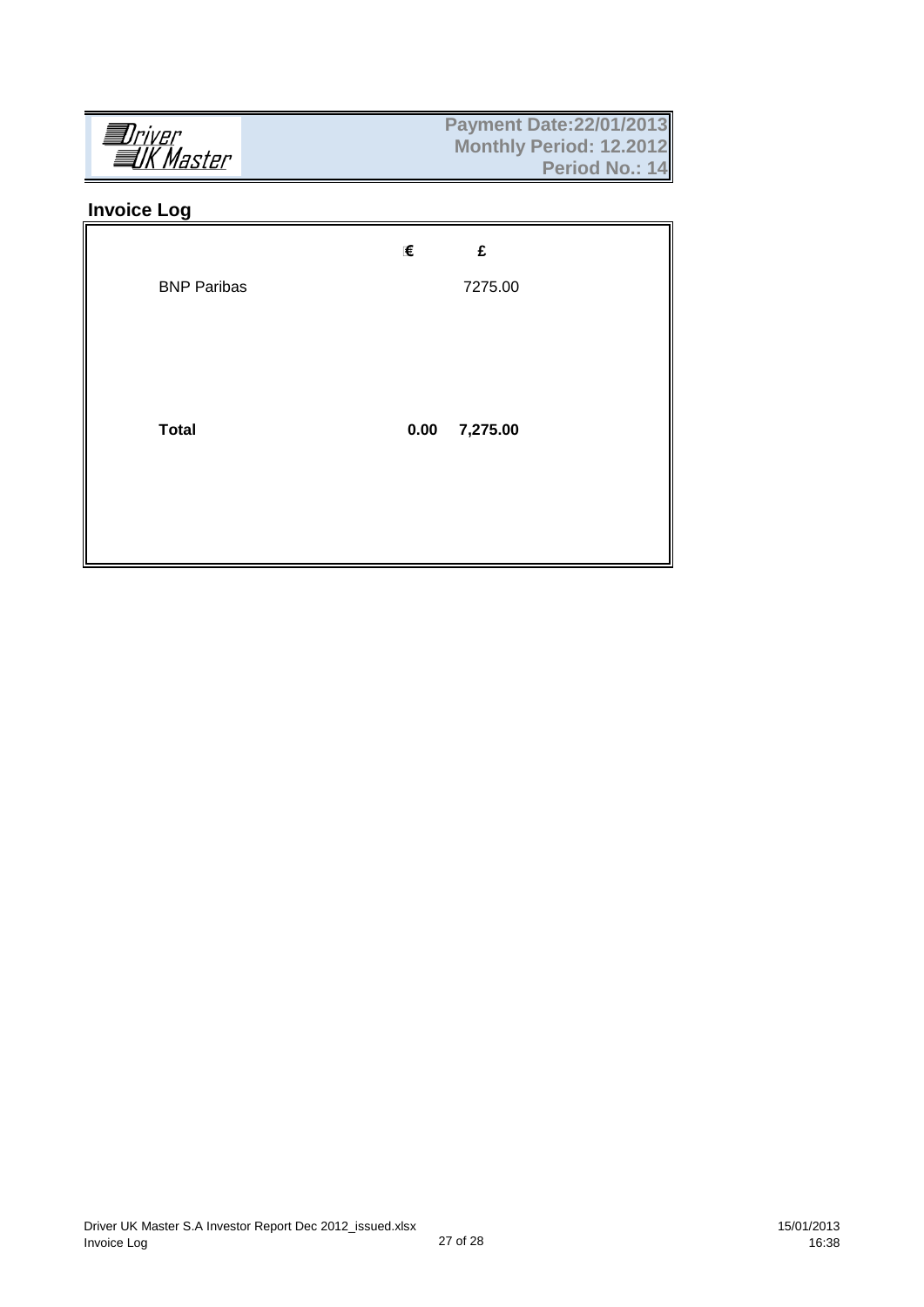Driver UK Master

**Payment Date:22/01/2013**
**Monthly Period: 12.2012**
**Period No.: 14**

## Invoice Log

| | € | £ |
|---|---|---|
| BNP Paribas | | 7275.00 |
| **Total** | **0.00** | **7,275.00** |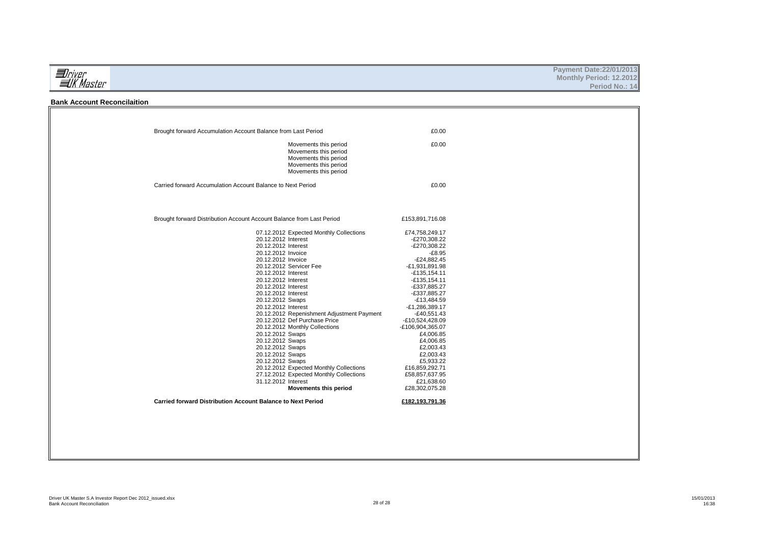**Payment Date:22/01/2013**
**Monthly Period: 12.2012**
**Period No.: 14**

## Bank Account Reconcilaition

| | | |
|---|---|---|
| Brought forward Accumulation Account Balance from Last Period | | £0.00 |
| | Movements this period | £0.00 |
| | Movements this period | |
| | Movements this period | |
| | Movements this period | |
| | Movements this period | |
| Carried forward Accumulation Account Balance to Next Period | | £0.00 |

| | | |
|---|---|---|
| Brought forward Distribution Account Account Balance from Last Period | | £153,891,716.08 |
| 07.12.2012 | Expected Monthly Collections | £74,758,249.17 |
| 20.12.2012 | Interest | -£270,308.22 |
| 20.12.2012 | Interest | -£270,308.22 |
| 20.12.2012 | Invoice | -£8.95 |
| 20.12.2012 | Invoice | -£24,882.45 |
| 20.12.2012 | Servicer Fee | -£1,931,891.98 |
| 20.12.2012 | Interest | -£135,154.11 |
| 20.12.2012 | Interest | -£135,154.11 |
| 20.12.2012 | Interest | -£337,885.27 |
| 20.12.2012 | Interest | -£337,885.27 |
| 20.12.2012 | Swaps | -£13,484.59 |
| 20.12.2012 | Interest | -£1,286,389.17 |
| 20.12.2012 | Repenishment Adjustment Payment | -£40,551.43 |
| 20.12.2012 | Def Purchase Price | -£10,524,428.09 |
| 20.12.2012 | Monthly Collections | -£106,904,365.07 |
| 20.12.2012 | Swaps | £4,006.85 |
| 20.12.2012 | Swaps | £4,006.85 |
| 20.12.2012 | Swaps | £2,003.43 |
| 20.12.2012 | Swaps | £2,003.43 |
| 20.12.2012 | Swaps | £5,933.22 |
| 20.12.2012 | Expected Monthly Collections | £16,859,292.71 |
| 27.12.2012 | Expected Monthly Collections | £58,857,637.95 |
| 31.12.2012 | Interest | £21,638.60 |
| | **Movements this period** | £28,302,075.28 |
| **Carried forward Distribution Account Balance to Next Period** | | **£182,193,791.36** |

Driver UK Master S.A Investor Report Dec 2012_issued.xlsx
Bank Account Reconciliation

15/01/2013
16:38